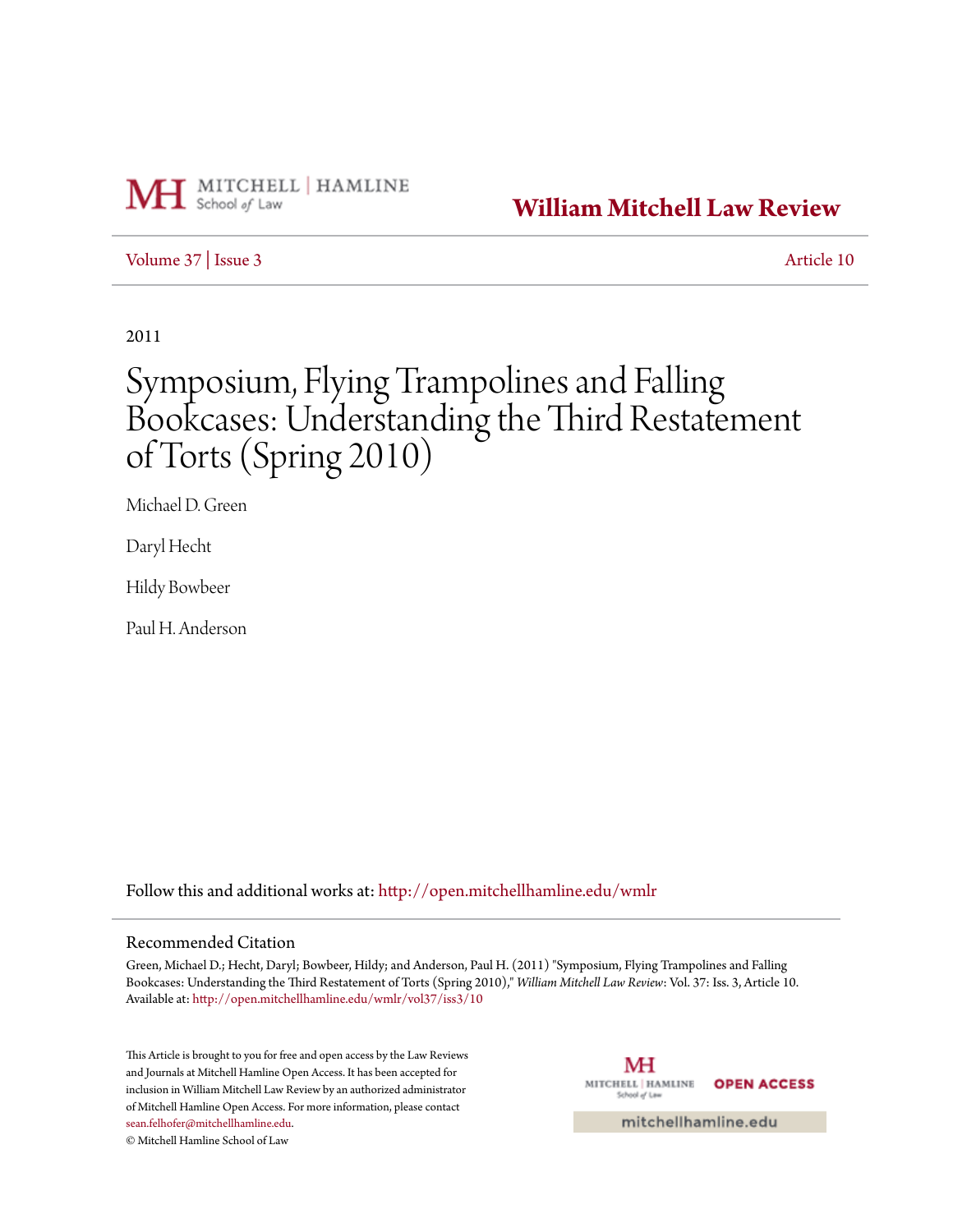MITCHELL | HAMLINE School *of* Law

**William Mitchell Law Review**

Volume 37 | Issue 3 — Article 10

2011

# Symposium, Flying Trampolines and Falling Bookcases: Understanding the Third Restatement of Torts (Spring 2010)

Michael D. Green

Daryl Hecht

Hildy Bowbeer

Paul H. Anderson

Follow this and additional works at: http://open.mitchellhamline.edu/wmlr

## Recommended Citation

Green, Michael D.; Hecht, Daryl; Bowbeer, Hildy; and Anderson, Paul H. (2011) "Symposium, Flying Trampolines and Falling Bookcases: Understanding the Third Restatement of Torts (Spring 2010)," *William Mitchell Law Review*: Vol. 37: Iss. 3, Article 10.
Available at: http://open.mitchellhamline.edu/wmlr/vol37/iss3/10

This Article is brought to you for free and open access by the Law Reviews and Journals at Mitchell Hamline Open Access. It has been accepted for inclusion in William Mitchell Law Review by an authorized administrator of Mitchell Hamline Open Access. For more information, please contact sean.felhofer@mitchellhamline.edu.
© Mitchell Hamline School of Law

MITCHELL | HAMLINE School of Law — OPEN ACCESS

mitchellhamline.edu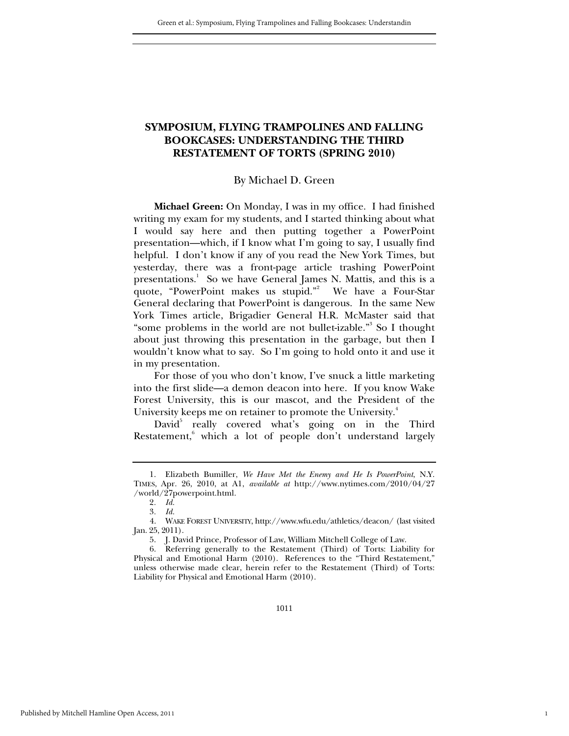# SYMPOSIUM, FLYING TRAMPOLINES AND FALLING BOOKCASES: UNDERSTANDING THE THIRD RESTATEMENT OF TORTS (SPRING 2010)

By Michael D. Green

**Michael Green:** On Monday, I was in my office. I had finished writing my exam for my students, and I started thinking about what I would say here and then putting together a PowerPoint presentation—which, if I know what I'm going to say, I usually find helpful. I don't know if any of you read the New York Times, but yesterday, there was a front-page article trashing PowerPoint presentations.[1] So we have General James N. Mattis, and this is a quote, "PowerPoint makes us stupid."[2] We have a Four-Star General declaring that PowerPoint is dangerous. In the same New York Times article, Brigadier General H.R. McMaster said that "some problems in the world are not bullet-izable."[3] So I thought about just throwing this presentation in the garbage, but then I wouldn't know what to say. So I'm going to hold onto it and use it in my presentation.

For those of you who don't know, I've snuck a little marketing into the first slide—a demon deacon into here. If you know Wake Forest University, this is our mascot, and the President of the University keeps me on retainer to promote the University.[4]

David[5] really covered what's going on in the Third Restatement,[6] which a lot of people don't understand largely

---

1. Elizabeth Bumiller, *We Have Met the Enemy and He Is PowerPoint*, N.Y. TIMES, Apr. 26, 2010, at A1, *available at* http://www.nytimes.com/2010/04/27/world/27powerpoint.html.

2. *Id.*

3. *Id.*

4. WAKE FOREST UNIVERSITY, http://www.wfu.edu/athletics/deacon/ (last visited Jan. 25, 2011).

5. J. David Prince, Professor of Law, William Mitchell College of Law.

6. Referring generally to the Restatement (Third) of Torts: Liability for Physical and Emotional Harm (2010). References to the "Third Restatement," unless otherwise made clear, herein refer to the Restatement (Third) of Torts: Liability for Physical and Emotional Harm (2010).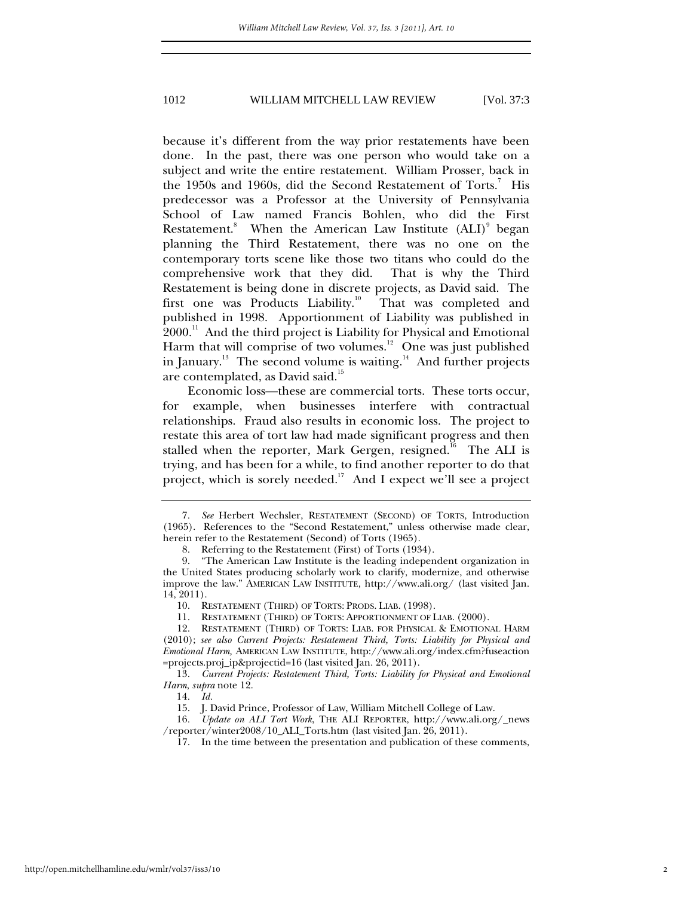because it's different from the way prior restatements have been done. In the past, there was one person who would take on a subject and write the entire restatement. William Prosser, back in the 1950s and 1960s, did the Second Restatement of Torts.[7] His predecessor was a Professor at the University of Pennsylvania School of Law named Francis Bohlen, who did the First Restatement.[8] When the American Law Institute (ALI)[9] began planning the Third Restatement, there was no one on the contemporary torts scene like those two titans who could do the comprehensive work that they did. That is why the Third Restatement is being done in discrete projects, as David said. The first one was Products Liability.[10] That was completed and published in 1998. Apportionment of Liability was published in 2000.[11] And the third project is Liability for Physical and Emotional Harm that will comprise of two volumes.[12] One was just published in January.[13] The second volume is waiting.[14] And further projects are contemplated, as David said.[15]

Economic loss—these are commercial torts. These torts occur, for example, when businesses interfere with contractual relationships. Fraud also results in economic loss. The project to restate this area of tort law had made significant progress and then stalled when the reporter, Mark Gergen, resigned.[16] The ALI is trying, and has been for a while, to find another reporter to do that project, which is sorely needed.[17] And I expect we'll see a project

---

7. *See* Herbert Wechsler, RESTATEMENT (SECOND) OF TORTS, Introduction (1965). References to the "Second Restatement," unless otherwise made clear, herein refer to the Restatement (Second) of Torts (1965).

8. Referring to the Restatement (First) of Torts (1934).

9. "The American Law Institute is the leading independent organization in the United States producing scholarly work to clarify, modernize, and otherwise improve the law." AMERICAN LAW INSTITUTE, http://www.ali.org/ (last visited Jan. 14, 2011).

10. RESTATEMENT (THIRD) OF TORTS: PRODS. LIAB. (1998).

11. RESTATEMENT (THIRD) OF TORTS: APPORTIONMENT OF LIAB. (2000).

12. RESTATEMENT (THIRD) OF TORTS: LIAB. FOR PHYSICAL & EMOTIONAL HARM (2010); *see also Current Projects: Restatement Third, Torts: Liability for Physical and Emotional Harm,* AMERICAN LAW INSTITUTE, http://www.ali.org/index.cfm?fuseaction=projects.proj_ip&projectid=16 (last visited Jan. 26, 2011).

13. *Current Projects: Restatement Third, Torts: Liability for Physical and Emotional Harm*, *supra* note 12.

14. *Id.*

15. J. David Prince, Professor of Law, William Mitchell College of Law.

16. *Update on ALI Tort Work*, THE ALI REPORTER, http://www.ali.org/_news/reporter/winter2008/10_ALI_Torts.htm (last visited Jan. 26, 2011).

17. In the time between the presentation and publication of these comments,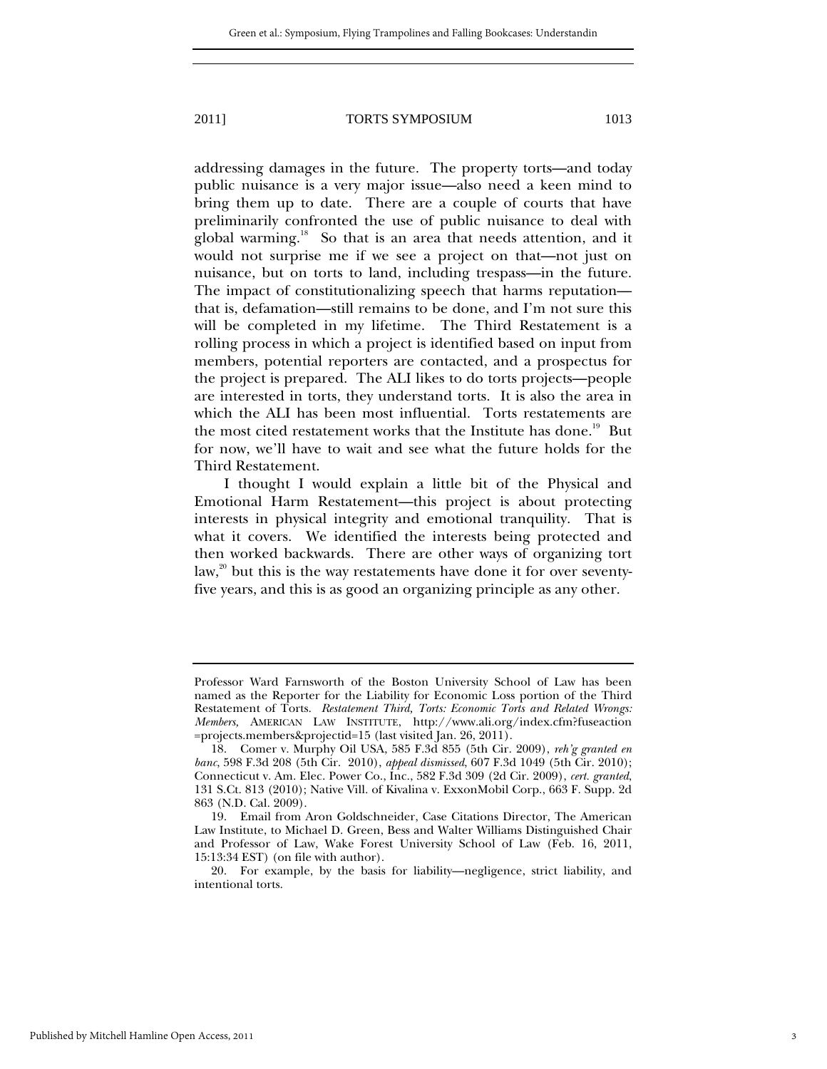addressing damages in the future. The property torts—and today public nuisance is a very major issue—also need a keen mind to bring them up to date. There are a couple of courts that have preliminarily confronted the use of public nuisance to deal with global warming.[18] So that is an area that needs attention, and it would not surprise me if we see a project on that—not just on nuisance, but on torts to land, including trespass—in the future. The impact of constitutionalizing speech that harms reputation—that is, defamation—still remains to be done, and I'm not sure this will be completed in my lifetime. The Third Restatement is a rolling process in which a project is identified based on input from members, potential reporters are contacted, and a prospectus for the project is prepared. The ALI likes to do torts projects—people are interested in torts, they understand torts. It is also the area in which the ALI has been most influential. Torts restatements are the most cited restatement works that the Institute has done.[19] But for now, we'll have to wait and see what the future holds for the Third Restatement.

I thought I would explain a little bit of the Physical and Emotional Harm Restatement—this project is about protecting interests in physical integrity and emotional tranquility. That is what it covers. We identified the interests being protected and then worked backwards. There are other ways of organizing tort law,[20] but this is the way restatements have done it for over seventy-five years, and this is as good an organizing principle as any other.

---

Professor Ward Farnsworth of the Boston University School of Law has been named as the Reporter for the Liability for Economic Loss portion of the Third Restatement of Torts. *Restatement Third, Torts: Economic Torts and Related Wrongs: Members,* AMERICAN LAW INSTITUTE, http://www.ali.org/index.cfm?fuseaction=projects.members&projectid=15 (last visited Jan. 26, 2011).

18. Comer v. Murphy Oil USA, 585 F.3d 855 (5th Cir. 2009), *reh'g granted en banc*, 598 F.3d 208 (5th Cir. 2010), *appeal dismissed*, 607 F.3d 1049 (5th Cir. 2010); Connecticut v. Am. Elec. Power Co., Inc., 582 F.3d 309 (2d Cir. 2009), *cert. granted*, 131 S.Ct. 813 (2010); Native Vill. of Kivalina v. ExxonMobil Corp., 663 F. Supp. 2d 863 (N.D. Cal. 2009).

19. Email from Aron Goldschneider, Case Citations Director, The American Law Institute, to Michael D. Green, Bess and Walter Williams Distinguished Chair and Professor of Law, Wake Forest University School of Law (Feb. 16, 2011, 15:13:34 EST) (on file with author).

20. For example, by the basis for liability—negligence, strict liability, and intentional torts.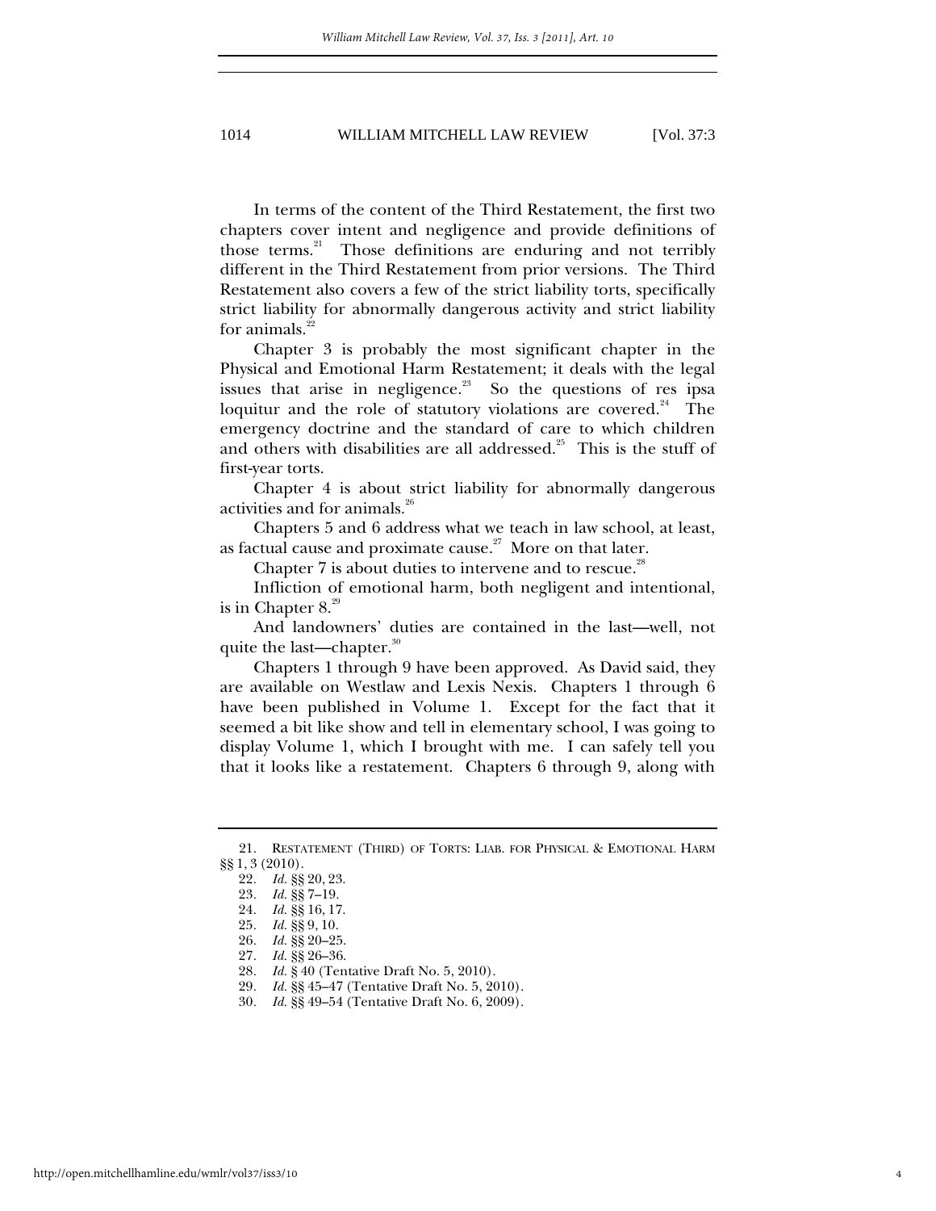In terms of the content of the Third Restatement, the first two chapters cover intent and negligence and provide definitions of those terms.[21] Those definitions are enduring and not terribly different in the Third Restatement from prior versions. The Third Restatement also covers a few of the strict liability torts, specifically strict liability for abnormally dangerous activity and strict liability for animals.[22]

Chapter 3 is probably the most significant chapter in the Physical and Emotional Harm Restatement; it deals with the legal issues that arise in negligence.[23] So the questions of res ipsa loquitur and the role of statutory violations are covered.[24] The emergency doctrine and the standard of care to which children and others with disabilities are all addressed.[25] This is the stuff of first-year torts.

Chapter 4 is about strict liability for abnormally dangerous activities and for animals.[26]

Chapters 5 and 6 address what we teach in law school, at least, as factual cause and proximate cause.[27] More on that later.

Chapter 7 is about duties to intervene and to rescue.[28]

Infliction of emotional harm, both negligent and intentional, is in Chapter 8.[29]

And landowners' duties are contained in the last—well, not quite the last—chapter.[30]

Chapters 1 through 9 have been approved. As David said, they are available on Westlaw and Lexis Nexis. Chapters 1 through 6 have been published in Volume 1. Except for the fact that it seemed a bit like show and tell in elementary school, I was going to display Volume 1, which I brought with me. I can safely tell you that it looks like a restatement. Chapters 6 through 9, along with

---

21. RESTATEMENT (THIRD) OF TORTS: LIAB. FOR PHYSICAL & EMOTIONAL HARM §§ 1, 3 (2010).

22. *Id.* §§ 20, 23.

23. *Id.* §§ 7–19.

24. *Id.* §§ 16, 17.

25. *Id.* §§ 9, 10.

26. *Id.* §§ 20–25.

27. *Id.* §§ 26–36.

28. *Id.* § 40 (Tentative Draft No. 5, 2010).

29. *Id.* §§ 45–47 (Tentative Draft No. 5, 2010).

30. *Id.* §§ 49–54 (Tentative Draft No. 6, 2009).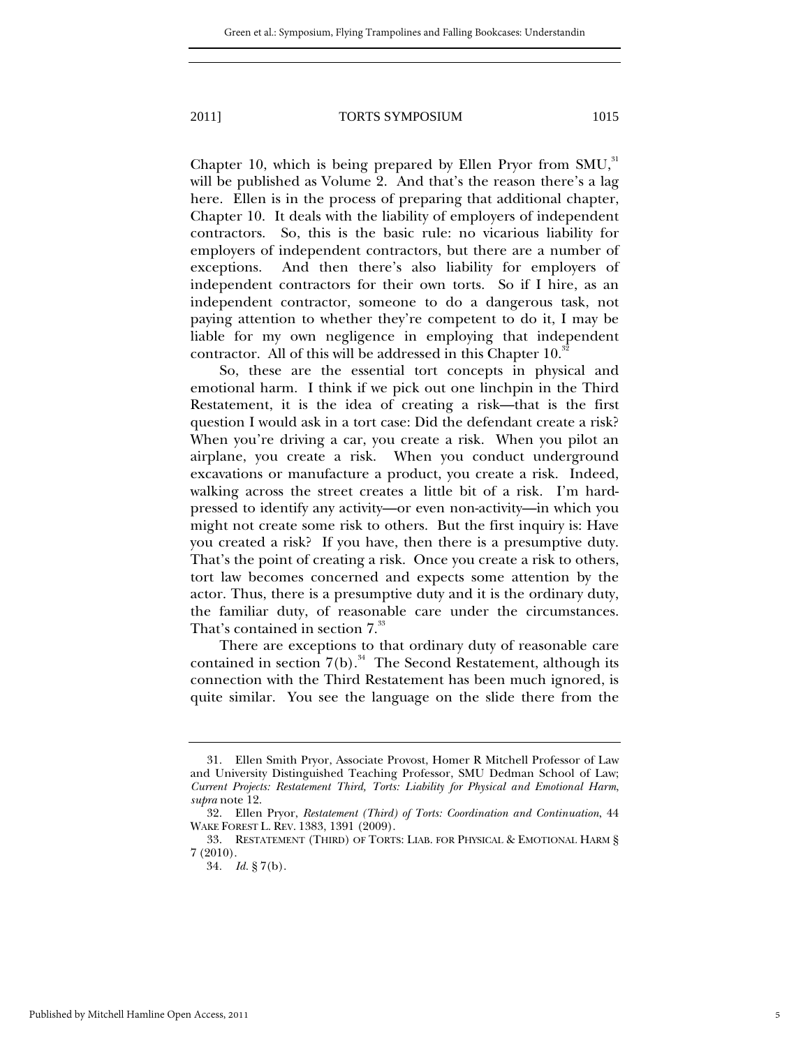Chapter 10, which is being prepared by Ellen Pryor from SMU,[31] will be published as Volume 2. And that's the reason there's a lag here. Ellen is in the process of preparing that additional chapter, Chapter 10. It deals with the liability of employers of independent contractors. So, this is the basic rule: no vicarious liability for employers of independent contractors, but there are a number of exceptions. And then there's also liability for employers of independent contractors for their own torts. So if I hire, as an independent contractor, someone to do a dangerous task, not paying attention to whether they're competent to do it, I may be liable for my own negligence in employing that independent contractor. All of this will be addressed in this Chapter 10.[32]

So, these are the essential tort concepts in physical and emotional harm. I think if we pick out one linchpin in the Third Restatement, it is the idea of creating a risk—that is the first question I would ask in a tort case: Did the defendant create a risk? When you're driving a car, you create a risk. When you pilot an airplane, you create a risk. When you conduct underground excavations or manufacture a product, you create a risk. Indeed, walking across the street creates a little bit of a risk. I'm hard-pressed to identify any activity—or even non-activity—in which you might not create some risk to others. But the first inquiry is: Have you created a risk? If you have, then there is a presumptive duty. That's the point of creating a risk. Once you create a risk to others, tort law becomes concerned and expects some attention by the actor. Thus, there is a presumptive duty and it is the ordinary duty, the familiar duty, of reasonable care under the circumstances. That's contained in section 7.[33]

There are exceptions to that ordinary duty of reasonable care contained in section 7(b).[34] The Second Restatement, although its connection with the Third Restatement has been much ignored, is quite similar. You see the language on the slide there from the

---

31. Ellen Smith Pryor, Associate Provost, Homer R Mitchell Professor of Law and University Distinguished Teaching Professor, SMU Dedman School of Law; *Current Projects: Restatement Third, Torts: Liability for Physical and Emotional Harm*, *supra* note 12.

32. Ellen Pryor, *Restatement (Third) of Torts: Coordination and Continuation*, 44 WAKE FOREST L. REV. 1383, 1391 (2009).

33. RESTATEMENT (THIRD) OF TORTS: LIAB. FOR PHYSICAL & EMOTIONAL HARM § 7 (2010).

34. *Id.* § 7(b).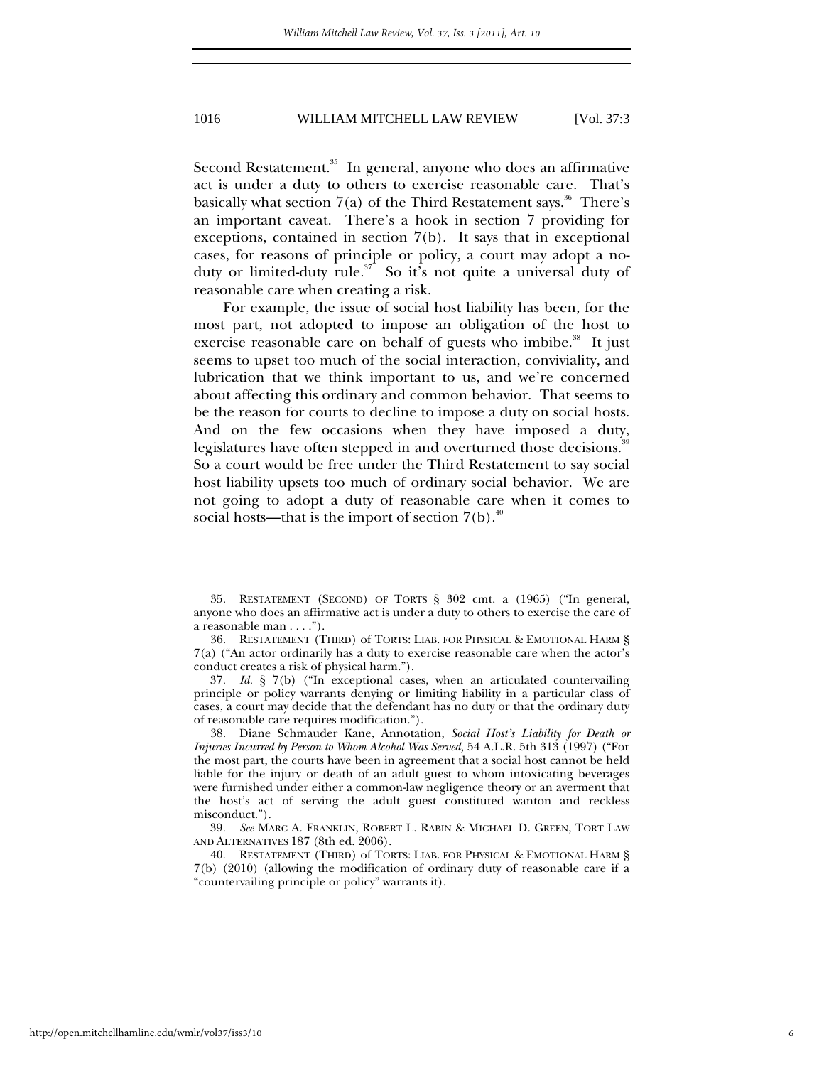Second Restatement.[35] In general, anyone who does an affirmative act is under a duty to others to exercise reasonable care. That's basically what section 7(a) of the Third Restatement says.[36] There's an important caveat. There's a hook in section 7 providing for exceptions, contained in section 7(b). It says that in exceptional cases, for reasons of principle or policy, a court may adopt a no-duty or limited-duty rule.[37] So it's not quite a universal duty of reasonable care when creating a risk.

For example, the issue of social host liability has been, for the most part, not adopted to impose an obligation of the host to exercise reasonable care on behalf of guests who imbibe.[38] It just seems to upset too much of the social interaction, conviviality, and lubrication that we think important to us, and we're concerned about affecting this ordinary and common behavior. That seems to be the reason for courts to decline to impose a duty on social hosts. And on the few occasions when they have imposed a duty, legislatures have often stepped in and overturned those decisions.[39] So a court would be free under the Third Restatement to say social host liability upsets too much of ordinary social behavior. We are not going to adopt a duty of reasonable care when it comes to social hosts—that is the import of section 7(b).[40]

---

35. RESTATEMENT (SECOND) OF TORTS § 302 cmt. a (1965) ("In general, anyone who does an affirmative act is under a duty to others to exercise the care of a reasonable man . . . .").

36. RESTATEMENT (THIRD) of TORTS: LIAB. FOR PHYSICAL & EMOTIONAL HARM § 7(a) ("An actor ordinarily has a duty to exercise reasonable care when the actor's conduct creates a risk of physical harm.").

37. *Id.* § 7(b) ("In exceptional cases, when an articulated countervailing principle or policy warrants denying or limiting liability in a particular class of cases, a court may decide that the defendant has no duty or that the ordinary duty of reasonable care requires modification.").

38. Diane Schmauder Kane, Annotation, *Social Host's Liability for Death or Injuries Incurred by Person to Whom Alcohol Was Served,* 54 A.L.R. 5th 313 (1997) ("For the most part, the courts have been in agreement that a social host cannot be held liable for the injury or death of an adult guest to whom intoxicating beverages were furnished under either a common-law negligence theory or an averment that the host's act of serving the adult guest constituted wanton and reckless misconduct.").

39. *See* MARC A. FRANKLIN, ROBERT L. RABIN & MICHAEL D. GREEN, TORT LAW AND ALTERNATIVES 187 (8th ed. 2006).

40. RESTATEMENT (THIRD) of TORTS: LIAB. FOR PHYSICAL & EMOTIONAL HARM § 7(b) (2010) (allowing the modification of ordinary duty of reasonable care if a "countervailing principle or policy" warrants it).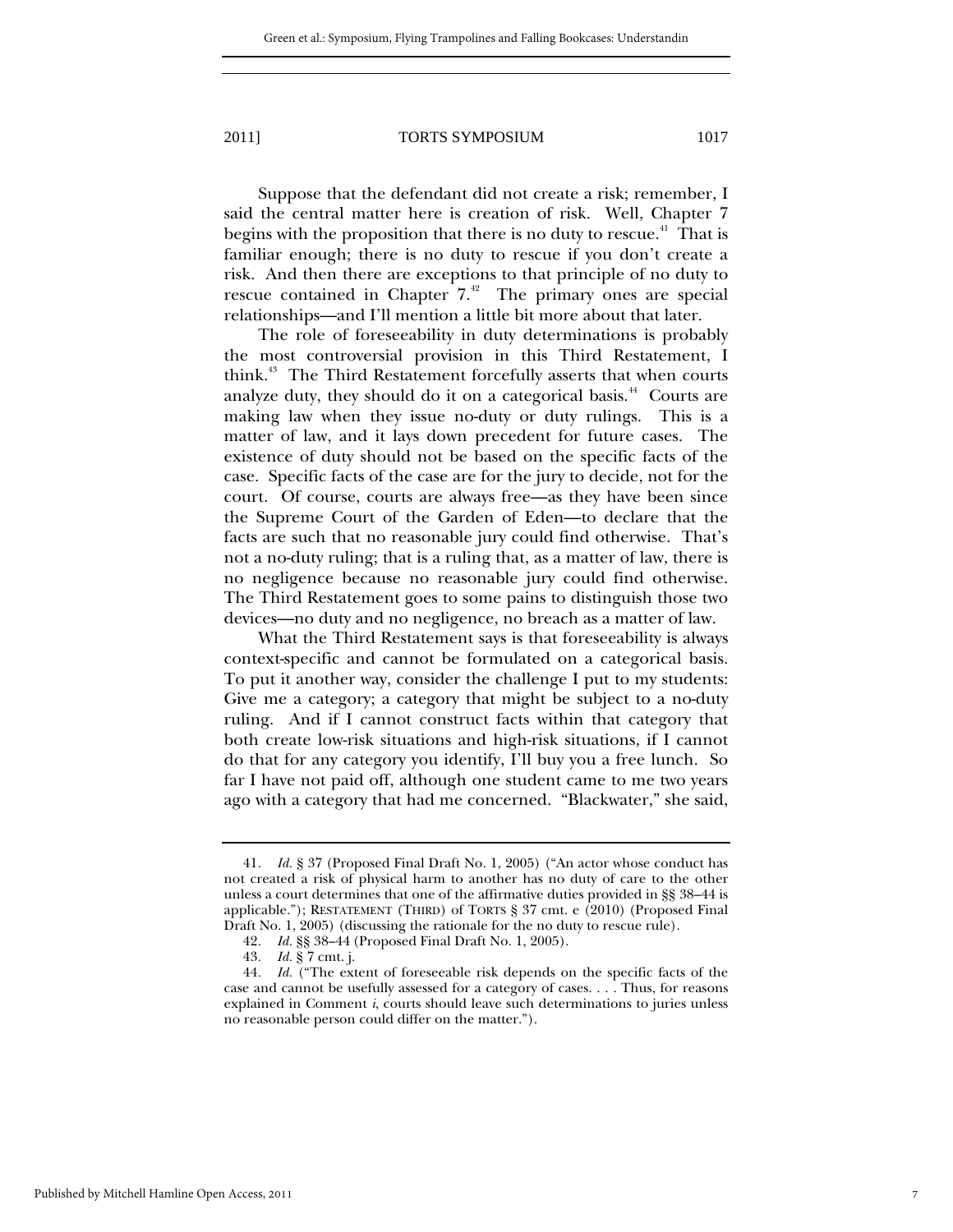Suppose that the defendant did not create a risk; remember, I said the central matter here is creation of risk. Well, Chapter 7 begins with the proposition that there is no duty to rescue.[41] That is familiar enough; there is no duty to rescue if you don't create a risk. And then there are exceptions to that principle of no duty to rescue contained in Chapter 7.[42] The primary ones are special relationships—and I'll mention a little bit more about that later.

The role of foreseeability in duty determinations is probably the most controversial provision in this Third Restatement, I think.[43] The Third Restatement forcefully asserts that when courts analyze duty, they should do it on a categorical basis.[44] Courts are making law when they issue no-duty or duty rulings. This is a matter of law, and it lays down precedent for future cases. The existence of duty should not be based on the specific facts of the case. Specific facts of the case are for the jury to decide, not for the court. Of course, courts are always free—as they have been since the Supreme Court of the Garden of Eden—to declare that the facts are such that no reasonable jury could find otherwise. That's not a no-duty ruling; that is a ruling that, as a matter of law, there is no negligence because no reasonable jury could find otherwise. The Third Restatement goes to some pains to distinguish those two devices—no duty and no negligence, no breach as a matter of law.

What the Third Restatement says is that foreseeability is always context-specific and cannot be formulated on a categorical basis. To put it another way, consider the challenge I put to my students: Give me a category; a category that might be subject to a no-duty ruling. And if I cannot construct facts within that category that both create low-risk situations and high-risk situations, if I cannot do that for any category you identify, I'll buy you a free lunch. So far I have not paid off, although one student came to me two years ago with a category that had me concerned. "Blackwater," she said,

---

41. *Id.* § 37 (Proposed Final Draft No. 1, 2005) ("An actor whose conduct has not created a risk of physical harm to another has no duty of care to the other unless a court determines that one of the affirmative duties provided in §§ 38–44 is applicable."); RESTATEMENT (THIRD) of TORTS § 37 cmt. e (2010) (Proposed Final Draft No. 1, 2005) (discussing the rationale for the no duty to rescue rule).

42. *Id.* §§ 38–44 (Proposed Final Draft No. 1, 2005).

43. *Id.* § 7 cmt. j.

44. *Id.* ("The extent of foreseeable risk depends on the specific facts of the case and cannot be usefully assessed for a category of cases. . . . Thus, for reasons explained in Comment *i*, courts should leave such determinations to juries unless no reasonable person could differ on the matter.").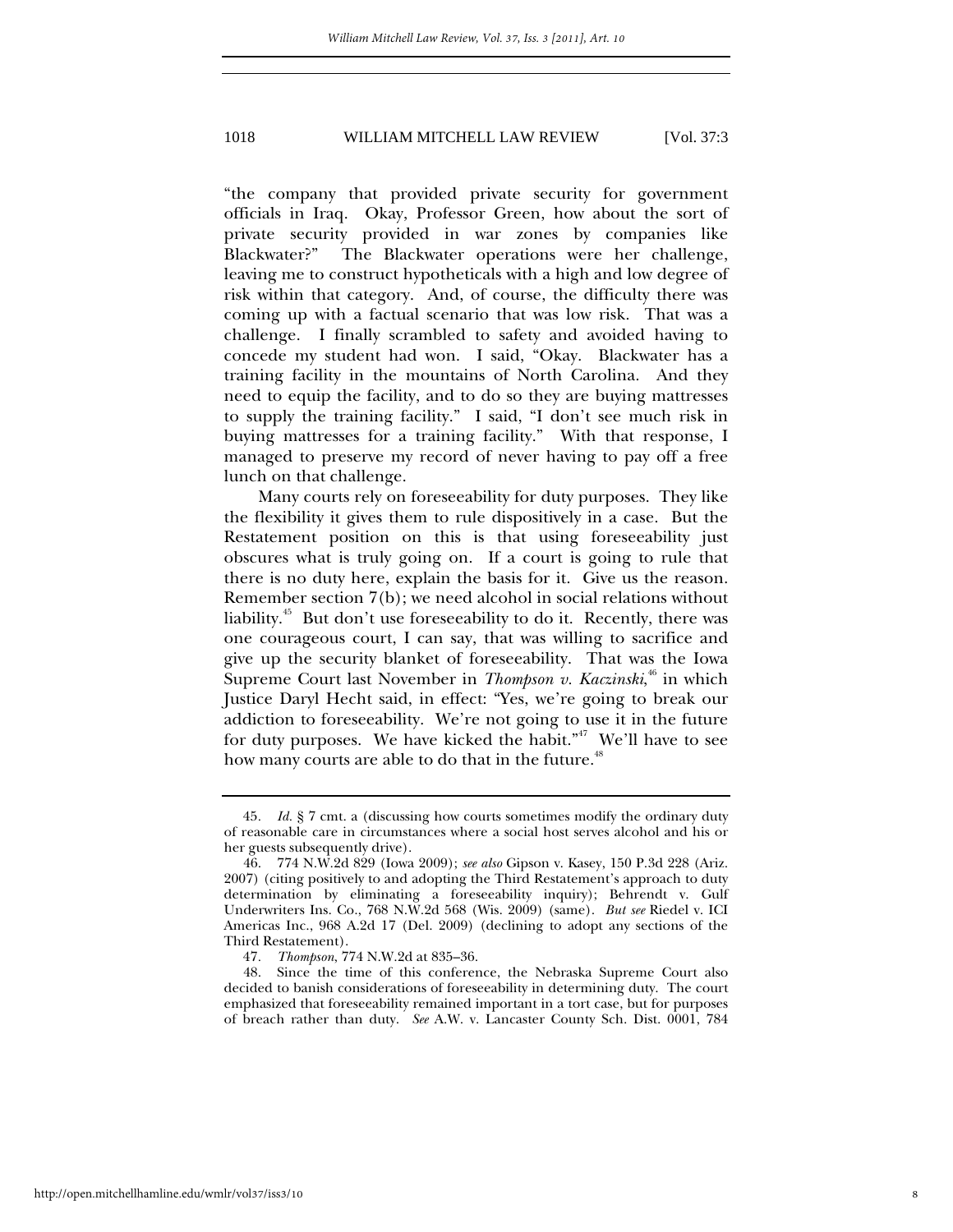"the company that provided private security for government officials in Iraq. Okay, Professor Green, how about the sort of private security provided in war zones by companies like Blackwater?" The Blackwater operations were her challenge, leaving me to construct hypotheticals with a high and low degree of risk within that category. And, of course, the difficulty there was coming up with a factual scenario that was low risk. That was a challenge. I finally scrambled to safety and avoided having to concede my student had won. I said, "Okay. Blackwater has a training facility in the mountains of North Carolina. And they need to equip the facility, and to do so they are buying mattresses to supply the training facility." I said, "I don't see much risk in buying mattresses for a training facility." With that response, I managed to preserve my record of never having to pay off a free lunch on that challenge.

Many courts rely on foreseeability for duty purposes. They like the flexibility it gives them to rule dispositively in a case. But the Restatement position on this is that using foreseeability just obscures what is truly going on. If a court is going to rule that there is no duty here, explain the basis for it. Give us the reason. Remember section 7(b); we need alcohol in social relations without liability.[45] But don't use foreseeability to do it. Recently, there was one courageous court, I can say, that was willing to sacrifice and give up the security blanket of foreseeability. That was the Iowa Supreme Court last November in *Thompson v. Kaczinski*,[46] in which Justice Daryl Hecht said, in effect: "Yes, we're going to break our addiction to foreseeability. We're not going to use it in the future for duty purposes. We have kicked the habit."[47] We'll have to see how many courts are able to do that in the future.[48]

---

45. *Id.* § 7 cmt. a (discussing how courts sometimes modify the ordinary duty of reasonable care in circumstances where a social host serves alcohol and his or her guests subsequently drive).

46. 774 N.W.2d 829 (Iowa 2009); *see also* Gipson v. Kasey, 150 P.3d 228 (Ariz. 2007) (citing positively to and adopting the Third Restatement's approach to duty determination by eliminating a foreseeability inquiry); Behrendt v. Gulf Underwriters Ins. Co., 768 N.W.2d 568 (Wis. 2009) (same). *But see* Riedel v. ICI Americas Inc., 968 A.2d 17 (Del. 2009) (declining to adopt any sections of the Third Restatement).

47. *Thompson*, 774 N.W.2d at 835–36.

48. Since the time of this conference, the Nebraska Supreme Court also decided to banish considerations of foreseeability in determining duty. The court emphasized that foreseeability remained important in a tort case, but for purposes of breach rather than duty. *See* A.W. v. Lancaster County Sch. Dist. 0001, 784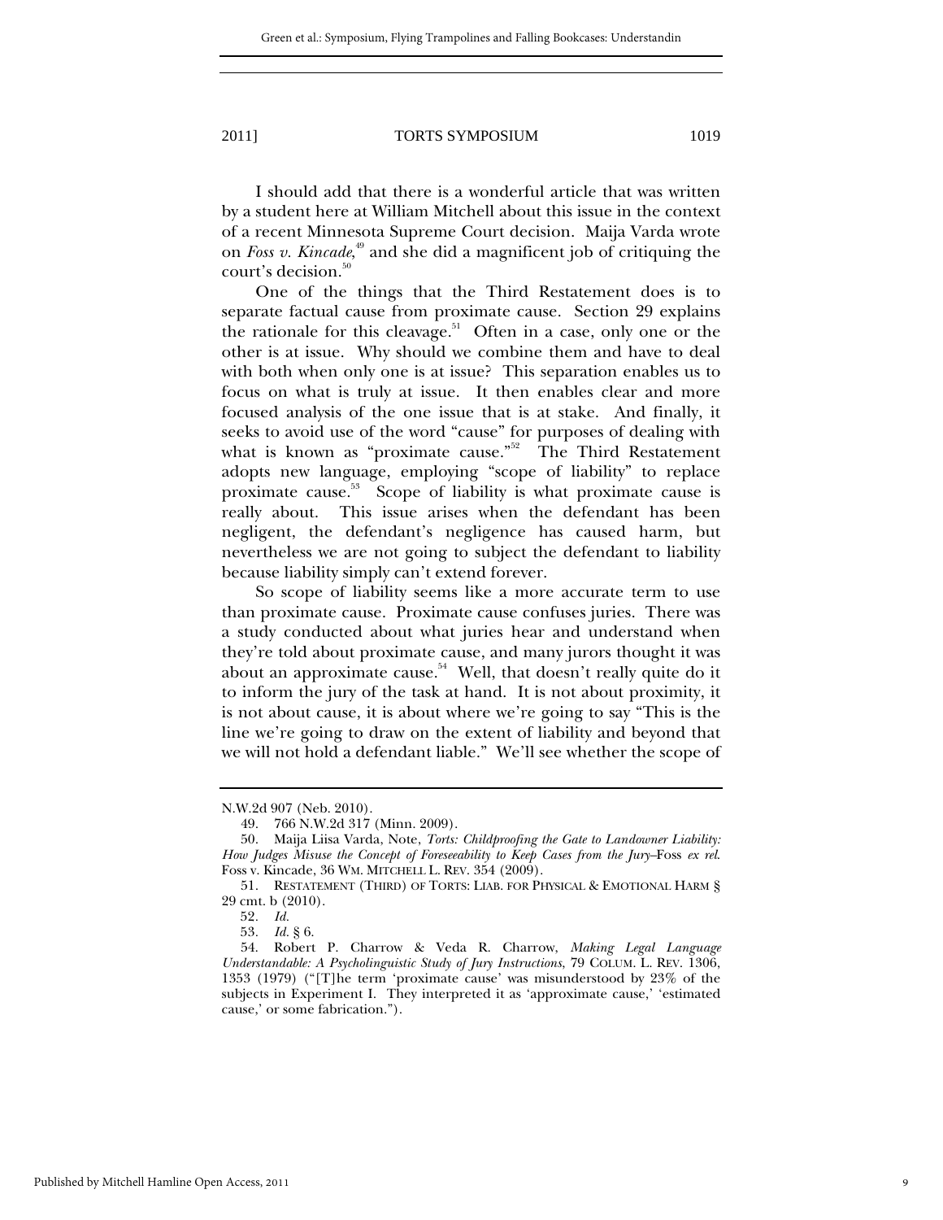I should add that there is a wonderful article that was written by a student here at William Mitchell about this issue in the context of a recent Minnesota Supreme Court decision. Maija Varda wrote on *Foss v. Kincade*,[49] and she did a magnificent job of critiquing the court's decision.[50]

One of the things that the Third Restatement does is to separate factual cause from proximate cause. Section 29 explains the rationale for this cleavage.[51] Often in a case, only one or the other is at issue. Why should we combine them and have to deal with both when only one is at issue? This separation enables us to focus on what is truly at issue. It then enables clear and more focused analysis of the one issue that is at stake. And finally, it seeks to avoid use of the word "cause" for purposes of dealing with what is known as "proximate cause."[52] The Third Restatement adopts new language, employing "scope of liability" to replace proximate cause.[53] Scope of liability is what proximate cause is really about. This issue arises when the defendant has been negligent, the defendant's negligence has caused harm, but nevertheless we are not going to subject the defendant to liability because liability simply can't extend forever.

So scope of liability seems like a more accurate term to use than proximate cause. Proximate cause confuses juries. There was a study conducted about what juries hear and understand when they're told about proximate cause, and many jurors thought it was about an approximate cause.[54] Well, that doesn't really quite do it to inform the jury of the task at hand. It is not about proximity, it is not about cause, it is about where we're going to say "This is the line we're going to draw on the extent of liability and beyond that we will not hold a defendant liable." We'll see whether the scope of

---

N.W.2d 907 (Neb. 2010).

49. 766 N.W.2d 317 (Minn. 2009).

50. Maija Liisa Varda, Note, *Torts: Childproofing the Gate to Landowner Liability: How Judges Misuse the Concept of Foreseeability to Keep Cases from the Jury*—Foss *ex rel.* Foss v. Kincade, 36 WM. MITCHELL L. REV. 354 (2009).

51. RESTATEMENT (THIRD) OF TORTS: LIAB. FOR PHYSICAL & EMOTIONAL HARM § 29 cmt. b (2010).

52. *Id.*

53. *Id.* § 6.

54. Robert P. Charrow & Veda R. Charrow, *Making Legal Language Understandable: A Psycholinguistic Study of Jury Instructions*, 79 COLUM. L. REV. 1306, 1353 (1979) ("[T]he term 'proximate cause' was misunderstood by 23% of the subjects in Experiment I. They interpreted it as 'approximate cause,' 'estimated cause,' or some fabrication.").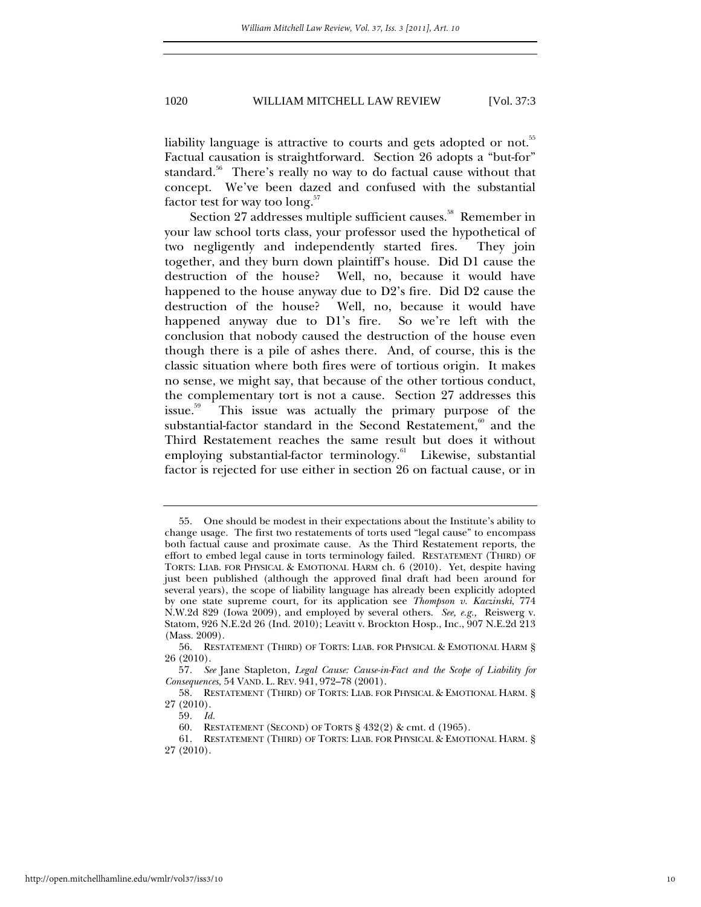liability language is attractive to courts and gets adopted or not.[55] Factual causation is straightforward. Section 26 adopts a "but-for" standard.[56] There's really no way to do factual cause without that concept. We've been dazed and confused with the substantial factor test for way too long.[57]

Section 27 addresses multiple sufficient causes.[58] Remember in your law school torts class, your professor used the hypothetical of two negligently and independently started fires. They join together, and they burn down plaintiff's house. Did D1 cause the destruction of the house? Well, no, because it would have happened to the house anyway due to D2's fire. Did D2 cause the destruction of the house? Well, no, because it would have happened anyway due to D1's fire. So we're left with the conclusion that nobody caused the destruction of the house even though there is a pile of ashes there. And, of course, this is the classic situation where both fires were of tortious origin. It makes no sense, we might say, that because of the other tortious conduct, the complementary tort is not a cause. Section 27 addresses this issue.[59] This issue was actually the primary purpose of the substantial-factor standard in the Second Restatement,[60] and the Third Restatement reaches the same result but does it without employing substantial-factor terminology.[61] Likewise, substantial factor is rejected for use either in section 26 on factual cause, or in

---

55. One should be modest in their expectations about the Institute's ability to change usage. The first two restatements of torts used "legal cause" to encompass both factual cause and proximate cause. As the Third Restatement reports, the effort to embed legal cause in torts terminology failed. RESTATEMENT (THIRD) OF TORTS: LIAB. FOR PHYSICAL & EMOTIONAL HARM ch. 6 (2010). Yet, despite having just been published (although the approved final draft had been around for several years), the scope of liability language has already been explicitly adopted by one state supreme court, for its application see *Thompson v. Kaczinski*, 774 N.W.2d 829 (Iowa 2009), and employed by several others. *See, e.g.,* Reiswerg v. Statom, 926 N.E.2d 26 (Ind. 2010); Leavitt v. Brockton Hosp., Inc., 907 N.E.2d 213 (Mass. 2009).

56. RESTATEMENT (THIRD) OF TORTS: LIAB. FOR PHYSICAL & EMOTIONAL HARM § 26 (2010).

57. *See* Jane Stapleton, *Legal Cause: Cause-in-Fact and the Scope of Liability for Consequences*, 54 VAND. L. REV. 941, 972–78 (2001).

58. RESTATEMENT (THIRD) OF TORTS: LIAB. FOR PHYSICAL & EMOTIONAL HARM. § 27 (2010).

59. *Id.*

60. RESTATEMENT (SECOND) OF TORTS § 432(2) & cmt. d (1965).

61. RESTATEMENT (THIRD) OF TORTS: LIAB. FOR PHYSICAL & EMOTIONAL HARM. § 27 (2010).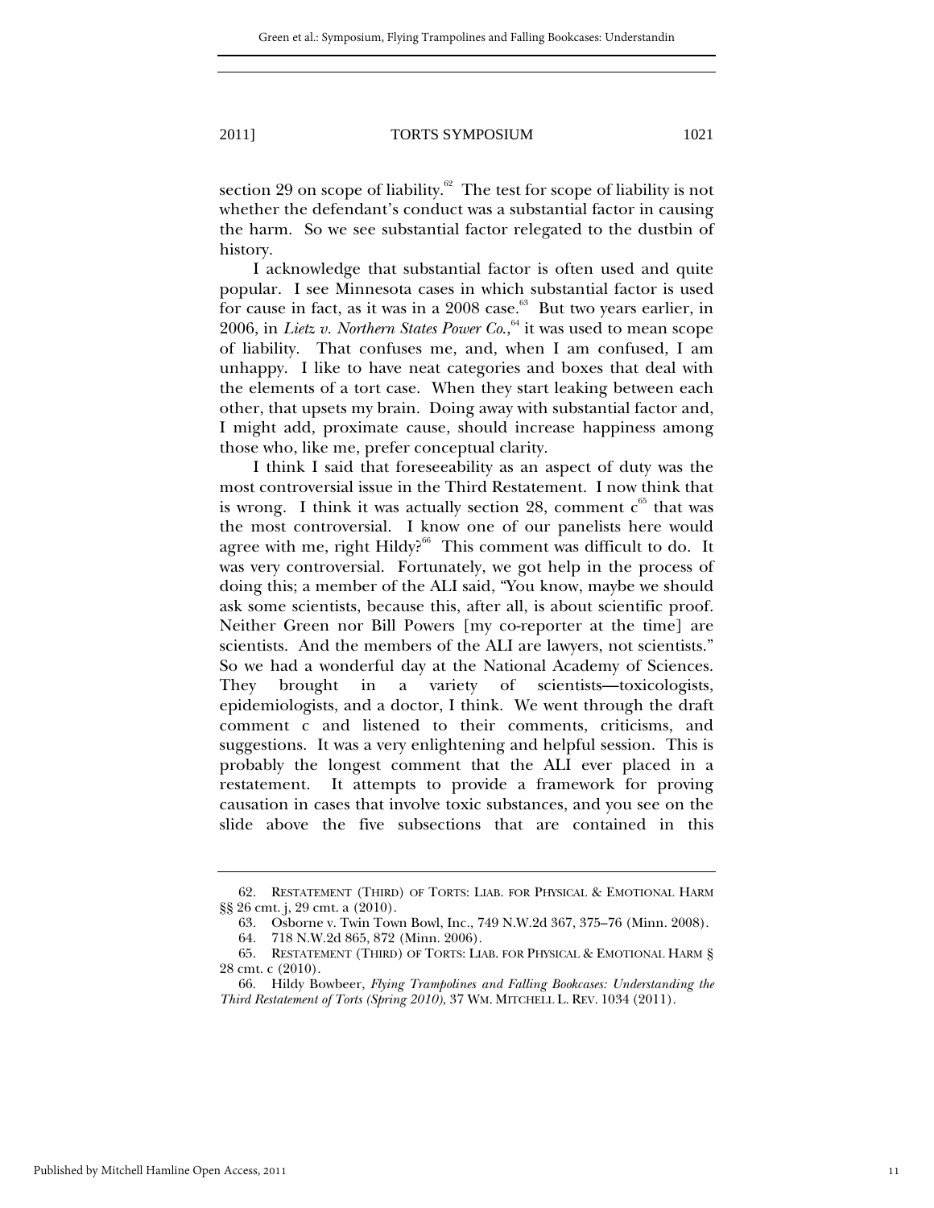section 29 on scope of liability.[62] The test for scope of liability is not whether the defendant's conduct was a substantial factor in causing the harm. So we see substantial factor relegated to the dustbin of history.

I acknowledge that substantial factor is often used and quite popular. I see Minnesota cases in which substantial factor is used for cause in fact, as it was in a 2008 case.[63] But two years earlier, in 2006, in *Lietz v. Northern States Power Co.*,[64] it was used to mean scope of liability. That confuses me, and, when I am confused, I am unhappy. I like to have neat categories and boxes that deal with the elements of a tort case. When they start leaking between each other, that upsets my brain. Doing away with substantial factor and, I might add, proximate cause, should increase happiness among those who, like me, prefer conceptual clarity.

I think I said that foreseeability as an aspect of duty was the most controversial issue in the Third Restatement. I now think that is wrong. I think it was actually section 28, comment c[65] that was the most controversial. I know one of our panelists here would agree with me, right Hildy?[66] This comment was difficult to do. It was very controversial. Fortunately, we got help in the process of doing this; a member of the ALI said, "You know, maybe we should ask some scientists, because this, after all, is about scientific proof. Neither Green nor Bill Powers [my co-reporter at the time] are scientists. And the members of the ALI are lawyers, not scientists." So we had a wonderful day at the National Academy of Sciences. They brought in a variety of scientists—toxicologists, epidemiologists, and a doctor, I think. We went through the draft comment c and listened to their comments, criticisms, and suggestions. It was a very enlightening and helpful session. This is probably the longest comment that the ALI ever placed in a restatement. It attempts to provide a framework for proving causation in cases that involve toxic substances, and you see on the slide above the five subsections that are contained in this

---

62. RESTATEMENT (THIRD) OF TORTS: LIAB. FOR PHYSICAL & EMOTIONAL HARM §§ 26 cmt. j, 29 cmt. a (2010).

63. Osborne v. Twin Town Bowl, Inc., 749 N.W.2d 367, 375–76 (Minn. 2008).

64. 718 N.W.2d 865, 872 (Minn. 2006).

65. RESTATEMENT (THIRD) OF TORTS: LIAB. FOR PHYSICAL & EMOTIONAL HARM § 28 cmt. c (2010).

66. Hildy Bowbeer, *Flying Trampolines and Falling Bookcases: Understanding the Third Restatement of Torts (Spring 2010)*, 37 WM. MITCHELL L. REV. 1034 (2011).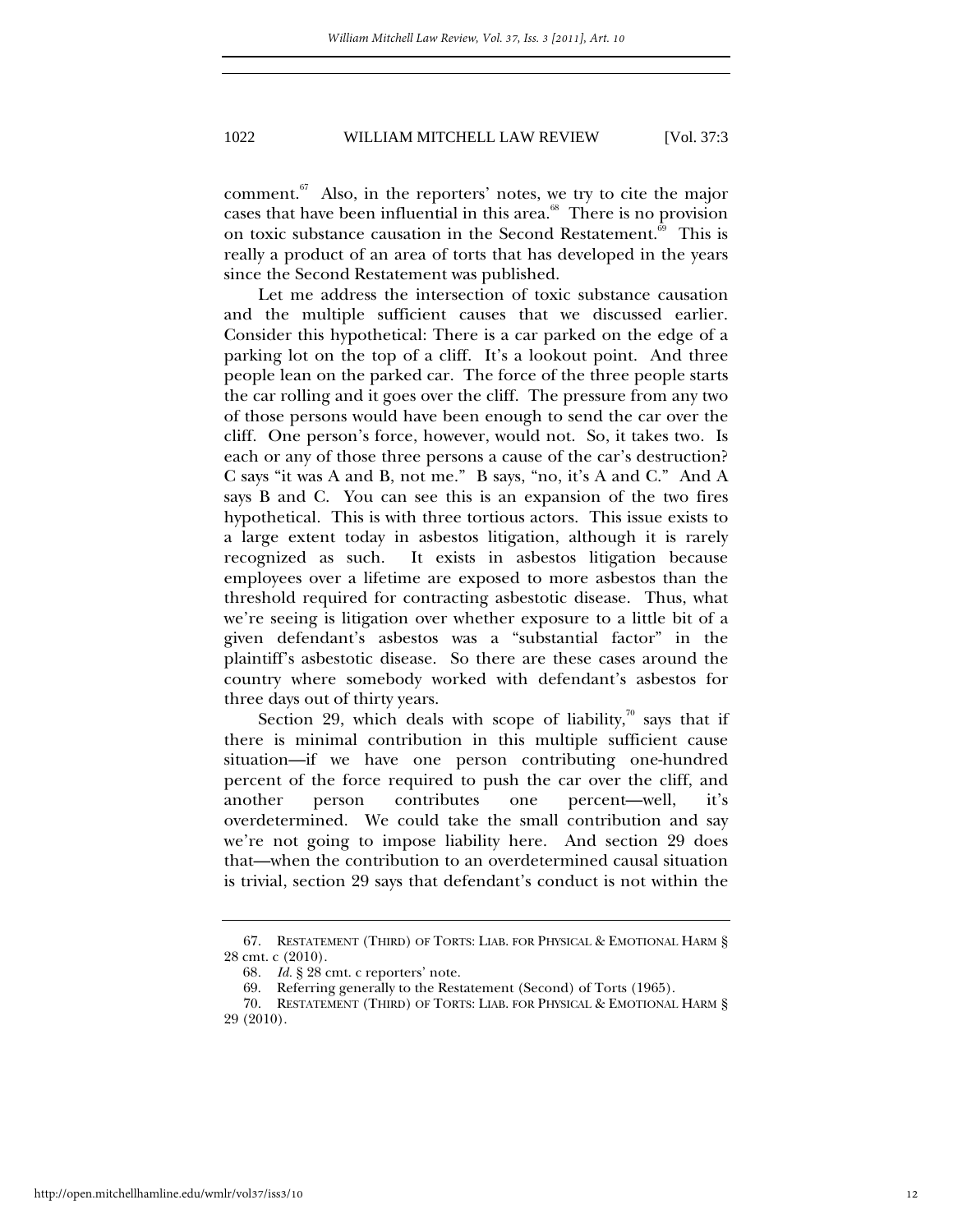comment.[67] Also, in the reporters' notes, we try to cite the major cases that have been influential in this area.[68] There is no provision on toxic substance causation in the Second Restatement.[69] This is really a product of an area of torts that has developed in the years since the Second Restatement was published.

Let me address the intersection of toxic substance causation and the multiple sufficient causes that we discussed earlier. Consider this hypothetical: There is a car parked on the edge of a parking lot on the top of a cliff. It's a lookout point. And three people lean on the parked car. The force of the three people starts the car rolling and it goes over the cliff. The pressure from any two of those persons would have been enough to send the car over the cliff. One person's force, however, would not. So, it takes two. Is each or any of those three persons a cause of the car's destruction? C says "it was A and B, not me." B says, "no, it's A and C." And A says B and C. You can see this is an expansion of the two fires hypothetical. This is with three tortious actors. This issue exists to a large extent today in asbestos litigation, although it is rarely recognized as such. It exists in asbestos litigation because employees over a lifetime are exposed to more asbestos than the threshold required for contracting asbestotic disease. Thus, what we're seeing is litigation over whether exposure to a little bit of a given defendant's asbestos was a "substantial factor" in the plaintiff's asbestotic disease. So there are these cases around the country where somebody worked with defendant's asbestos for three days out of thirty years.

Section 29, which deals with scope of liability,[70] says that if there is minimal contribution in this multiple sufficient cause situation—if we have one person contributing one-hundred percent of the force required to push the car over the cliff, and another person contributes one percent—well, it's overdetermined. We could take the small contribution and say we're not going to impose liability here. And section 29 does that—when the contribution to an overdetermined causal situation is trivial, section 29 says that defendant's conduct is not within the

---

67. RESTATEMENT (THIRD) OF TORTS: LIAB. FOR PHYSICAL & EMOTIONAL HARM § 28 cmt. c (2010).

68. *Id.* § 28 cmt. c reporters' note.

69. Referring generally to the Restatement (Second) of Torts (1965).

70. RESTATEMENT (THIRD) OF TORTS: LIAB. FOR PHYSICAL & EMOTIONAL HARM § 29 (2010).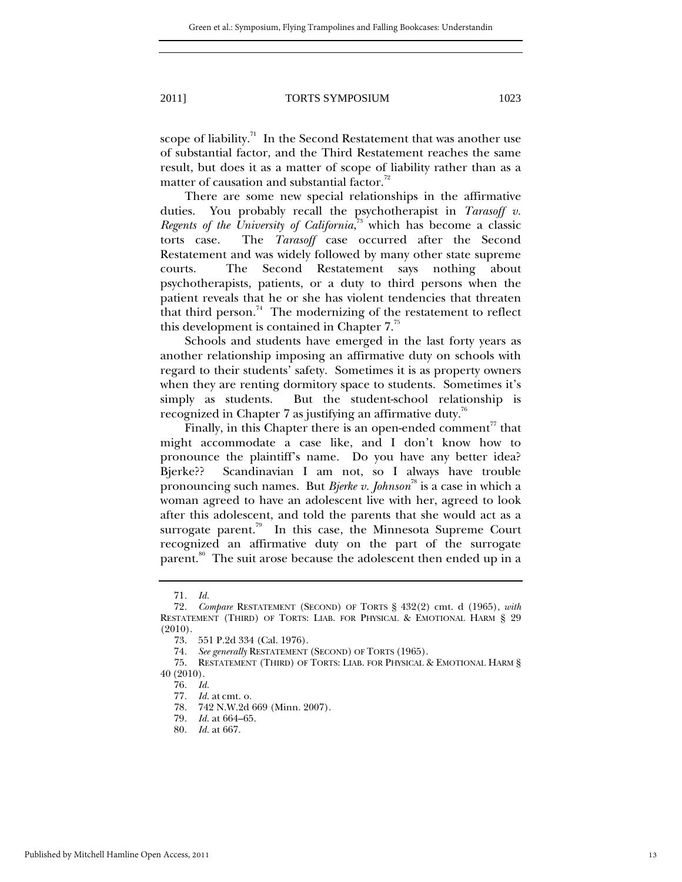scope of liability.[71] In the Second Restatement that was another use of substantial factor, and the Third Restatement reaches the same result, but does it as a matter of scope of liability rather than as a matter of causation and substantial factor.[72]

There are some new special relationships in the affirmative duties. You probably recall the psychotherapist in *Tarasoff v. Regents of the University of California*,[73] which has become a classic torts case. The *Tarasoff* case occurred after the Second Restatement and was widely followed by many other state supreme courts. The Second Restatement says nothing about psychotherapists, patients, or a duty to third persons when the patient reveals that he or she has violent tendencies that threaten that third person.[74] The modernizing of the restatement to reflect this development is contained in Chapter 7.[75]

Schools and students have emerged in the last forty years as another relationship imposing an affirmative duty on schools with regard to their students' safety. Sometimes it is as property owners when they are renting dormitory space to students. Sometimes it's simply as students. But the student-school relationship is recognized in Chapter 7 as justifying an affirmative duty.[76]

Finally, in this Chapter there is an open-ended comment[77] that might accommodate a case like, and I don't know how to pronounce the plaintiff's name. Do you have any better idea? Bjerke?? Scandinavian I am not, so I always have trouble pronouncing such names. But *Bjerke v. Johnson*[78] is a case in which a woman agreed to have an adolescent live with her, agreed to look after this adolescent, and told the parents that she would act as a surrogate parent.[79] In this case, the Minnesota Supreme Court recognized an affirmative duty on the part of the surrogate parent.[80] The suit arose because the adolescent then ended up in a

---

71. *Id.*

72. *Compare* RESTATEMENT (SECOND) OF TORTS § 432(2) cmt. d (1965), *with* RESTATEMENT (THIRD) OF TORTS: LIAB. FOR PHYSICAL & EMOTIONAL HARM § 29 (2010).

73. 551 P.2d 334 (Cal. 1976).

74. *See generally* RESTATEMENT (SECOND) OF TORTS (1965).

75. RESTATEMENT (THIRD) OF TORTS: LIAB. FOR PHYSICAL & EMOTIONAL HARM § 40 (2010).

76. *Id.*

77. *Id.* at cmt. o.

78. 742 N.W.2d 669 (Minn. 2007).

79. *Id.* at 664–65.

80. *Id.* at 667.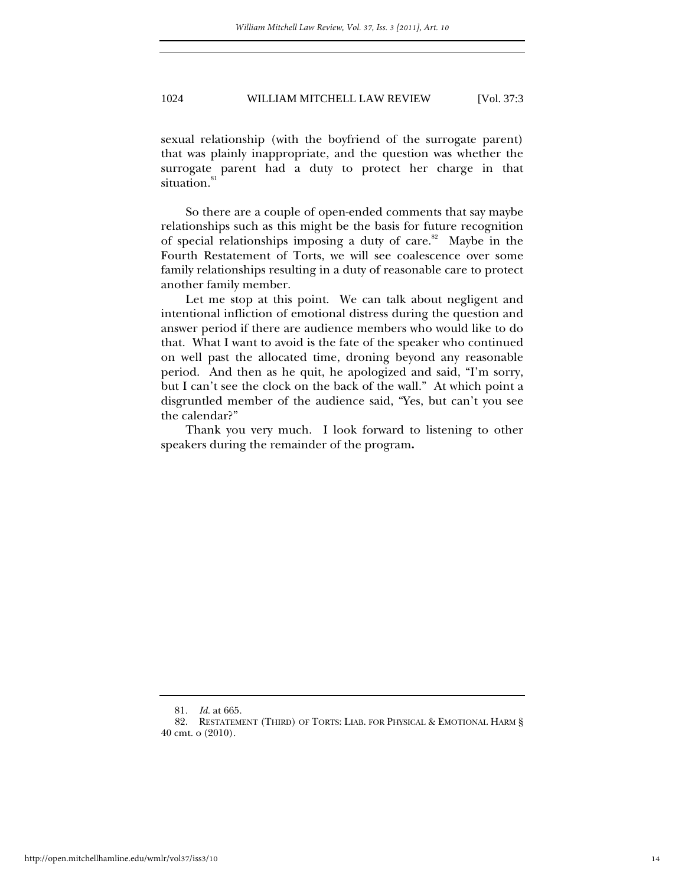sexual relationship (with the boyfriend of the surrogate parent) that was plainly inappropriate, and the question was whether the surrogate parent had a duty to protect her charge in that situation.[81]

So there are a couple of open-ended comments that say maybe relationships such as this might be the basis for future recognition of special relationships imposing a duty of care.[82] Maybe in the Fourth Restatement of Torts, we will see coalescence over some family relationships resulting in a duty of reasonable care to protect another family member.

Let me stop at this point. We can talk about negligent and intentional infliction of emotional distress during the question and answer period if there are audience members who would like to do that. What I want to avoid is the fate of the speaker who continued on well past the allocated time, droning beyond any reasonable period. And then as he quit, he apologized and said, "I'm sorry, but I can't see the clock on the back of the wall." At which point a disgruntled member of the audience said, "Yes, but can't you see the calendar?"

Thank you very much. I look forward to listening to other speakers during the remainder of the program.

---

81. *Id.* at 665.

82. RESTATEMENT (THIRD) OF TORTS: LIAB. FOR PHYSICAL & EMOTIONAL HARM § 40 cmt. o (2010).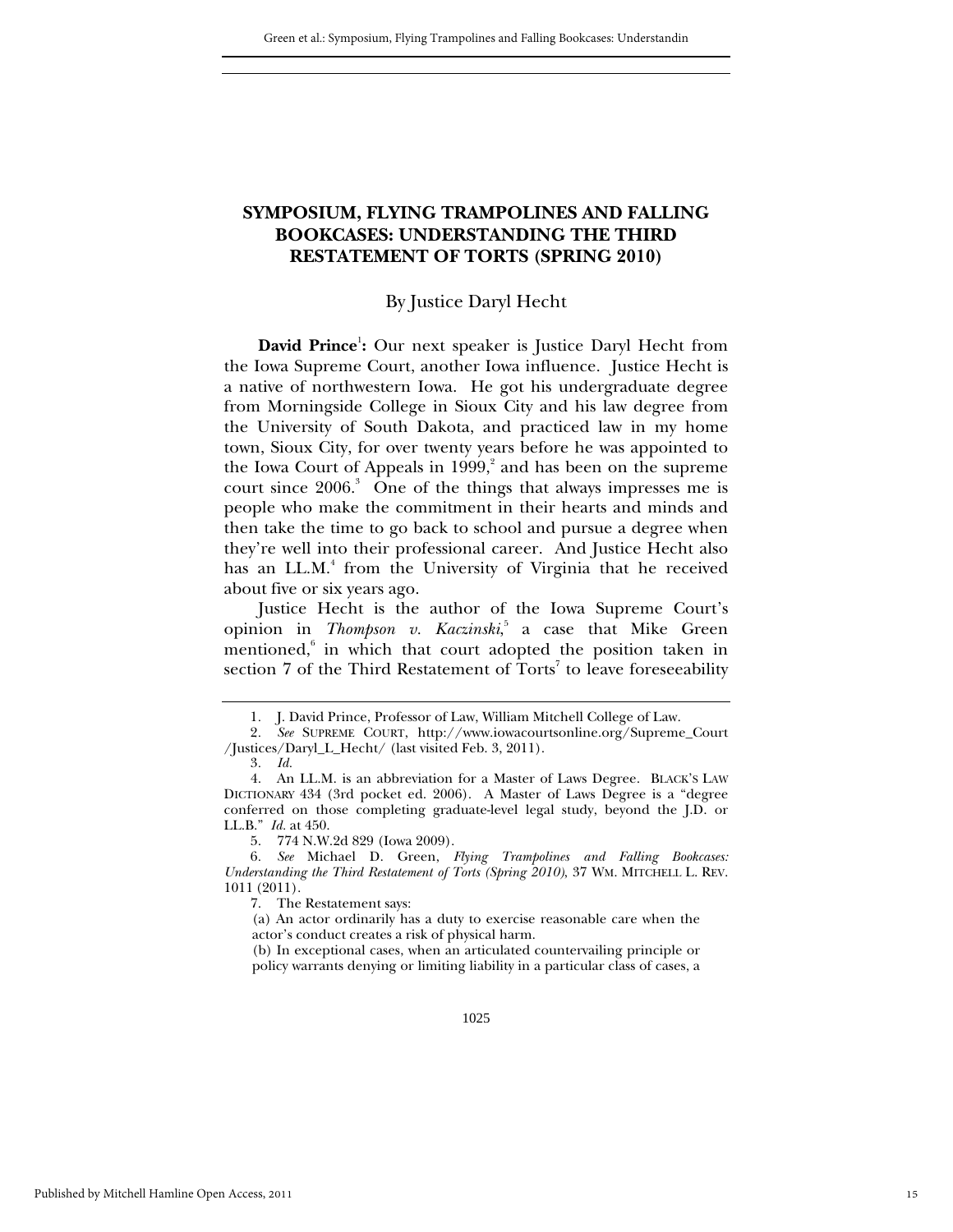# SYMPOSIUM, FLYING TRAMPOLINES AND FALLING BOOKCASES: UNDERSTANDING THE THIRD RESTATEMENT OF TORTS (SPRING 2010)

By Justice Daryl Hecht

**David Prince**[1]**:** Our next speaker is Justice Daryl Hecht from the Iowa Supreme Court, another Iowa influence. Justice Hecht is a native of northwestern Iowa. He got his undergraduate degree from Morningside College in Sioux City and his law degree from the University of South Dakota, and practiced law in my home town, Sioux City, for over twenty years before he was appointed to the Iowa Court of Appeals in 1999,[2] and has been on the supreme court since 2006.[3] One of the things that always impresses me is people who make the commitment in their hearts and minds and then take the time to go back to school and pursue a degree when they're well into their professional career. And Justice Hecht also has an LL.M.[4] from the University of Virginia that he received about five or six years ago.

Justice Hecht is the author of the Iowa Supreme Court's opinion in *Thompson v. Kaczinski*,[5] a case that Mike Green mentioned,[6] in which that court adopted the position taken in section 7 of the Third Restatement of Torts[7] to leave foreseeability

---

1. J. David Prince, Professor of Law, William Mitchell College of Law.

2. *See* SUPREME COURT, http://www.iowacourtsonline.org/Supreme_Court/Justices/Daryl_L_Hecht/ (last visited Feb. 3, 2011).

3. *Id.*

4. An LL.M. is an abbreviation for a Master of Laws Degree. BLACK'S LAW DICTIONARY 434 (3rd pocket ed. 2006). A Master of Laws Degree is a "degree conferred on those completing graduate-level legal study, beyond the J.D. or LL.B." *Id.* at 450.

5. 774 N.W.2d 829 (Iowa 2009).

6. *See* Michael D. Green, *Flying Trampolines and Falling Bookcases: Understanding the Third Restatement of Torts (Spring 2010)*, 37 WM. MITCHELL L. REV. 1011 (2011).

7. The Restatement says:

> (a) An actor ordinarily has a duty to exercise reasonable care when the actor's conduct creates a risk of physical harm.
>
> (b) In exceptional cases, when an articulated countervailing principle or policy warrants denying or limiting liability in a particular class of cases, a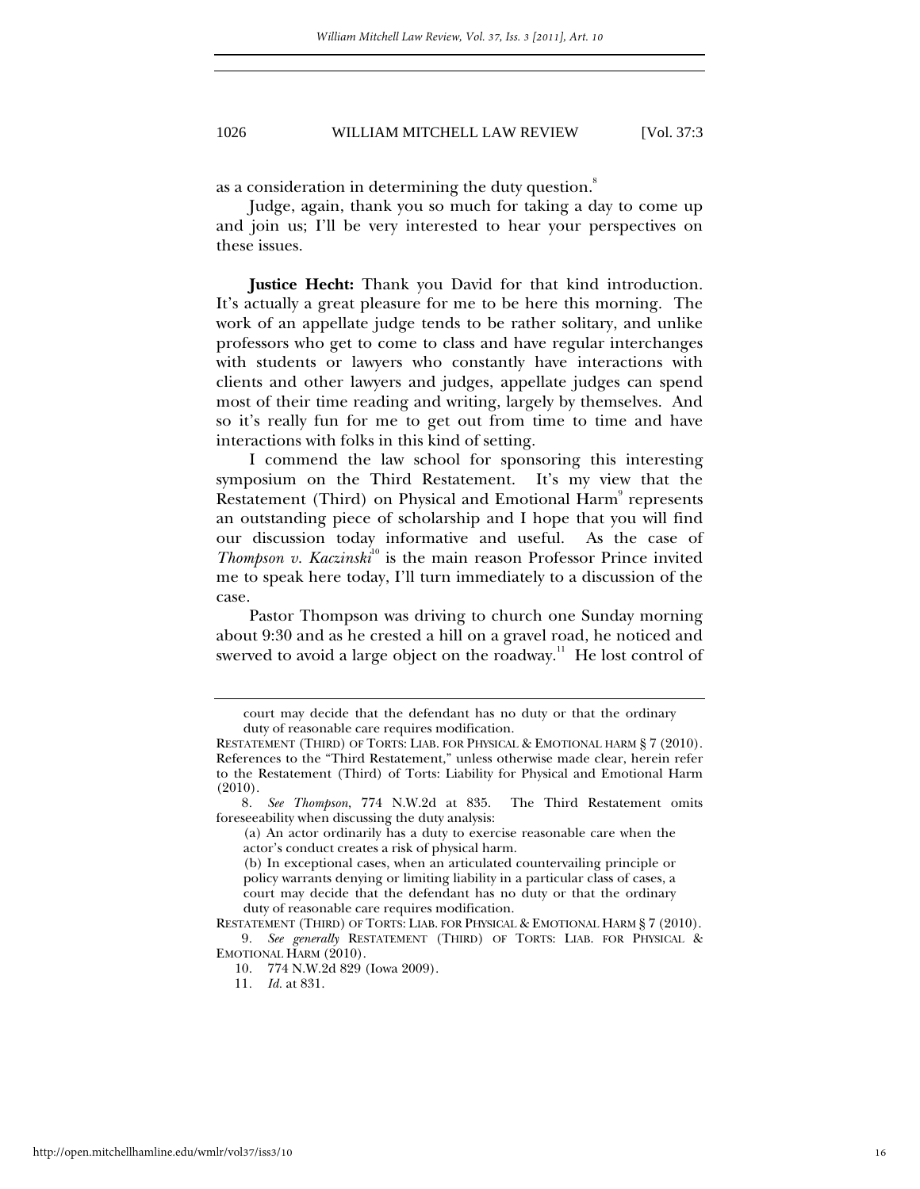as a consideration in determining the duty question.[8]

Judge, again, thank you so much for taking a day to come up and join us; I'll be very interested to hear your perspectives on these issues.

**Justice Hecht:** Thank you David for that kind introduction. It's actually a great pleasure for me to be here this morning. The work of an appellate judge tends to be rather solitary, and unlike professors who get to come to class and have regular interchanges with students or lawyers who constantly have interactions with clients and other lawyers and judges, appellate judges can spend most of their time reading and writing, largely by themselves. And so it's really fun for me to get out from time to time and have interactions with folks in this kind of setting.

I commend the law school for sponsoring this interesting symposium on the Third Restatement. It's my view that the Restatement (Third) on Physical and Emotional Harm[9] represents an outstanding piece of scholarship and I hope that you will find our discussion today informative and useful. As the case of *Thompson v. Kaczinski*[10] is the main reason Professor Prince invited me to speak here today, I'll turn immediately to a discussion of the case.

Pastor Thompson was driving to church one Sunday morning about 9:30 and as he crested a hill on a gravel road, he noticed and swerved to avoid a large object on the roadway.[11] He lost control of

---

court may decide that the defendant has no duty or that the ordinary duty of reasonable care requires modification.

RESTATEMENT (THIRD) OF TORTS: LIAB. FOR PHYSICAL & EMOTIONAL HARM § 7 (2010). References to the "Third Restatement," unless otherwise made clear, herein refer to the Restatement (Third) of Torts: Liability for Physical and Emotional Harm (2010).

8. *See Thompson*, 774 N.W.2d at 835. The Third Restatement omits foreseeability when discussing the duty analysis:

> (a) An actor ordinarily has a duty to exercise reasonable care when the actor's conduct creates a risk of physical harm.
>
> (b) In exceptional cases, when an articulated countervailing principle or policy warrants denying or limiting liability in a particular class of cases, a court may decide that the defendant has no duty or that the ordinary duty of reasonable care requires modification.

RESTATEMENT (THIRD) OF TORTS: LIAB. FOR PHYSICAL & EMOTIONAL HARM § 7 (2010).

9. *See generally* RESTATEMENT (THIRD) OF TORTS: LIAB. FOR PHYSICAL & EMOTIONAL HARM (2010).

10. 774 N.W.2d 829 (Iowa 2009).

11. *Id.* at 831.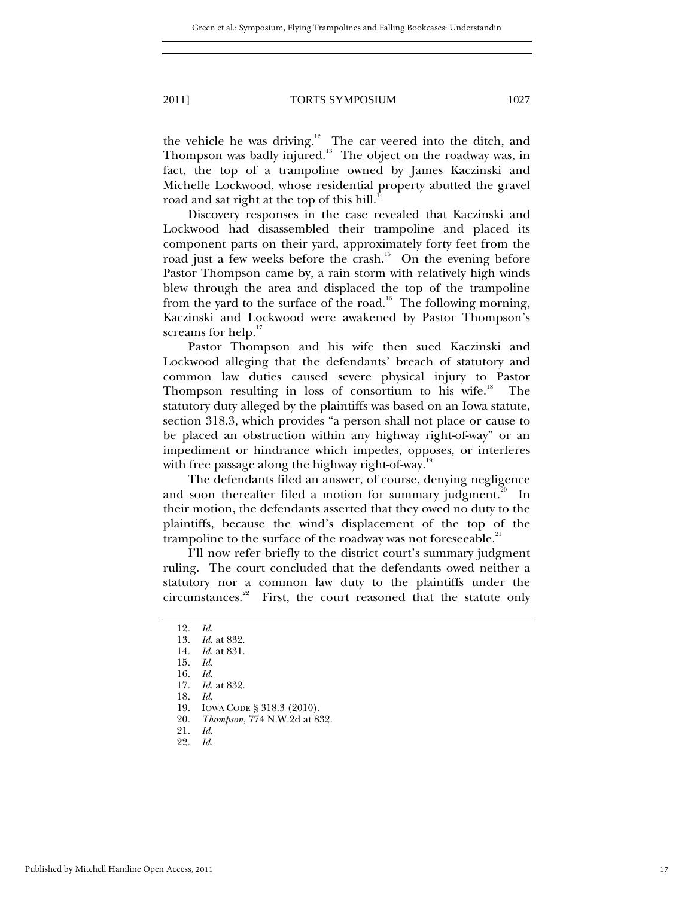the vehicle he was driving.[12] The car veered into the ditch, and Thompson was badly injured.[13] The object on the roadway was, in fact, the top of a trampoline owned by James Kaczinski and Michelle Lockwood, whose residential property abutted the gravel road and sat right at the top of this hill.[14]

Discovery responses in the case revealed that Kaczinski and Lockwood had disassembled their trampoline and placed its component parts on their yard, approximately forty feet from the road just a few weeks before the crash.[15] On the evening before Pastor Thompson came by, a rain storm with relatively high winds blew through the area and displaced the top of the trampoline from the yard to the surface of the road.[16] The following morning, Kaczinski and Lockwood were awakened by Pastor Thompson's screams for help.[17]

Pastor Thompson and his wife then sued Kaczinski and Lockwood alleging that the defendants' breach of statutory and common law duties caused severe physical injury to Pastor Thompson resulting in loss of consortium to his wife.[18] The statutory duty alleged by the plaintiffs was based on an Iowa statute, section 318.3, which provides "a person shall not place or cause to be placed an obstruction within any highway right-of-way" or an impediment or hindrance which impedes, opposes, or interferes with free passage along the highway right-of-way.[19]

The defendants filed an answer, of course, denying negligence and soon thereafter filed a motion for summary judgment.[20] In their motion, the defendants asserted that they owed no duty to the plaintiffs, because the wind's displacement of the top of the trampoline to the surface of the roadway was not foreseeable.[21]

I'll now refer briefly to the district court's summary judgment ruling. The court concluded that the defendants owed neither a statutory nor a common law duty to the plaintiffs under the circumstances.[22] First, the court reasoned that the statute only

---

12. *Id.*
13. *Id.* at 832.
14. *Id.* at 831.
15. *Id.*
16. *Id.*
17. *Id.* at 832.
18. *Id.*
19. IOWA CODE § 318.3 (2010).
20. *Thompson*, 774 N.W.2d at 832.
21. *Id.*
22. *Id.*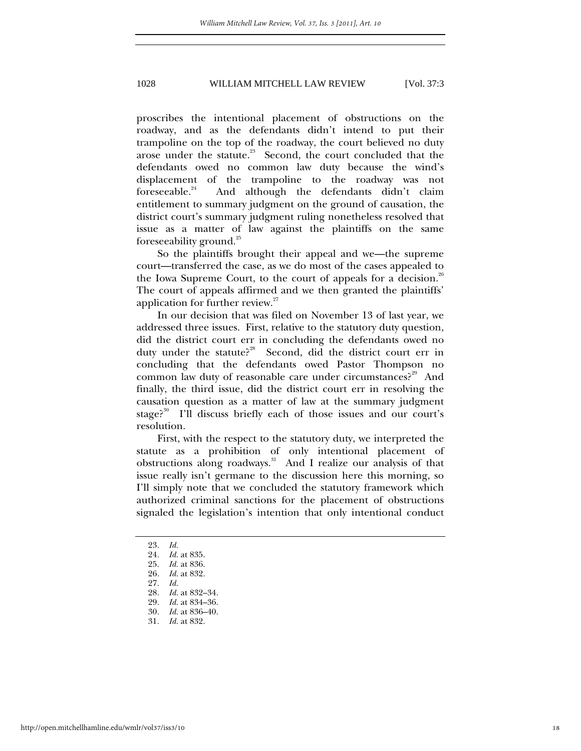proscribes the intentional placement of obstructions on the roadway, and as the defendants didn't intend to put their trampoline on the top of the roadway, the court believed no duty arose under the statute.[23] Second, the court concluded that the defendants owed no common law duty because the wind's displacement of the trampoline to the roadway was not foreseeable.[24] And although the defendants didn't claim entitlement to summary judgment on the ground of causation, the district court's summary judgment ruling nonetheless resolved that issue as a matter of law against the plaintiffs on the same foreseeability ground.[25]

So the plaintiffs brought their appeal and we—the supreme court—transferred the case, as we do most of the cases appealed to the Iowa Supreme Court, to the court of appeals for a decision.[26] The court of appeals affirmed and we then granted the plaintiffs' application for further review.[27]

In our decision that was filed on November 13 of last year, we addressed three issues. First, relative to the statutory duty question, did the district court err in concluding the defendants owed no duty under the statute?[28] Second, did the district court err in concluding that the defendants owed Pastor Thompson no common law duty of reasonable care under circumstances?[29] And finally, the third issue, did the district court err in resolving the causation question as a matter of law at the summary judgment stage?[30] I'll discuss briefly each of those issues and our court's resolution.

First, with the respect to the statutory duty, we interpreted the statute as a prohibition of only intentional placement of obstructions along roadways.[31] And I realize our analysis of that issue really isn't germane to the discussion here this morning, so I'll simply note that we concluded the statutory framework which authorized criminal sanctions for the placement of obstructions signaled the legislation's intention that only intentional conduct

---

23. *Id.*
24. *Id.* at 835.
25. *Id.* at 836.
26. *Id.* at 832.
27. *Id.*
28. *Id.* at 832–34.
29. *Id.* at 834–36.
30. *Id.* at 836–40.
31. *Id.* at 832.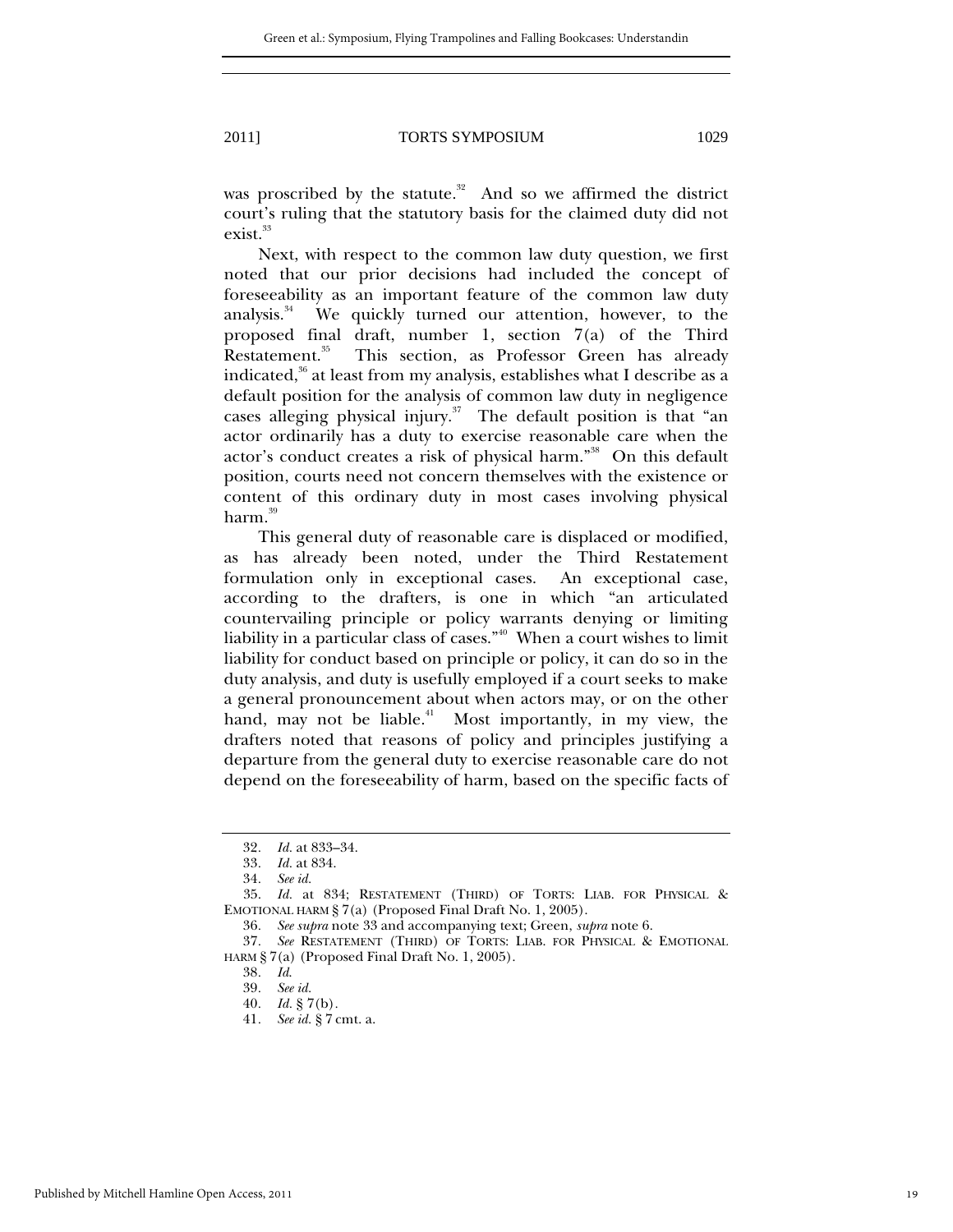was proscribed by the statute.[32] And so we affirmed the district court's ruling that the statutory basis for the claimed duty did not exist.[33]

Next, with respect to the common law duty question, we first noted that our prior decisions had included the concept of foreseeability as an important feature of the common law duty analysis.[34] We quickly turned our attention, however, to the proposed final draft, number 1, section 7(a) of the Third Restatement.[35] This section, as Professor Green has already indicated,[36] at least from my analysis, establishes what I describe as a default position for the analysis of common law duty in negligence cases alleging physical injury.[37] The default position is that "an actor ordinarily has a duty to exercise reasonable care when the actor's conduct creates a risk of physical harm."[38] On this default position, courts need not concern themselves with the existence or content of this ordinary duty in most cases involving physical harm.[39]

This general duty of reasonable care is displaced or modified, as has already been noted, under the Third Restatement formulation only in exceptional cases. An exceptional case, according to the drafters, is one in which "an articulated countervailing principle or policy warrants denying or limiting liability in a particular class of cases."[40] When a court wishes to limit liability for conduct based on principle or policy, it can do so in the duty analysis, and duty is usefully employed if a court seeks to make a general pronouncement about when actors may, or on the other hand, may not be liable.[41] Most importantly, in my view, the drafters noted that reasons of policy and principles justifying a departure from the general duty to exercise reasonable care do not depend on the foreseeability of harm, based on the specific facts of

---

32. *Id.* at 833–34.

33. *Id.* at 834.

34. *See id.*

35. *Id.* at 834; RESTATEMENT (THIRD) OF TORTS: LIAB. FOR PHYSICAL & EMOTIONAL HARM § 7(a) (Proposed Final Draft No. 1, 2005).

36. *See supra* note 33 and accompanying text; Green, *supra* note 6.

37. *See* RESTATEMENT (THIRD) OF TORTS: LIAB. FOR PHYSICAL & EMOTIONAL HARM § 7(a) (Proposed Final Draft No. 1, 2005).

38. *Id.*

39. *See id.*

40. *Id.* § 7(b).

41. *See id.* § 7 cmt. a.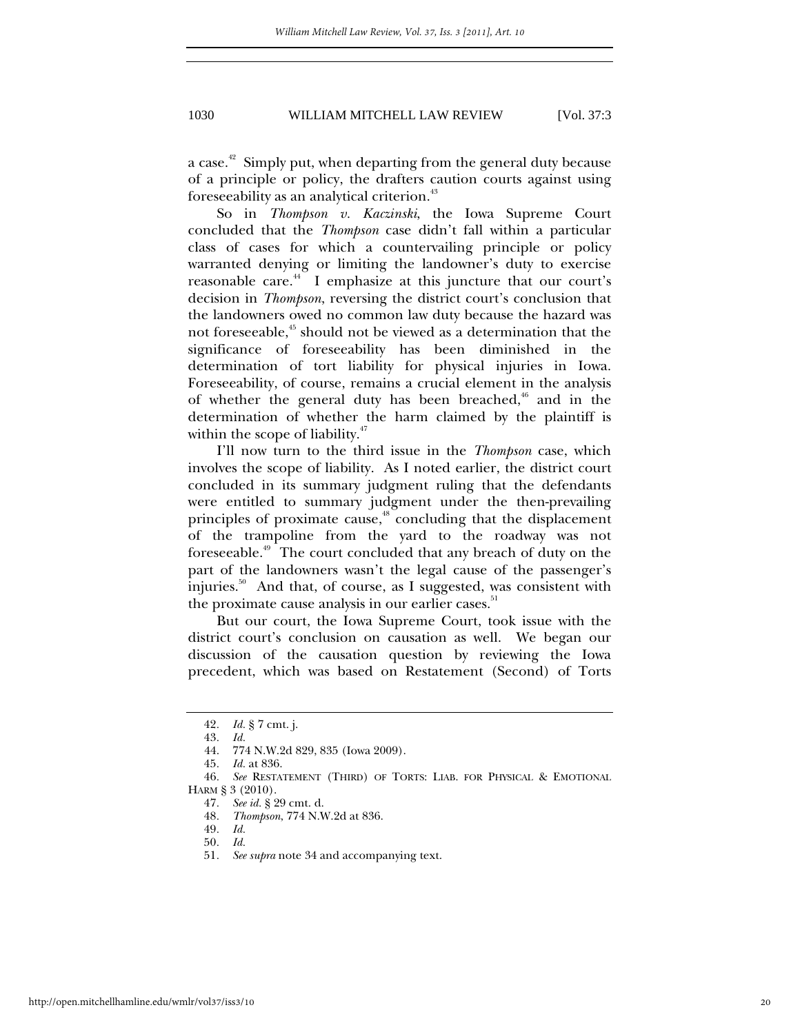a case.[42] Simply put, when departing from the general duty because of a principle or policy, the drafters caution courts against using foreseeability as an analytical criterion.[43]

So in *Thompson v. Kaczinski*, the Iowa Supreme Court concluded that the *Thompson* case didn't fall within a particular class of cases for which a countervailing principle or policy warranted denying or limiting the landowner's duty to exercise reasonable care.[44] I emphasize at this juncture that our court's decision in *Thompson*, reversing the district court's conclusion that the landowners owed no common law duty because the hazard was not foreseeable,[45] should not be viewed as a determination that the significance of foreseeability has been diminished in the determination of tort liability for physical injuries in Iowa. Foreseeability, of course, remains a crucial element in the analysis of whether the general duty has been breached,[46] and in the determination of whether the harm claimed by the plaintiff is within the scope of liability.[47]

I'll now turn to the third issue in the *Thompson* case, which involves the scope of liability. As I noted earlier, the district court concluded in its summary judgment ruling that the defendants were entitled to summary judgment under the then-prevailing principles of proximate cause,[48] concluding that the displacement of the trampoline from the yard to the roadway was not foreseeable.[49] The court concluded that any breach of duty on the part of the landowners wasn't the legal cause of the passenger's injuries.[50] And that, of course, as I suggested, was consistent with the proximate cause analysis in our earlier cases.[51]

But our court, the Iowa Supreme Court, took issue with the district court's conclusion on causation as well. We began our discussion of the causation question by reviewing the Iowa precedent, which was based on Restatement (Second) of Torts

---

42. *Id.* § 7 cmt. j.

43. *Id.*

44. 774 N.W.2d 829, 835 (Iowa 2009).

45. *Id.* at 836.

46. *See* RESTATEMENT (THIRD) OF TORTS: LIAB. FOR PHYSICAL & EMOTIONAL HARM § 3 (2010).

47. *See id.* § 29 cmt. d.

48. *Thompson*, 774 N.W.2d at 836.

49. *Id.*

50. *Id.*

51. *See supra* note 34 and accompanying text.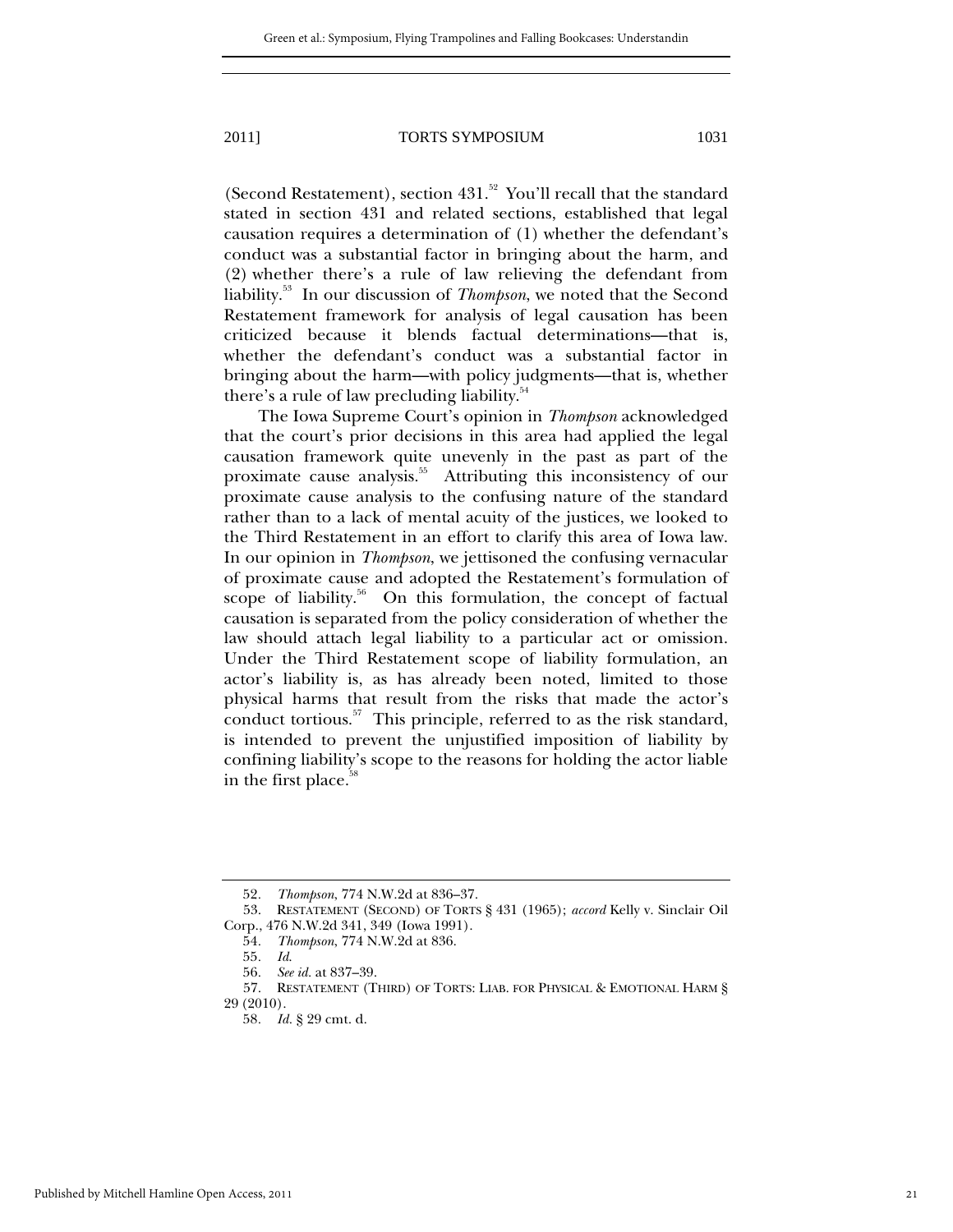(Second Restatement), section 431.[52] You'll recall that the standard stated in section 431 and related sections, established that legal causation requires a determination of (1) whether the defendant's conduct was a substantial factor in bringing about the harm, and (2) whether there's a rule of law relieving the defendant from liability.[53] In our discussion of *Thompson*, we noted that the Second Restatement framework for analysis of legal causation has been criticized because it blends factual determinations—that is, whether the defendant's conduct was a substantial factor in bringing about the harm—with policy judgments—that is, whether there's a rule of law precluding liability.[54]

The Iowa Supreme Court's opinion in *Thompson* acknowledged that the court's prior decisions in this area had applied the legal causation framework quite unevenly in the past as part of the proximate cause analysis.[55] Attributing this inconsistency of our proximate cause analysis to the confusing nature of the standard rather than to a lack of mental acuity of the justices, we looked to the Third Restatement in an effort to clarify this area of Iowa law. In our opinion in *Thompson*, we jettisoned the confusing vernacular of proximate cause and adopted the Restatement's formulation of scope of liability.[56] On this formulation, the concept of factual causation is separated from the policy consideration of whether the law should attach legal liability to a particular act or omission. Under the Third Restatement scope of liability formulation, an actor's liability is, as has already been noted, limited to those physical harms that result from the risks that made the actor's conduct tortious.[57] This principle, referred to as the risk standard, is intended to prevent the unjustified imposition of liability by confining liability's scope to the reasons for holding the actor liable in the first place.[58]

---

52. *Thompson*, 774 N.W.2d at 836–37.

53. RESTATEMENT (SECOND) OF TORTS § 431 (1965); *accord* Kelly v. Sinclair Oil Corp., 476 N.W.2d 341, 349 (Iowa 1991).

54. *Thompson*, 774 N.W.2d at 836.

55. *Id.*

56. *See id.* at 837–39.

57. RESTATEMENT (THIRD) OF TORTS: LIAB. FOR PHYSICAL & EMOTIONAL HARM § 29 (2010).

58. *Id.* § 29 cmt. d.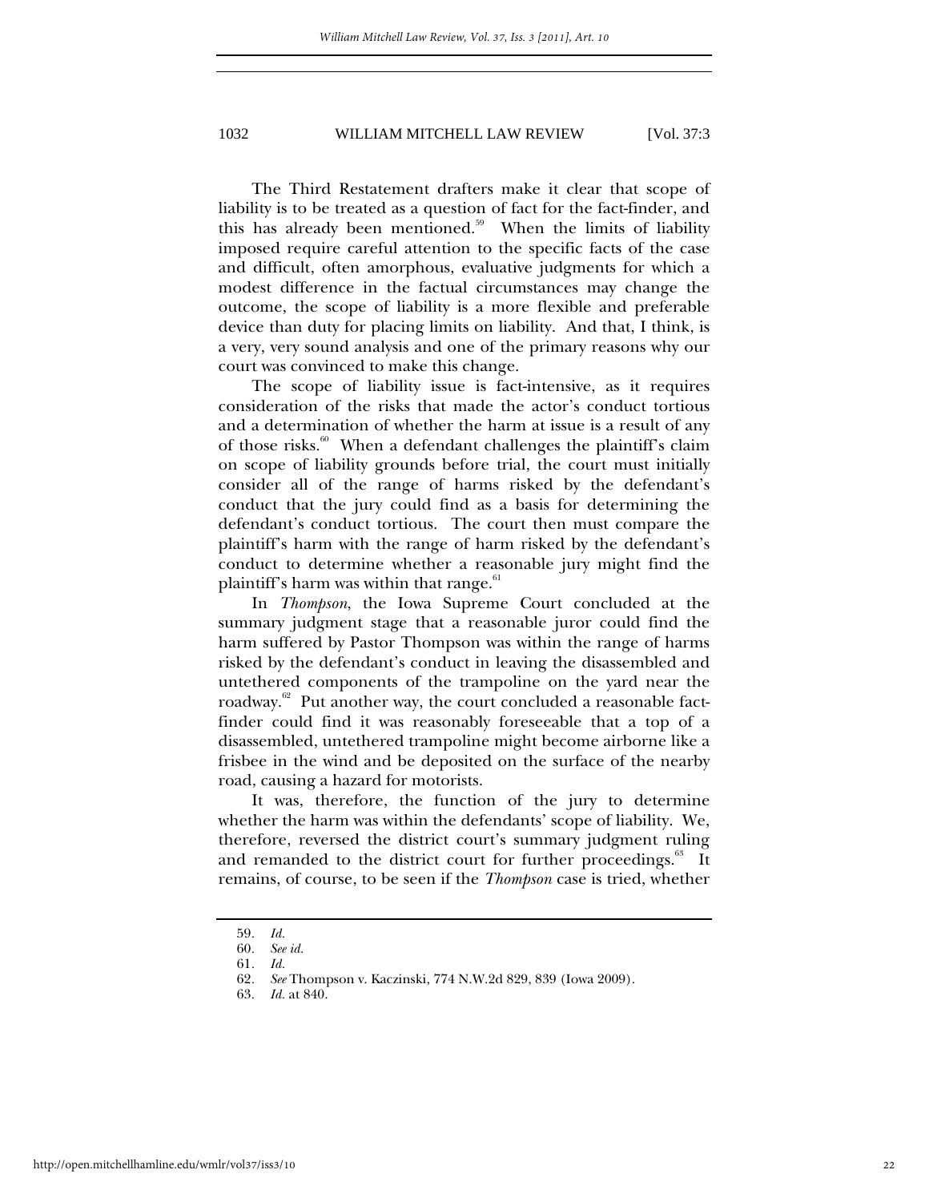The Third Restatement drafters make it clear that scope of liability is to be treated as a question of fact for the fact-finder, and this has already been mentioned.[59] When the limits of liability imposed require careful attention to the specific facts of the case and difficult, often amorphous, evaluative judgments for which a modest difference in the factual circumstances may change the outcome, the scope of liability is a more flexible and preferable device than duty for placing limits on liability. And that, I think, is a very, very sound analysis and one of the primary reasons why our court was convinced to make this change.

The scope of liability issue is fact-intensive, as it requires consideration of the risks that made the actor's conduct tortious and a determination of whether the harm at issue is a result of any of those risks.[60] When a defendant challenges the plaintiff's claim on scope of liability grounds before trial, the court must initially consider all of the range of harms risked by the defendant's conduct that the jury could find as a basis for determining the defendant's conduct tortious. The court then must compare the plaintiff's harm with the range of harm risked by the defendant's conduct to determine whether a reasonable jury might find the plaintiff's harm was within that range.[61]

In *Thompson*, the Iowa Supreme Court concluded at the summary judgment stage that a reasonable juror could find the harm suffered by Pastor Thompson was within the range of harms risked by the defendant's conduct in leaving the disassembled and untethered components of the trampoline on the yard near the roadway.[62] Put another way, the court concluded a reasonable fact-finder could find it was reasonably foreseeable that a top of a disassembled, untethered trampoline might become airborne like a frisbee in the wind and be deposited on the surface of the nearby road, causing a hazard for motorists.

It was, therefore, the function of the jury to determine whether the harm was within the defendants' scope of liability. We, therefore, reversed the district court's summary judgment ruling and remanded to the district court for further proceedings.[63] It remains, of course, to be seen if the *Thompson* case is tried, whether

---

59. *Id.*
60. *See id.*
61. *Id.*
62. *See* Thompson v. Kaczinski, 774 N.W.2d 829, 839 (Iowa 2009).
63. *Id.* at 840.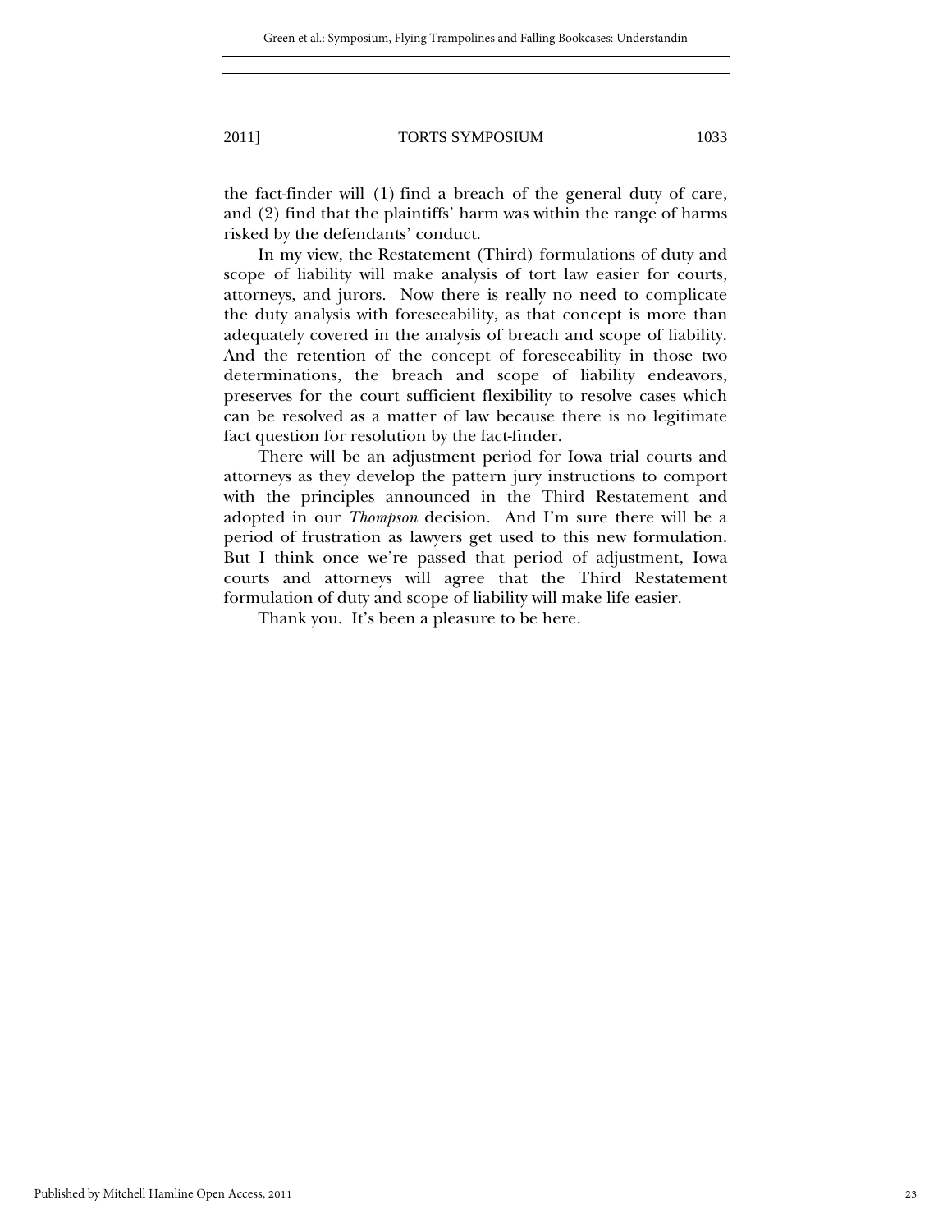the fact-finder will (1) find a breach of the general duty of care, and (2) find that the plaintiffs' harm was within the range of harms risked by the defendants' conduct.

In my view, the Restatement (Third) formulations of duty and scope of liability will make analysis of tort law easier for courts, attorneys, and jurors. Now there is really no need to complicate the duty analysis with foreseeability, as that concept is more than adequately covered in the analysis of breach and scope of liability. And the retention of the concept of foreseeability in those two determinations, the breach and scope of liability endeavors, preserves for the court sufficient flexibility to resolve cases which can be resolved as a matter of law because there is no legitimate fact question for resolution by the fact-finder.

There will be an adjustment period for Iowa trial courts and attorneys as they develop the pattern jury instructions to comport with the principles announced in the Third Restatement and adopted in our *Thompson* decision. And I'm sure there will be a period of frustration as lawyers get used to this new formulation. But I think once we're passed that period of adjustment, Iowa courts and attorneys will agree that the Third Restatement formulation of duty and scope of liability will make life easier.

Thank you. It's been a pleasure to be here.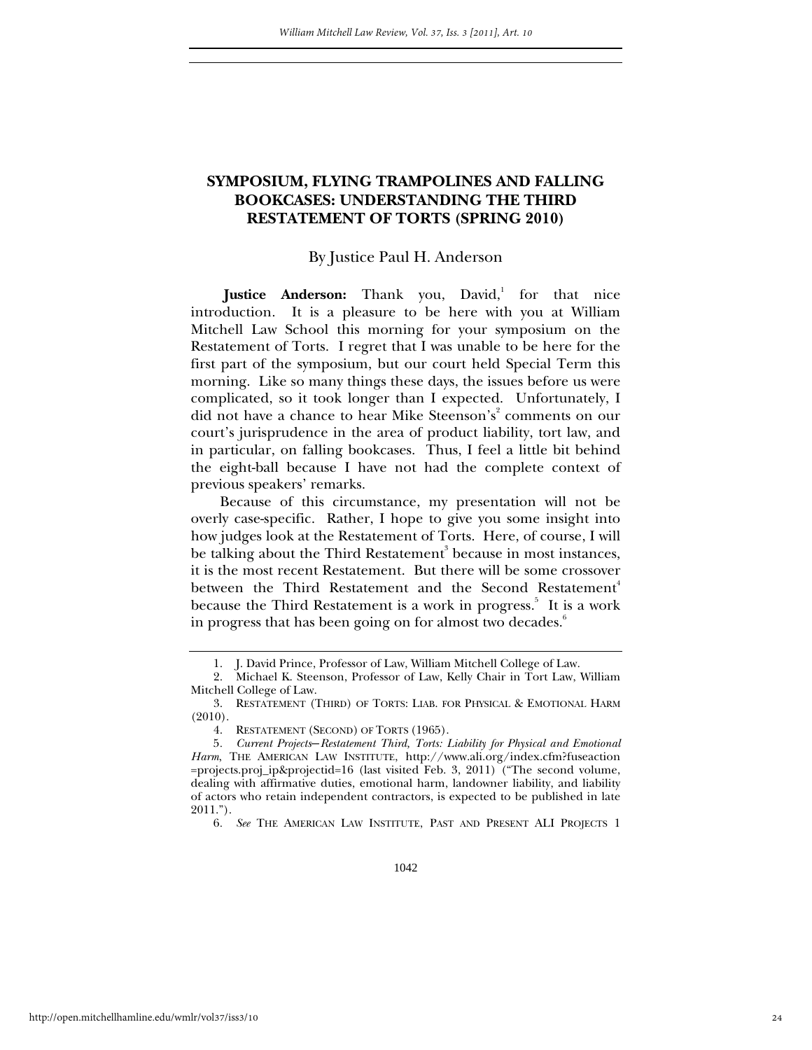# SYMPOSIUM, FLYING TRAMPOLINES AND FALLING BOOKCASES: UNDERSTANDING THE THIRD RESTATEMENT OF TORTS (SPRING 2010)

By Justice Paul H. Anderson

**Justice Anderson:** Thank you, David,[1] for that nice introduction. It is a pleasure to be here with you at William Mitchell Law School this morning for your symposium on the Restatement of Torts. I regret that I was unable to be here for the first part of the symposium, but our court held Special Term this morning. Like so many things these days, the issues before us were complicated, so it took longer than I expected. Unfortunately, I did not have a chance to hear Mike Steenson's[2] comments on our court's jurisprudence in the area of product liability, tort law, and in particular, on falling bookcases. Thus, I feel a little bit behind the eight-ball because I have not had the complete context of previous speakers' remarks.

Because of this circumstance, my presentation will not be overly case-specific. Rather, I hope to give you some insight into how judges look at the Restatement of Torts. Here, of course, I will be talking about the Third Restatement[3] because in most instances, it is the most recent Restatement. But there will be some crossover between the Third Restatement and the Second Restatement[4] because the Third Restatement is a work in progress.[5] It is a work in progress that has been going on for almost two decades.[6]

---

1. J. David Prince, Professor of Law, William Mitchell College of Law.

2. Michael K. Steenson, Professor of Law, Kelly Chair in Tort Law, William Mitchell College of Law.

3. RESTATEMENT (THIRD) OF TORTS: LIAB. FOR PHYSICAL & EMOTIONAL HARM (2010).

4. RESTATEMENT (SECOND) OF TORTS (1965).

5. *Current Projects—Restatement Third, Torts: Liability for Physical and Emotional Harm*, THE AMERICAN LAW INSTITUTE, http://www.ali.org/index.cfm?fuseaction=projects.proj_ip&projectid=16 (last visited Feb. 3, 2011) ("The second volume, dealing with affirmative duties, emotional harm, landowner liability, and liability of actors who retain independent contractors, is expected to be published in late 2011.").

6. *See* THE AMERICAN LAW INSTITUTE, PAST AND PRESENT ALI PROJECTS 1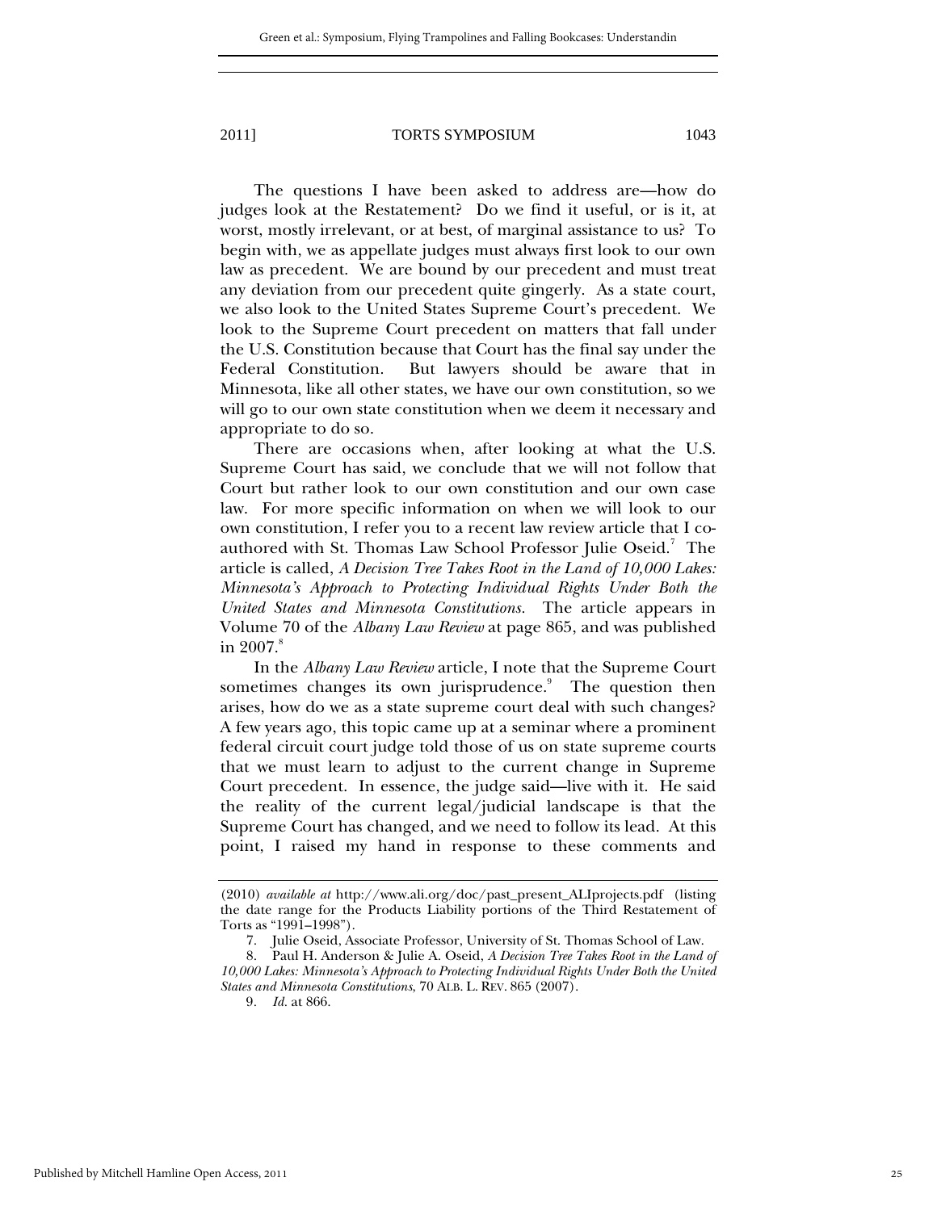The questions I have been asked to address are—how do judges look at the Restatement? Do we find it useful, or is it, at worst, mostly irrelevant, or at best, of marginal assistance to us? To begin with, we as appellate judges must always first look to our own law as precedent. We are bound by our precedent and must treat any deviation from our precedent quite gingerly. As a state court, we also look to the United States Supreme Court's precedent. We look to the Supreme Court precedent on matters that fall under the U.S. Constitution because that Court has the final say under the Federal Constitution. But lawyers should be aware that in Minnesota, like all other states, we have our own constitution, so we will go to our own state constitution when we deem it necessary and appropriate to do so.

There are occasions when, after looking at what the U.S. Supreme Court has said, we conclude that we will not follow that Court but rather look to our own constitution and our own case law. For more specific information on when we will look to our own constitution, I refer you to a recent law review article that I co-authored with St. Thomas Law School Professor Julie Oseid.[7] The article is called, *A Decision Tree Takes Root in the Land of 10,000 Lakes: Minnesota's Approach to Protecting Individual Rights Under Both the United States and Minnesota Constitutions*. The article appears in Volume 70 of the *Albany Law Review* at page 865, and was published in 2007.[8]

In the *Albany Law Review* article, I note that the Supreme Court sometimes changes its own jurisprudence.[9] The question then arises, how do we as a state supreme court deal with such changes? A few years ago, this topic came up at a seminar where a prominent federal circuit court judge told those of us on state supreme courts that we must learn to adjust to the current change in Supreme Court precedent. In essence, the judge said—live with it. He said the reality of the current legal/judicial landscape is that the Supreme Court has changed, and we need to follow its lead. At this point, I raised my hand in response to these comments and

---

(2010) *available at* http://www.ali.org/doc/past_present_ALIprojects.pdf (listing the date range for the Products Liability portions of the Third Restatement of Torts as "1991–1998").

7. Julie Oseid, Associate Professor, University of St. Thomas School of Law.

8. Paul H. Anderson & Julie A. Oseid, *A Decision Tree Takes Root in the Land of 10,000 Lakes: Minnesota's Approach to Protecting Individual Rights Under Both the United States and Minnesota Constitutions*, 70 ALB. L. REV. 865 (2007).

9. *Id.* at 866.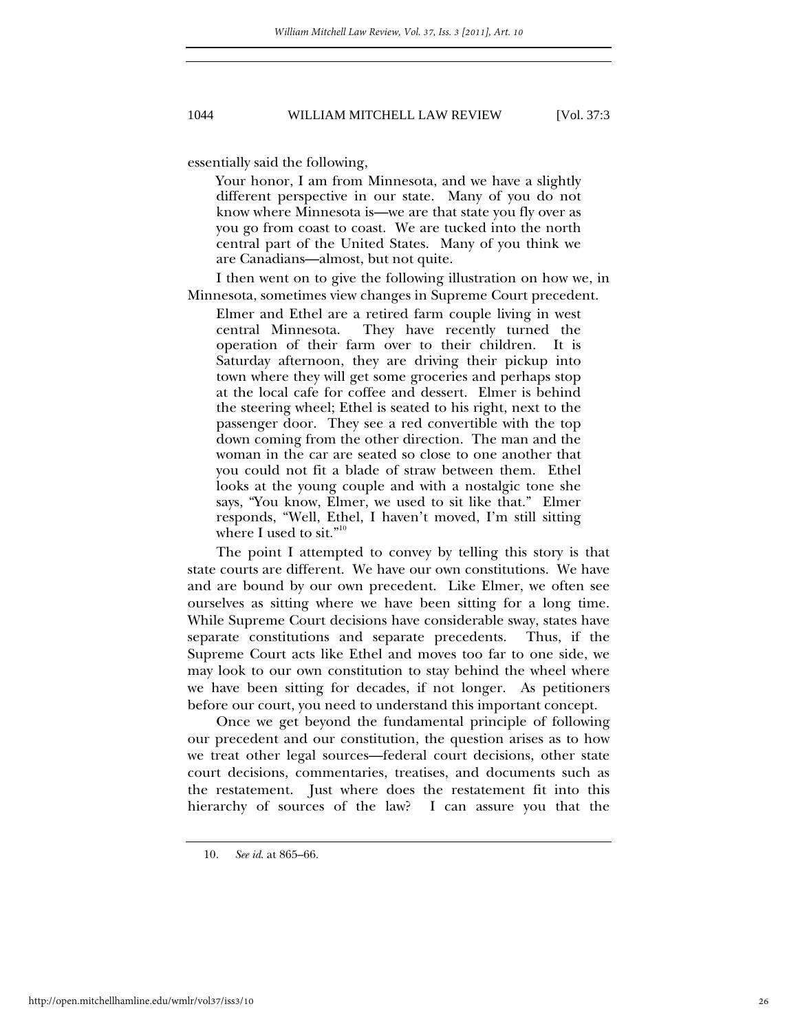essentially said the following,

> Your honor, I am from Minnesota, and we have a slightly different perspective in our state. Many of you do not know where Minnesota is—we are that state you fly over as you go from coast to coast. We are tucked into the north central part of the United States. Many of you think we are Canadians—almost, but not quite.

I then went on to give the following illustration on how we, in Minnesota, sometimes view changes in Supreme Court precedent.

> Elmer and Ethel are a retired farm couple living in west central Minnesota. They have recently turned the operation of their farm over to their children. It is Saturday afternoon, they are driving their pickup into town where they will get some groceries and perhaps stop at the local cafe for coffee and dessert. Elmer is behind the steering wheel; Ethel is seated to his right, next to the passenger door. They see a red convertible with the top down coming from the other direction. The man and the woman in the car are seated so close to one another that you could not fit a blade of straw between them. Ethel looks at the young couple and with a nostalgic tone she says, "You know, Elmer, we used to sit like that." Elmer responds, "Well, Ethel, I haven't moved, I'm still sitting where I used to sit."[10]

The point I attempted to convey by telling this story is that state courts are different. We have our own constitutions. We have and are bound by our own precedent. Like Elmer, we often see ourselves as sitting where we have been sitting for a long time. While Supreme Court decisions have considerable sway, states have separate constitutions and separate precedents. Thus, if the Supreme Court acts like Ethel and moves too far to one side, we may look to our own constitution to stay behind the wheel where we have been sitting for decades, if not longer. As petitioners before our court, you need to understand this important concept.

Once we get beyond the fundamental principle of following our precedent and our constitution, the question arises as to how we treat other legal sources—federal court decisions, other state court decisions, commentaries, treatises, and documents such as the restatement. Just where does the restatement fit into this hierarchy of sources of the law? I can assure you that the

---

10. *See id.* at 865–66.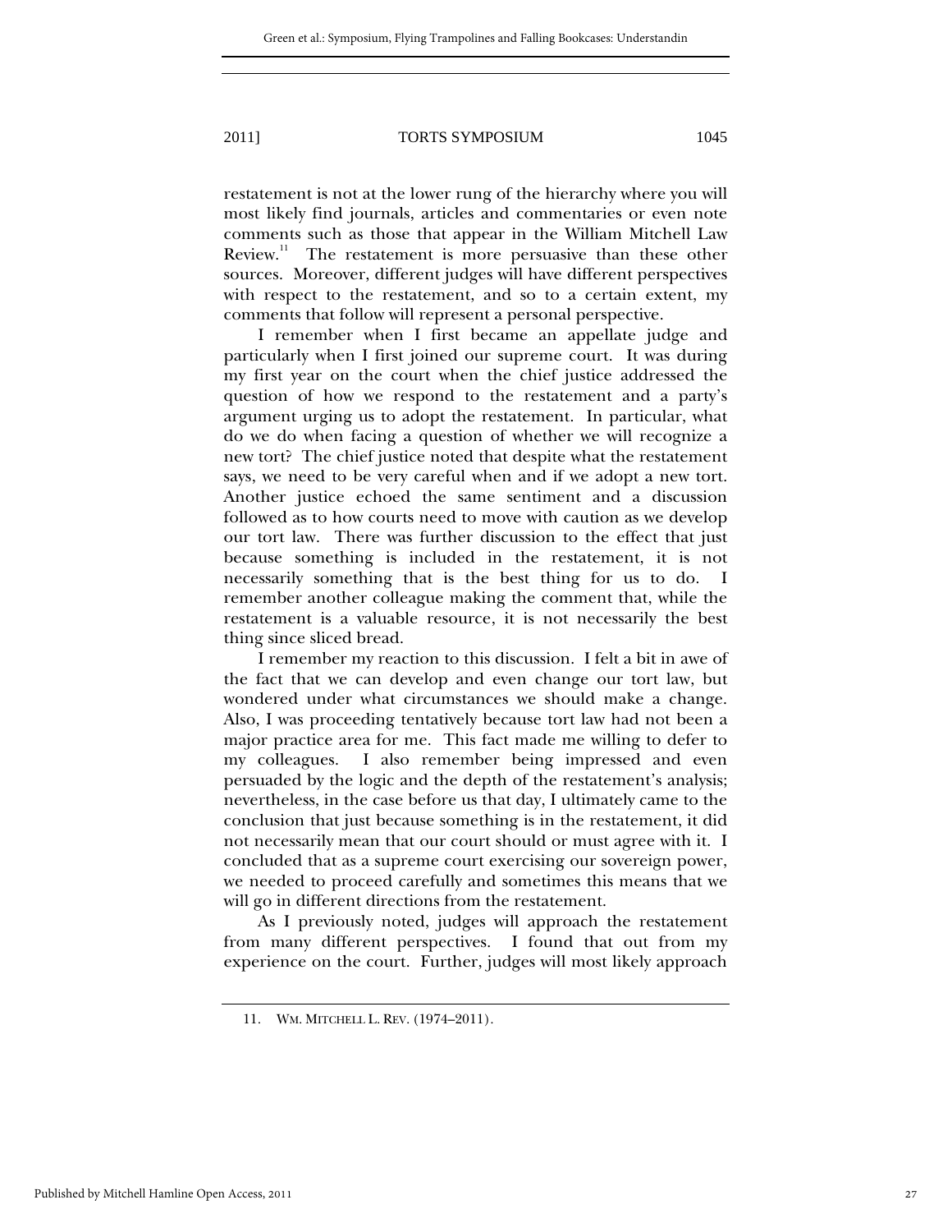restatement is not at the lower rung of the hierarchy where you will most likely find journals, articles and commentaries or even note comments such as those that appear in the William Mitchell Law Review.[11] The restatement is more persuasive than these other sources. Moreover, different judges will have different perspectives with respect to the restatement, and so to a certain extent, my comments that follow will represent a personal perspective.

I remember when I first became an appellate judge and particularly when I first joined our supreme court. It was during my first year on the court when the chief justice addressed the question of how we respond to the restatement and a party's argument urging us to adopt the restatement. In particular, what do we do when facing a question of whether we will recognize a new tort? The chief justice noted that despite what the restatement says, we need to be very careful when and if we adopt a new tort. Another justice echoed the same sentiment and a discussion followed as to how courts need to move with caution as we develop our tort law. There was further discussion to the effect that just because something is included in the restatement, it is not necessarily something that is the best thing for us to do. I remember another colleague making the comment that, while the restatement is a valuable resource, it is not necessarily the best thing since sliced bread.

I remember my reaction to this discussion. I felt a bit in awe of the fact that we can develop and even change our tort law, but wondered under what circumstances we should make a change. Also, I was proceeding tentatively because tort law had not been a major practice area for me. This fact made me willing to defer to my colleagues. I also remember being impressed and even persuaded by the logic and the depth of the restatement's analysis; nevertheless, in the case before us that day, I ultimately came to the conclusion that just because something is in the restatement, it did not necessarily mean that our court should or must agree with it. I concluded that as a supreme court exercising our sovereign power, we needed to proceed carefully and sometimes this means that we will go in different directions from the restatement.

As I previously noted, judges will approach the restatement from many different perspectives. I found that out from my experience on the court. Further, judges will most likely approach

11. WM. MITCHELL L. REV. (1974–2011).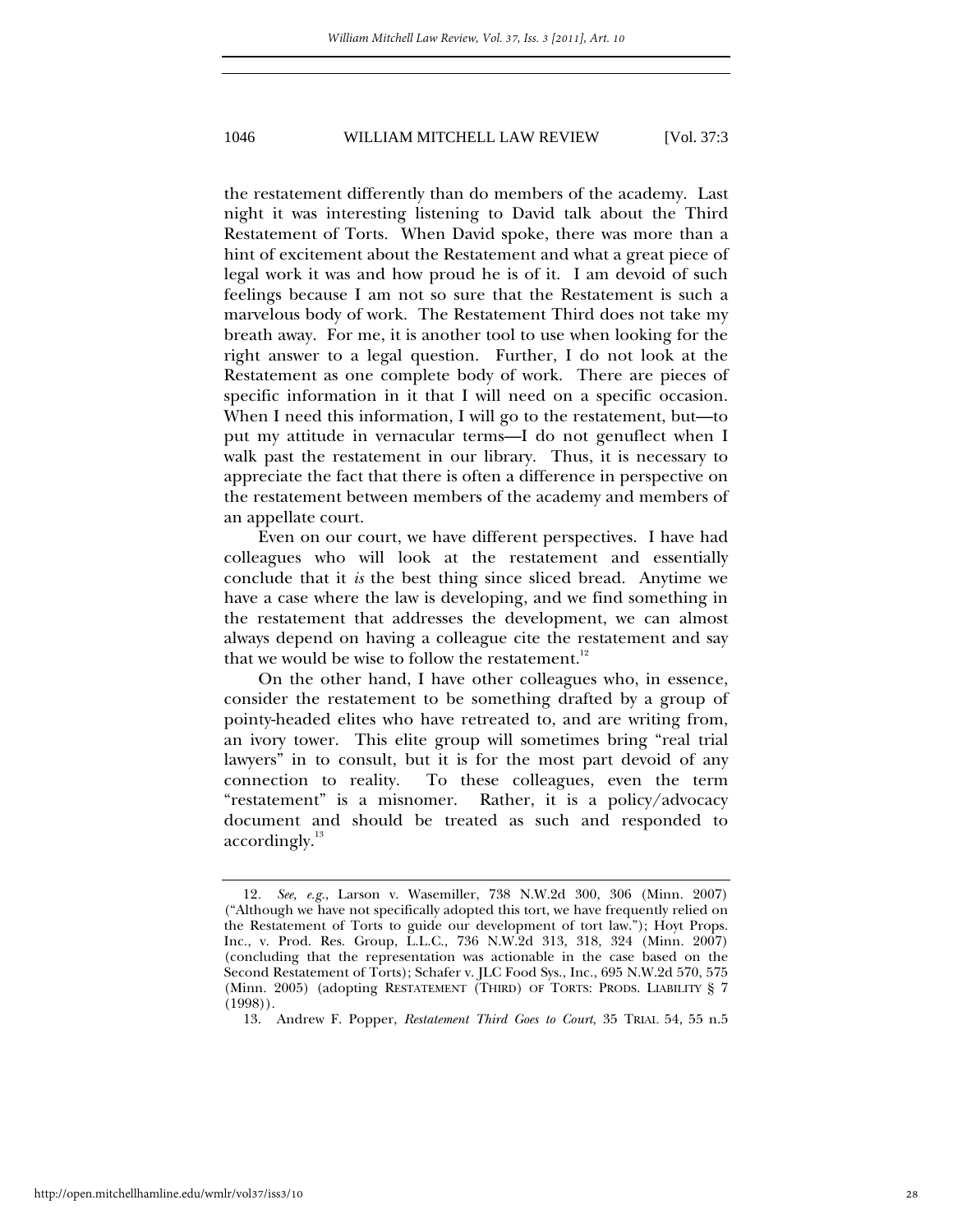the restatement differently than do members of the academy. Last night it was interesting listening to David talk about the Third Restatement of Torts. When David spoke, there was more than a hint of excitement about the Restatement and what a great piece of legal work it was and how proud he is of it. I am devoid of such feelings because I am not so sure that the Restatement is such a marvelous body of work. The Restatement Third does not take my breath away. For me, it is another tool to use when looking for the right answer to a legal question. Further, I do not look at the Restatement as one complete body of work. There are pieces of specific information in it that I will need on a specific occasion. When I need this information, I will go to the restatement, but—to put my attitude in vernacular terms—I do not genuflect when I walk past the restatement in our library. Thus, it is necessary to appreciate the fact that there is often a difference in perspective on the restatement between members of the academy and members of an appellate court.

Even on our court, we have different perspectives. I have had colleagues who will look at the restatement and essentially conclude that it *is* the best thing since sliced bread. Anytime we have a case where the law is developing, and we find something in the restatement that addresses the development, we can almost always depend on having a colleague cite the restatement and say that we would be wise to follow the restatement.[12]

On the other hand, I have other colleagues who, in essence, consider the restatement to be something drafted by a group of pointy-headed elites who have retreated to, and are writing from, an ivory tower. This elite group will sometimes bring "real trial lawyers" in to consult, but it is for the most part devoid of any connection to reality. To these colleagues, even the term "restatement" is a misnomer. Rather, it is a policy/advocacy document and should be treated as such and responded to accordingly.[13]

---

12. *See, e.g.*, Larson v. Wasemiller, 738 N.W.2d 300, 306 (Minn. 2007) ("Although we have not specifically adopted this tort, we have frequently relied on the Restatement of Torts to guide our development of tort law."); Hoyt Props. Inc., v. Prod. Res. Group, L.L.C., 736 N.W.2d 313, 318, 324 (Minn. 2007) (concluding that the representation was actionable in the case based on the Second Restatement of Torts); Schafer v. JLC Food Sys., Inc., 695 N.W.2d 570, 575 (Minn. 2005) (adopting RESTATEMENT (THIRD) OF TORTS: PRODS. LIABILITY § 7 (1998)).

13. Andrew F. Popper, *Restatement Third Goes to Court*, 35 TRIAL 54, 55 n.5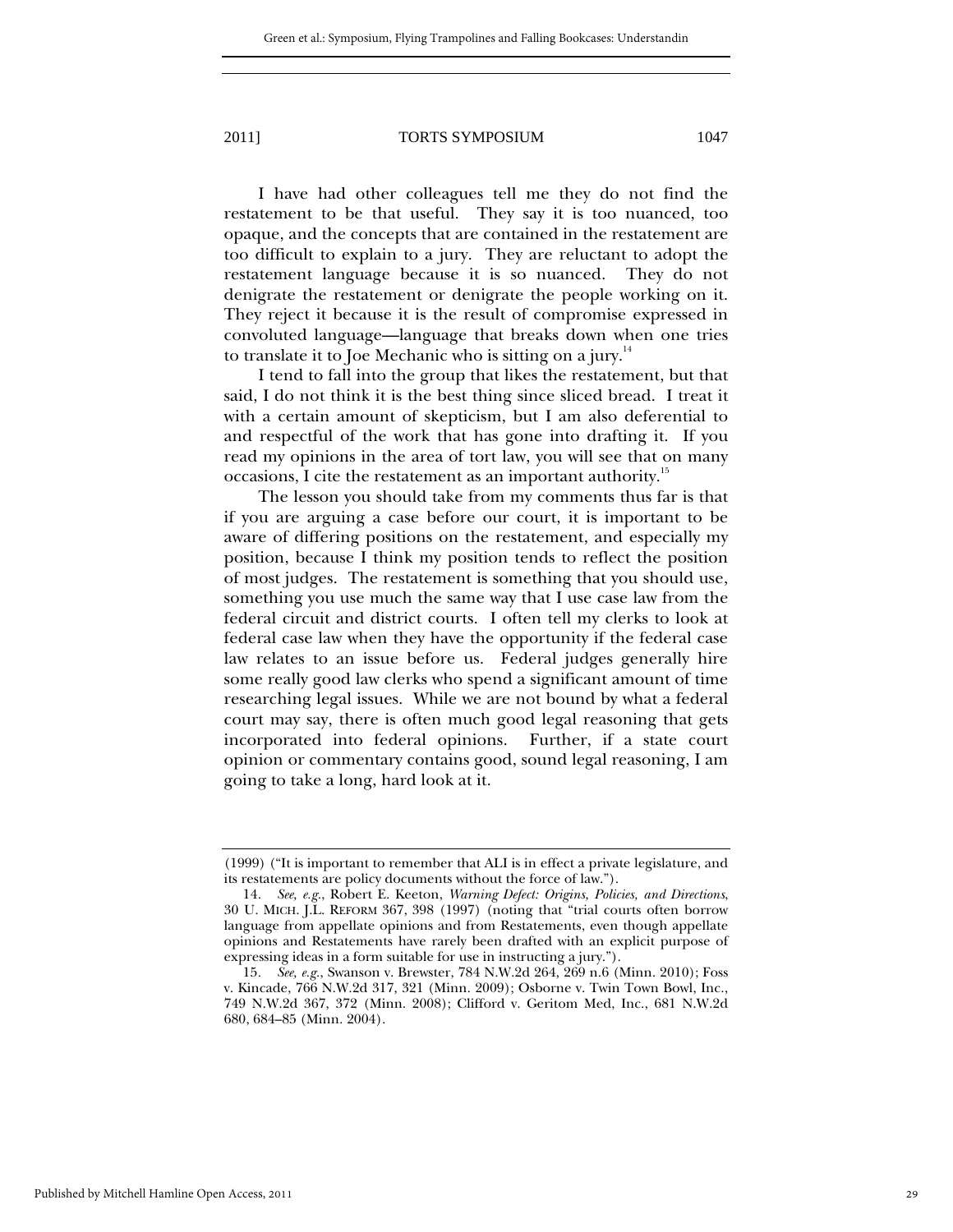I have had other colleagues tell me they do not find the restatement to be that useful. They say it is too nuanced, too opaque, and the concepts that are contained in the restatement are too difficult to explain to a jury. They are reluctant to adopt the restatement language because it is so nuanced. They do not denigrate the restatement or denigrate the people working on it. They reject it because it is the result of compromise expressed in convoluted language—language that breaks down when one tries to translate it to Joe Mechanic who is sitting on a jury.[14]

I tend to fall into the group that likes the restatement, but that said, I do not think it is the best thing since sliced bread. I treat it with a certain amount of skepticism, but I am also deferential to and respectful of the work that has gone into drafting it. If you read my opinions in the area of tort law, you will see that on many occasions, I cite the restatement as an important authority.[15]

The lesson you should take from my comments thus far is that if you are arguing a case before our court, it is important to be aware of differing positions on the restatement, and especially my position, because I think my position tends to reflect the position of most judges. The restatement is something that you should use, something you use much the same way that I use case law from the federal circuit and district courts. I often tell my clerks to look at federal case law when they have the opportunity if the federal case law relates to an issue before us. Federal judges generally hire some really good law clerks who spend a significant amount of time researching legal issues. While we are not bound by what a federal court may say, there is often much good legal reasoning that gets incorporated into federal opinions. Further, if a state court opinion or commentary contains good, sound legal reasoning, I am going to take a long, hard look at it.

---

(1999) ("It is important to remember that ALI is in effect a private legislature, and its restatements are policy documents without the force of law.").

14. *See, e.g.*, Robert E. Keeton, *Warning Defect: Origins, Policies, and Directions*, 30 U. MICH. J.L. REFORM 367, 398 (1997) (noting that "trial courts often borrow language from appellate opinions and from Restatements, even though appellate opinions and Restatements have rarely been drafted with an explicit purpose of expressing ideas in a form suitable for use in instructing a jury.").

15. *See, e.g.*, Swanson v. Brewster, 784 N.W.2d 264, 269 n.6 (Minn. 2010); Foss v. Kincade, 766 N.W.2d 317, 321 (Minn. 2009); Osborne v. Twin Town Bowl, Inc., 749 N.W.2d 367, 372 (Minn. 2008); Clifford v. Geritom Med, Inc., 681 N.W.2d 680, 684–85 (Minn. 2004).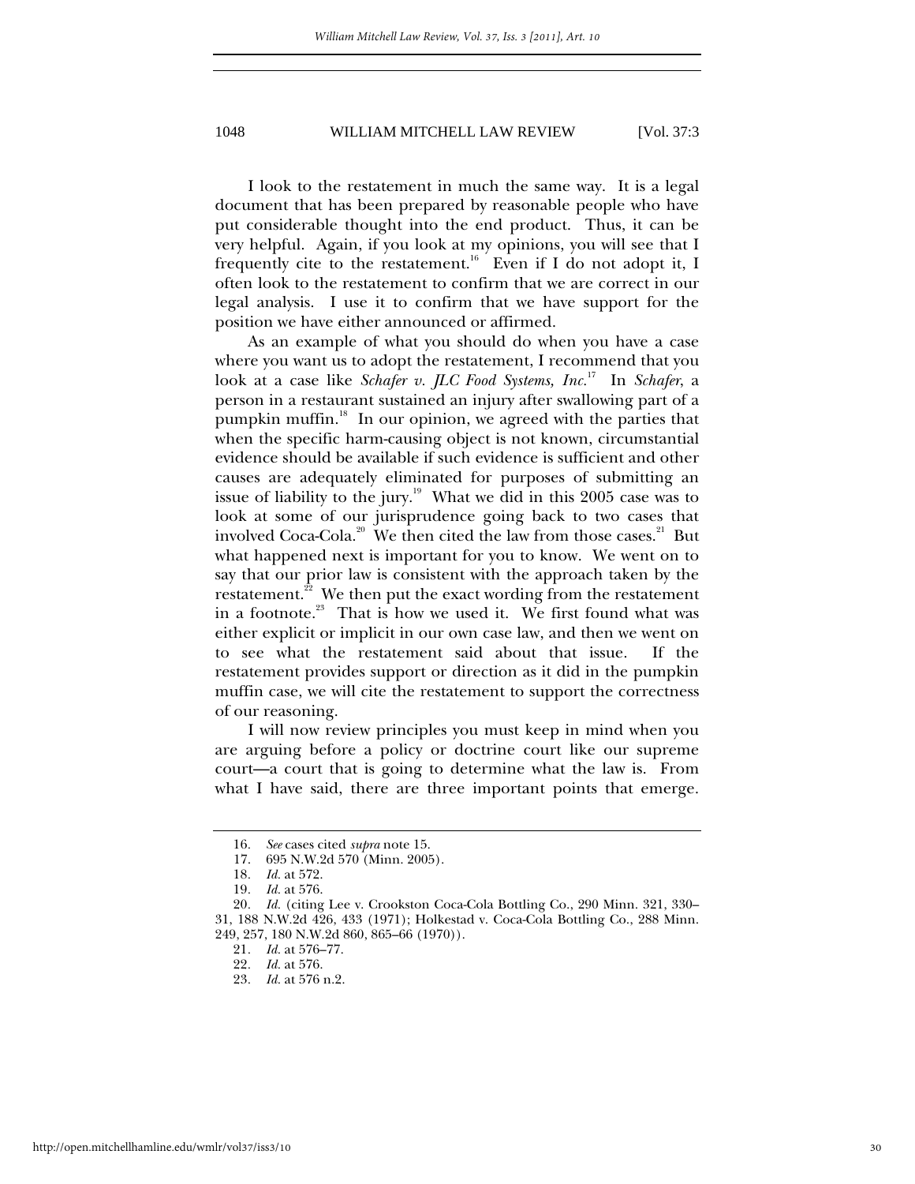I look to the restatement in much the same way. It is a legal document that has been prepared by reasonable people who have put considerable thought into the end product. Thus, it can be very helpful. Again, if you look at my opinions, you will see that I frequently cite to the restatement.[16] Even if I do not adopt it, I often look to the restatement to confirm that we are correct in our legal analysis. I use it to confirm that we have support for the position we have either announced or affirmed.

As an example of what you should do when you have a case where you want us to adopt the restatement, I recommend that you look at a case like *Schafer v. JLC Food Systems, Inc.*[17] In *Schafer*, a person in a restaurant sustained an injury after swallowing part of a pumpkin muffin.[18] In our opinion, we agreed with the parties that when the specific harm-causing object is not known, circumstantial evidence should be available if such evidence is sufficient and other causes are adequately eliminated for purposes of submitting an issue of liability to the jury.[19] What we did in this 2005 case was to look at some of our jurisprudence going back to two cases that involved Coca-Cola.[20] We then cited the law from those cases.[21] But what happened next is important for you to know. We went on to say that our prior law is consistent with the approach taken by the restatement.[22] We then put the exact wording from the restatement in a footnote.[23] That is how we used it. We first found what was either explicit or implicit in our own case law, and then we went on to see what the restatement said about that issue. If the restatement provides support or direction as it did in the pumpkin muffin case, we will cite the restatement to support the correctness of our reasoning.

I will now review principles you must keep in mind when you are arguing before a policy or doctrine court like our supreme court—a court that is going to determine what the law is. From what I have said, there are three important points that emerge.

---

16. *See* cases cited *supra* note 15.
17. 695 N.W.2d 570 (Minn. 2005).
18. *Id.* at 572.
19. *Id.* at 576.
20. *Id.* (citing Lee v. Crookston Coca-Cola Bottling Co., 290 Minn. 321, 330–31, 188 N.W.2d 426, 433 (1971); Holkestad v. Coca-Cola Bottling Co., 288 Minn. 249, 257, 180 N.W.2d 860, 865–66 (1970)).
21. *Id.* at 576–77.
22. *Id.* at 576.
23. *Id.* at 576 n.2.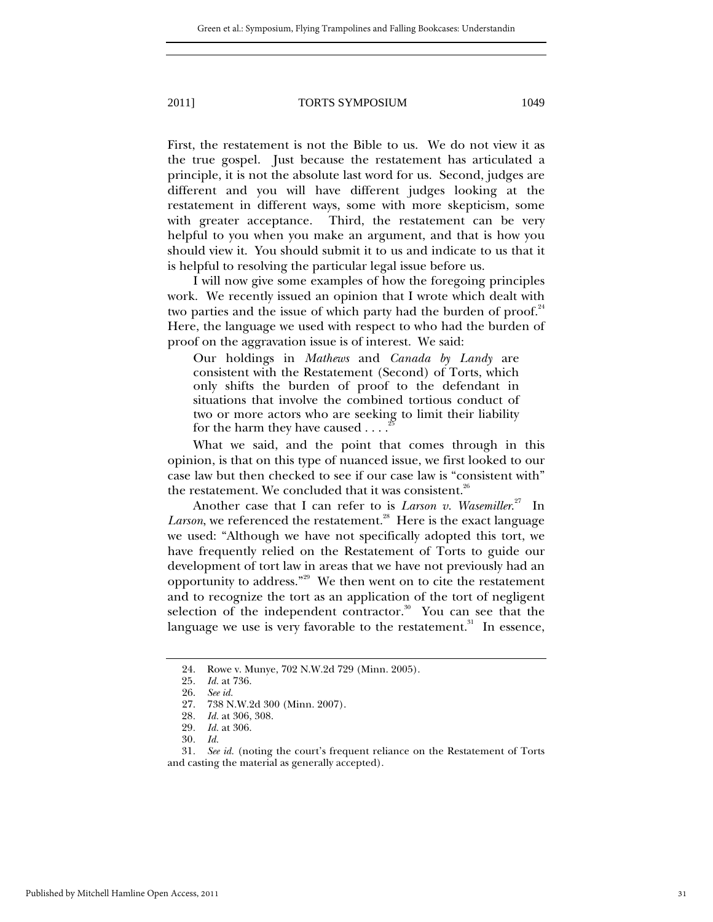First, the restatement is not the Bible to us. We do not view it as the true gospel. Just because the restatement has articulated a principle, it is not the absolute last word for us. Second, judges are different and you will have different judges looking at the restatement in different ways, some with more skepticism, some with greater acceptance. Third, the restatement can be very helpful to you when you make an argument, and that is how you should view it. You should submit it to us and indicate to us that it is helpful to resolving the particular legal issue before us.

I will now give some examples of how the foregoing principles work. We recently issued an opinion that I wrote which dealt with two parties and the issue of which party had the burden of proof.[24] Here, the language we used with respect to who had the burden of proof on the aggravation issue is of interest. We said:

> Our holdings in *Mathews* and *Canada by Landy* are consistent with the Restatement (Second) of Torts, which only shifts the burden of proof to the defendant in situations that involve the combined tortious conduct of two or more actors who are seeking to limit their liability for the harm they have caused . . . .[25]

What we said, and the point that comes through in this opinion, is that on this type of nuanced issue, we first looked to our case law but then checked to see if our case law is "consistent with" the restatement. We concluded that it was consistent.[26]

Another case that I can refer to is *Larson v. Wasemiller*.[27] In *Larson*, we referenced the restatement.[28] Here is the exact language we used: "Although we have not specifically adopted this tort, we have frequently relied on the Restatement of Torts to guide our development of tort law in areas that we have not previously had an opportunity to address."[29] We then went on to cite the restatement and to recognize the tort as an application of the tort of negligent selection of the independent contractor.[30] You can see that the language we use is very favorable to the restatement.[31] In essence,

---

24. Rowe v. Munye, 702 N.W.2d 729 (Minn. 2005).
25. *Id.* at 736.
26. *See id.*
27. 738 N.W.2d 300 (Minn. 2007).
28. *Id.* at 306, 308.
29. *Id.* at 306.
30. *Id.*
31. *See id.* (noting the court's frequent reliance on the Restatement of Torts and casting the material as generally accepted).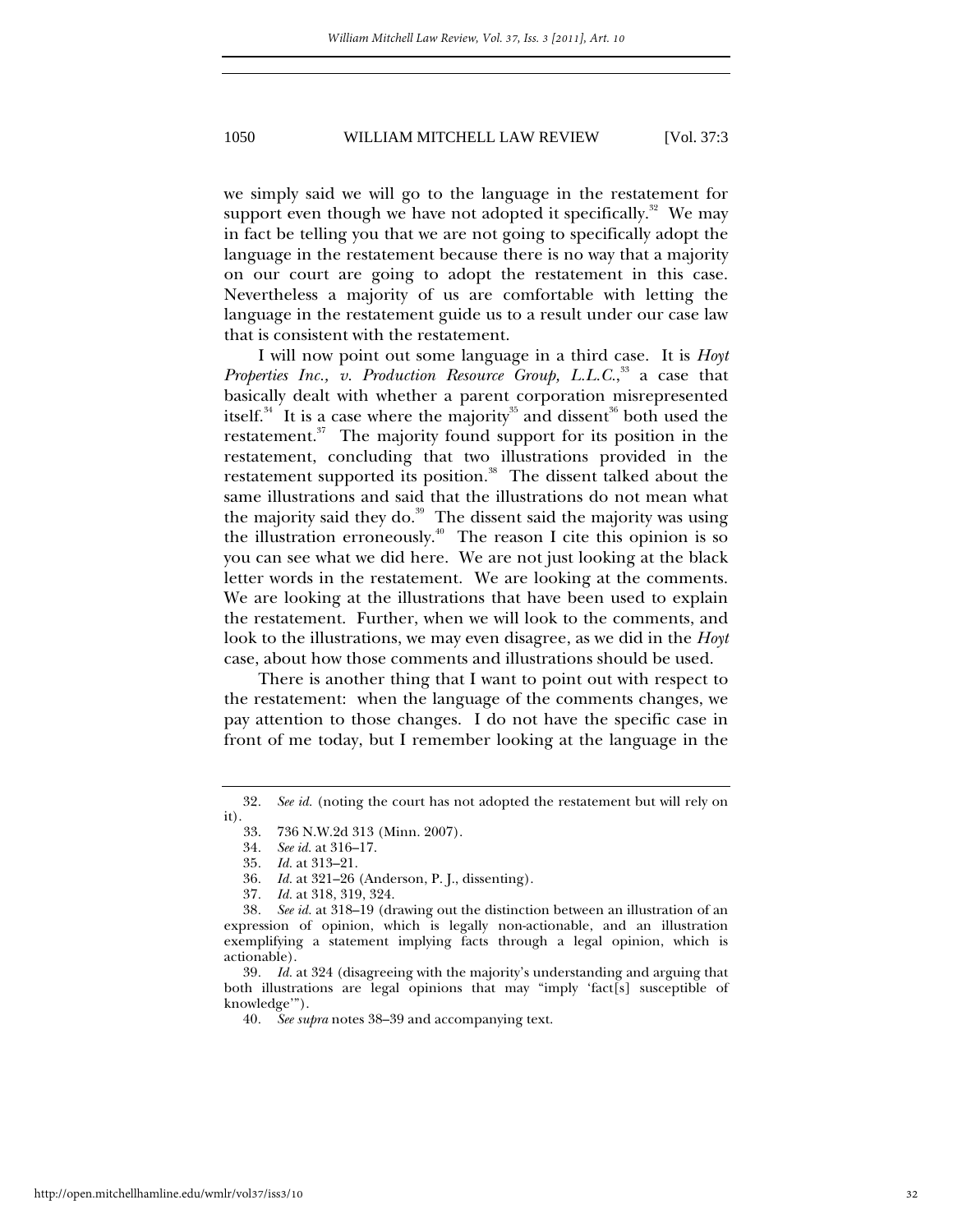we simply said we will go to the language in the restatement for support even though we have not adopted it specifically.[32] We may in fact be telling you that we are not going to specifically adopt the language in the restatement because there is no way that a majority on our court are going to adopt the restatement in this case. Nevertheless a majority of us are comfortable with letting the language in the restatement guide us to a result under our case law that is consistent with the restatement.

I will now point out some language in a third case. It is *Hoyt Properties Inc., v. Production Resource Group, L.L.C.*,[33] a case that basically dealt with whether a parent corporation misrepresented itself.[34] It is a case where the majority[35] and dissent[36] both used the restatement.[37] The majority found support for its position in the restatement, concluding that two illustrations provided in the restatement supported its position.[38] The dissent talked about the same illustrations and said that the illustrations do not mean what the majority said they do.[39] The dissent said the majority was using the illustration erroneously.[40] The reason I cite this opinion is so you can see what we did here. We are not just looking at the black letter words in the restatement. We are looking at the comments. We are looking at the illustrations that have been used to explain the restatement. Further, when we will look to the comments, and look to the illustrations, we may even disagree, as we did in the *Hoyt* case, about how those comments and illustrations should be used.

There is another thing that I want to point out with respect to the restatement: when the language of the comments changes, we pay attention to those changes. I do not have the specific case in front of me today, but I remember looking at the language in the

---

32. *See id.* (noting the court has not adopted the restatement but will rely on it).

33. 736 N.W.2d 313 (Minn. 2007).

34. *See id.* at 316–17.

35. *Id.* at 313–21.

36. *Id.* at 321–26 (Anderson, P. J., dissenting).

37. *Id.* at 318, 319, 324.

38. *See id.* at 318–19 (drawing out the distinction between an illustration of an expression of opinion, which is legally non-actionable, and an illustration exemplifying a statement implying facts through a legal opinion, which is actionable).

39. *Id.* at 324 (disagreeing with the majority's understanding and arguing that both illustrations are legal opinions that may "imply 'fact[s] susceptible of knowledge'").

40. *See supra* notes 38–39 and accompanying text.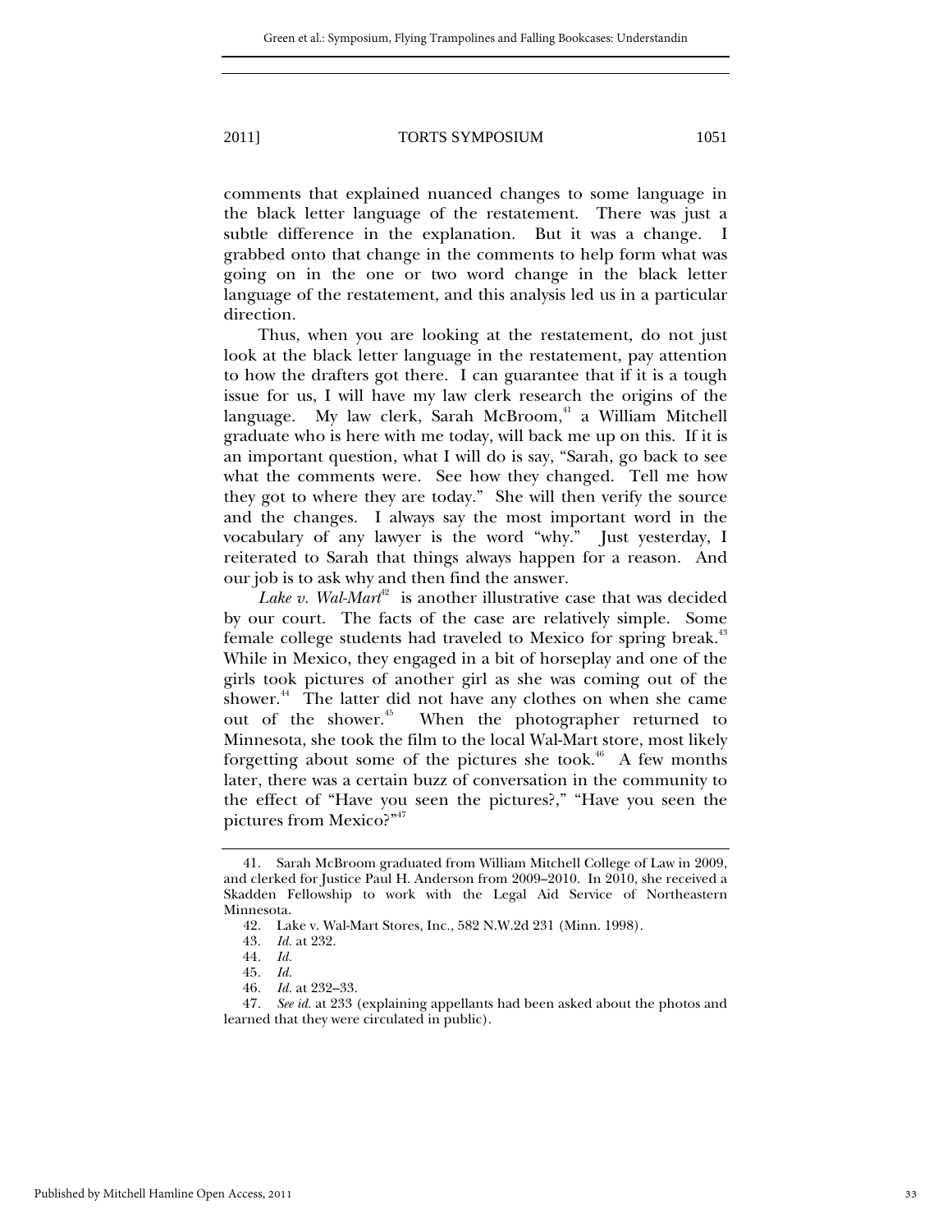comments that explained nuanced changes to some language in the black letter language of the restatement. There was just a subtle difference in the explanation. But it was a change. I grabbed onto that change in the comments to help form what was going on in the one or two word change in the black letter language of the restatement, and this analysis led us in a particular direction.

Thus, when you are looking at the restatement, do not just look at the black letter language in the restatement, pay attention to how the drafters got there. I can guarantee that if it is a tough issue for us, I will have my law clerk research the origins of the language. My law clerk, Sarah McBroom,[41] a William Mitchell graduate who is here with me today, will back me up on this. If it is an important question, what I will do is say, "Sarah, go back to see what the comments were. See how they changed. Tell me how they got to where they are today." She will then verify the source and the changes. I always say the most important word in the vocabulary of any lawyer is the word "why." Just yesterday, I reiterated to Sarah that things always happen for a reason. And our job is to ask why and then find the answer.

*Lake v. Wal-Mart*[42] is another illustrative case that was decided by our court. The facts of the case are relatively simple. Some female college students had traveled to Mexico for spring break.[43] While in Mexico, they engaged in a bit of horseplay and one of the girls took pictures of another girl as she was coming out of the shower.[44] The latter did not have any clothes on when she came out of the shower.[45] When the photographer returned to Minnesota, she took the film to the local Wal-Mart store, most likely forgetting about some of the pictures she took.[46] A few months later, there was a certain buzz of conversation in the community to the effect of "Have you seen the pictures?," "Have you seen the pictures from Mexico?"[47]

---

41. Sarah McBroom graduated from William Mitchell College of Law in 2009, and clerked for Justice Paul H. Anderson from 2009–2010. In 2010, she received a Skadden Fellowship to work with the Legal Aid Service of Northeastern Minnesota.

42. Lake v. Wal-Mart Stores, Inc., 582 N.W.2d 231 (Minn. 1998).

43. *Id.* at 232.

44. *Id.*

45. *Id.*

46. *Id.* at 232–33.

47. *See id.* at 233 (explaining appellants had been asked about the photos and learned that they were circulated in public).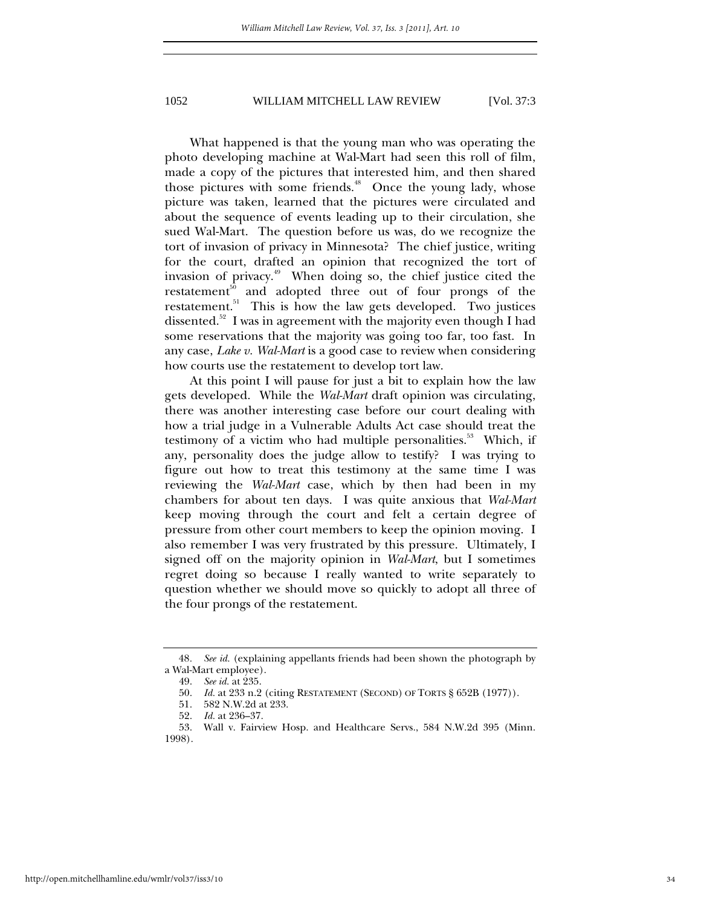What happened is that the young man who was operating the photo developing machine at Wal-Mart had seen this roll of film, made a copy of the pictures that interested him, and then shared those pictures with some friends.[48] Once the young lady, whose picture was taken, learned that the pictures were circulated and about the sequence of events leading up to their circulation, she sued Wal-Mart. The question before us was, do we recognize the tort of invasion of privacy in Minnesota? The chief justice, writing for the court, drafted an opinion that recognized the tort of invasion of privacy.[49] When doing so, the chief justice cited the restatement[50] and adopted three out of four prongs of the restatement.[51] This is how the law gets developed. Two justices dissented.[52] I was in agreement with the majority even though I had some reservations that the majority was going too far, too fast. In any case, *Lake v. Wal-Mart* is a good case to review when considering how courts use the restatement to develop tort law.

At this point I will pause for just a bit to explain how the law gets developed. While the *Wal-Mart* draft opinion was circulating, there was another interesting case before our court dealing with how a trial judge in a Vulnerable Adults Act case should treat the testimony of a victim who had multiple personalities.[53] Which, if any, personality does the judge allow to testify? I was trying to figure out how to treat this testimony at the same time I was reviewing the *Wal-Mart* case, which by then had been in my chambers for about ten days. I was quite anxious that *Wal-Mart* keep moving through the court and felt a certain degree of pressure from other court members to keep the opinion moving. I also remember I was very frustrated by this pressure. Ultimately, I signed off on the majority opinion in *Wal-Mart*, but I sometimes regret doing so because I really wanted to write separately to question whether we should move so quickly to adopt all three of the four prongs of the restatement.

---

48. *See id.* (explaining appellants friends had been shown the photograph by a Wal-Mart employee).

49. *See id.* at 235.

50. *Id.* at 233 n.2 (citing RESTATEMENT (SECOND) OF TORTS § 652B (1977)).

51. 582 N.W.2d at 233.

52. *Id.* at 236–37.

53. Wall v. Fairview Hosp. and Healthcare Servs., 584 N.W.2d 395 (Minn. 1998).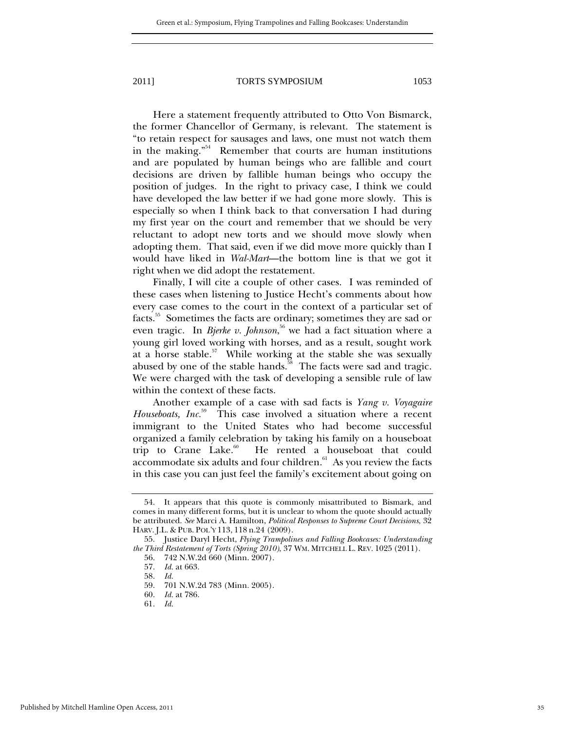Here a statement frequently attributed to Otto Von Bismarck, the former Chancellor of Germany, is relevant. The statement is "to retain respect for sausages and laws, one must not watch them in the making."[54] Remember that courts are human institutions and are populated by human beings who are fallible and court decisions are driven by fallible human beings who occupy the position of judges. In the right to privacy case, I think we could have developed the law better if we had gone more slowly. This is especially so when I think back to that conversation I had during my first year on the court and remember that we should be very reluctant to adopt new torts and we should move slowly when adopting them. That said, even if we did move more quickly than I would have liked in *Wal-Mart*—the bottom line is that we got it right when we did adopt the restatement.

Finally, I will cite a couple of other cases. I was reminded of these cases when listening to Justice Hecht's comments about how every case comes to the court in the context of a particular set of facts.[55] Sometimes the facts are ordinary; sometimes they are sad or even tragic. In *Bjerke v. Johnson*,[56] we had a fact situation where a young girl loved working with horses, and as a result, sought work at a horse stable.[57] While working at the stable she was sexually abused by one of the stable hands.[58] The facts were sad and tragic. We were charged with the task of developing a sensible rule of law within the context of these facts.

Another example of a case with sad facts is *Yang v. Voyagaire Houseboats, Inc.*[59] This case involved a situation where a recent immigrant to the United States who had become successful organized a family celebration by taking his family on a houseboat trip to Crane Lake.[60] He rented a houseboat that could accommodate six adults and four children.[61] As you review the facts in this case you can just feel the family's excitement about going on

---

54. It appears that this quote is commonly misattributed to Bismark, and comes in many different forms, but it is unclear to whom the quote should actually be attributed. *See* Marci A. Hamilton, *Political Responses to Supreme Court Decisions*, 32 HARV. J.L. & PUB. POL'Y 113, 118 n.24 (2009).

55. Justice Daryl Hecht, *Flying Trampolines and Falling Bookcases: Understanding the Third Restatement of Torts (Spring 2010)*, 37 WM. MITCHELL L. REV. 1025 (2011).

56. 742 N.W.2d 660 (Minn. 2007).

57. *Id.* at 663.

58. *Id.*

59. 701 N.W.2d 783 (Minn. 2005).

60. *Id.* at 786.

61. *Id.*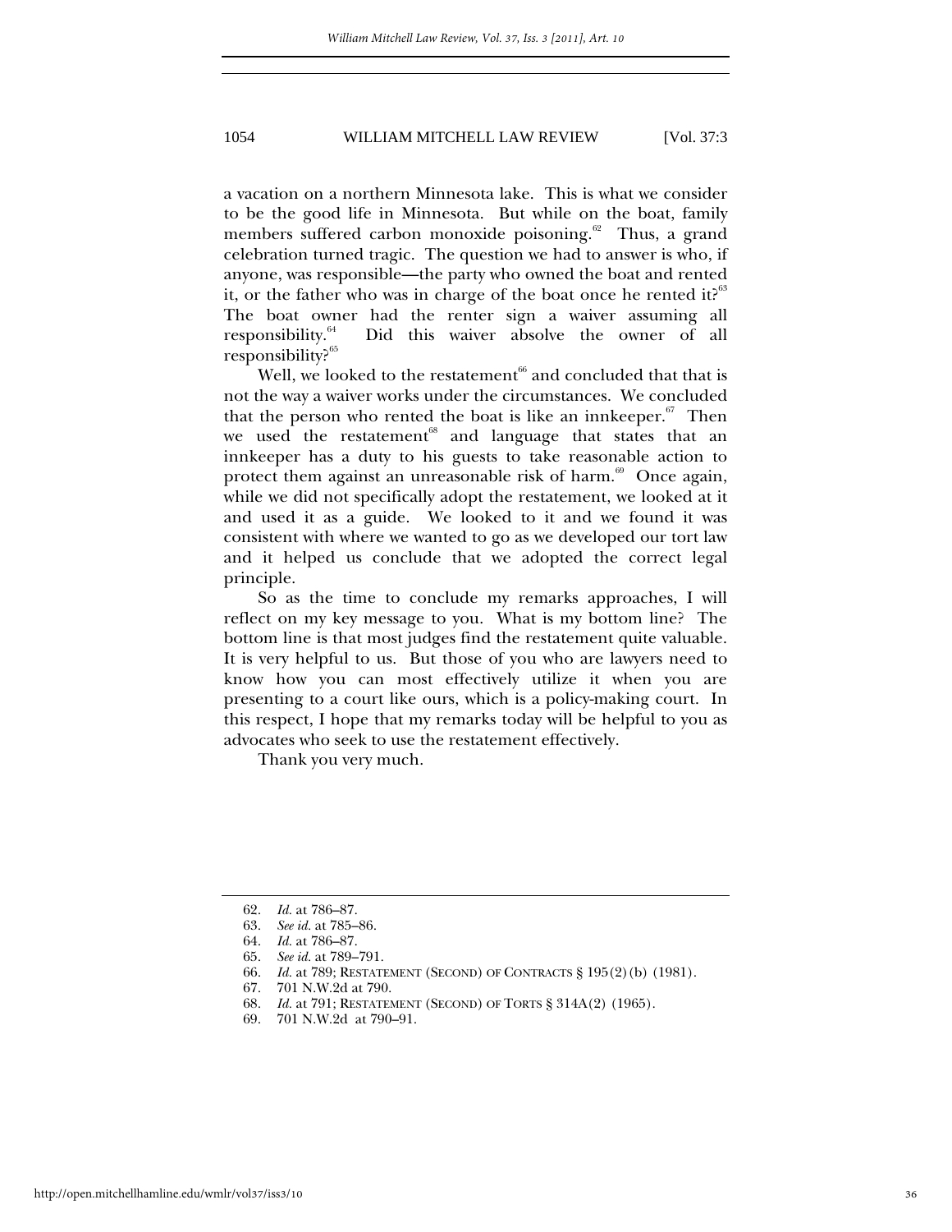a vacation on a northern Minnesota lake. This is what we consider to be the good life in Minnesota. But while on the boat, family members suffered carbon monoxide poisoning.[62] Thus, a grand celebration turned tragic. The question we had to answer is who, if anyone, was responsible—the party who owned the boat and rented it, or the father who was in charge of the boat once he rented it?[63] The boat owner had the renter sign a waiver assuming all responsibility.[64] Did this waiver absolve the owner of all responsibility?[65]

Well, we looked to the restatement[66] and concluded that that is not the way a waiver works under the circumstances. We concluded that the person who rented the boat is like an innkeeper.[67] Then we used the restatement[68] and language that states that an innkeeper has a duty to his guests to take reasonable action to protect them against an unreasonable risk of harm.[69] Once again, while we did not specifically adopt the restatement, we looked at it and used it as a guide. We looked to it and we found it was consistent with where we wanted to go as we developed our tort law and it helped us conclude that we adopted the correct legal principle.

So as the time to conclude my remarks approaches, I will reflect on my key message to you. What is my bottom line? The bottom line is that most judges find the restatement quite valuable. It is very helpful to us. But those of you who are lawyers need to know how you can most effectively utilize it when you are presenting to a court like ours, which is a policy-making court. In this respect, I hope that my remarks today will be helpful to you as advocates who seek to use the restatement effectively.

Thank you very much.

---

62. *Id.* at 786–87.
63. *See id.* at 785–86.
64. *Id.* at 786–87.
65. *See id.* at 789–791.
66. *Id.* at 789; RESTATEMENT (SECOND) OF CONTRACTS § 195(2)(b) (1981).
67. 701 N.W.2d at 790.
68. *Id.* at 791; RESTATEMENT (SECOND) OF TORTS § 314A(2) (1965).
69. 701 N.W.2d at 790–91.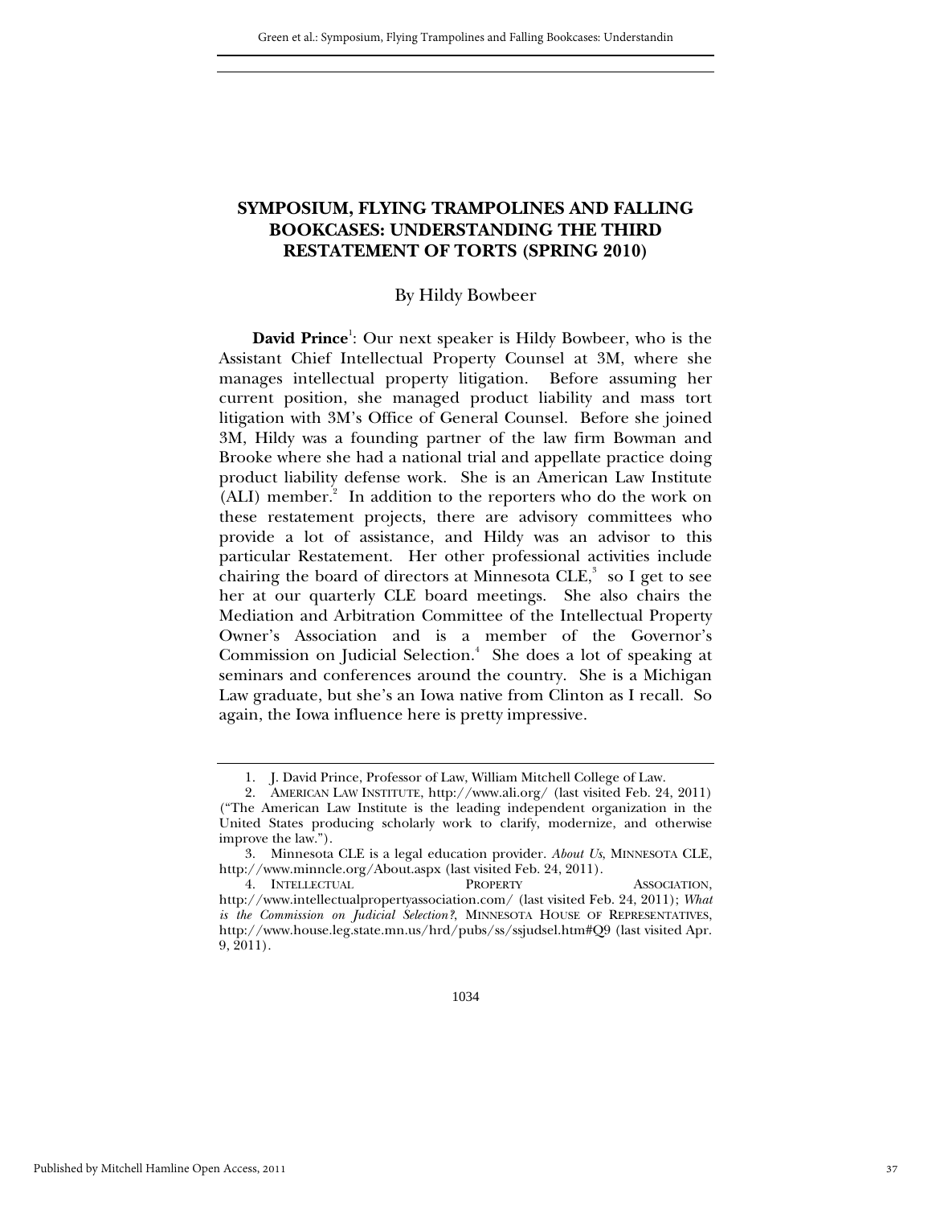# SYMPOSIUM, FLYING TRAMPOLINES AND FALLING BOOKCASES: UNDERSTANDING THE THIRD RESTATEMENT OF TORTS (SPRING 2010)

By Hildy Bowbeer

**David Prince**[1]: Our next speaker is Hildy Bowbeer, who is the Assistant Chief Intellectual Property Counsel at 3M, where she manages intellectual property litigation. Before assuming her current position, she managed product liability and mass tort litigation with 3M's Office of General Counsel. Before she joined 3M, Hildy was a founding partner of the law firm Bowman and Brooke where she had a national trial and appellate practice doing product liability defense work. She is an American Law Institute (ALI) member.[2] In addition to the reporters who do the work on these restatement projects, there are advisory committees who provide a lot of assistance, and Hildy was an advisor to this particular Restatement. Her other professional activities include chairing the board of directors at Minnesota CLE,[3] so I get to see her at our quarterly CLE board meetings. She also chairs the Mediation and Arbitration Committee of the Intellectual Property Owner's Association and is a member of the Governor's Commission on Judicial Selection.[4] She does a lot of speaking at seminars and conferences around the country. She is a Michigan Law graduate, but she's an Iowa native from Clinton as I recall. So again, the Iowa influence here is pretty impressive.

---

1. J. David Prince, Professor of Law, William Mitchell College of Law.

2. AMERICAN LAW INSTITUTE, http://www.ali.org/ (last visited Feb. 24, 2011) ("The American Law Institute is the leading independent organization in the United States producing scholarly work to clarify, modernize, and otherwise improve the law.").

3. Minnesota CLE is a legal education provider. *About Us*, MINNESOTA CLE, http://www.minncle.org/About.aspx (last visited Feb. 24, 2011).

4. INTELLECTUAL PROPERTY ASSOCIATION, http://www.intellectualpropertyassociation.com/ (last visited Feb. 24, 2011); *What is the Commission on Judicial Selection?*, MINNESOTA HOUSE OF REPRESENTATIVES, http://www.house.leg.state.mn.us/hrd/pubs/ss/ssjudsel.htm#Q9 (last visited Apr. 9, 2011).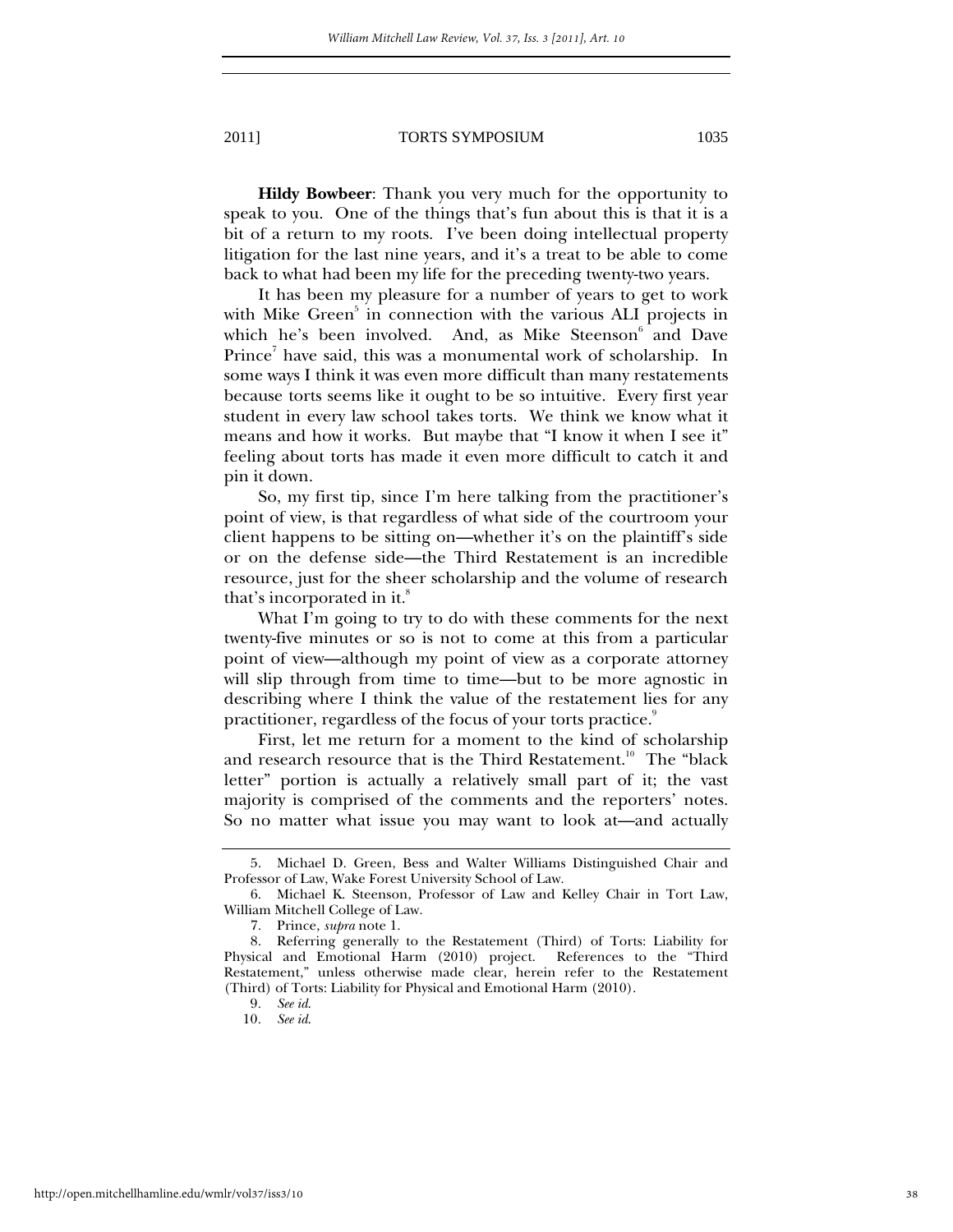**Hildy Bowbeer**: Thank you very much for the opportunity to speak to you. One of the things that's fun about this is that it is a bit of a return to my roots. I've been doing intellectual property litigation for the last nine years, and it's a treat to be able to come back to what had been my life for the preceding twenty-two years.

It has been my pleasure for a number of years to get to work with Mike Green[5] in connection with the various ALI projects in which he's been involved. And, as Mike Steenson[6] and Dave Prince[7] have said, this was a monumental work of scholarship. In some ways I think it was even more difficult than many restatements because torts seems like it ought to be so intuitive. Every first year student in every law school takes torts. We think we know what it means and how it works. But maybe that "I know it when I see it" feeling about torts has made it even more difficult to catch it and pin it down.

So, my first tip, since I'm here talking from the practitioner's point of view, is that regardless of what side of the courtroom your client happens to be sitting on—whether it's on the plaintiff's side or on the defense side—the Third Restatement is an incredible resource, just for the sheer scholarship and the volume of research that's incorporated in it.[8]

What I'm going to try to do with these comments for the next twenty-five minutes or so is not to come at this from a particular point of view—although my point of view as a corporate attorney will slip through from time to time—but to be more agnostic in describing where I think the value of the restatement lies for any practitioner, regardless of the focus of your torts practice.[9]

First, let me return for a moment to the kind of scholarship and research resource that is the Third Restatement.[10] The "black letter" portion is actually a relatively small part of it; the vast majority is comprised of the comments and the reporters' notes. So no matter what issue you may want to look at—and actually

---

5. Michael D. Green, Bess and Walter Williams Distinguished Chair and Professor of Law, Wake Forest University School of Law.

6. Michael K. Steenson, Professor of Law and Kelley Chair in Tort Law, William Mitchell College of Law.

7. Prince, *supra* note 1.

8. Referring generally to the Restatement (Third) of Torts: Liability for Physical and Emotional Harm (2010) project. References to the "Third Restatement," unless otherwise made clear, herein refer to the Restatement (Third) of Torts: Liability for Physical and Emotional Harm (2010).

9. *See id.*

10. *See id.*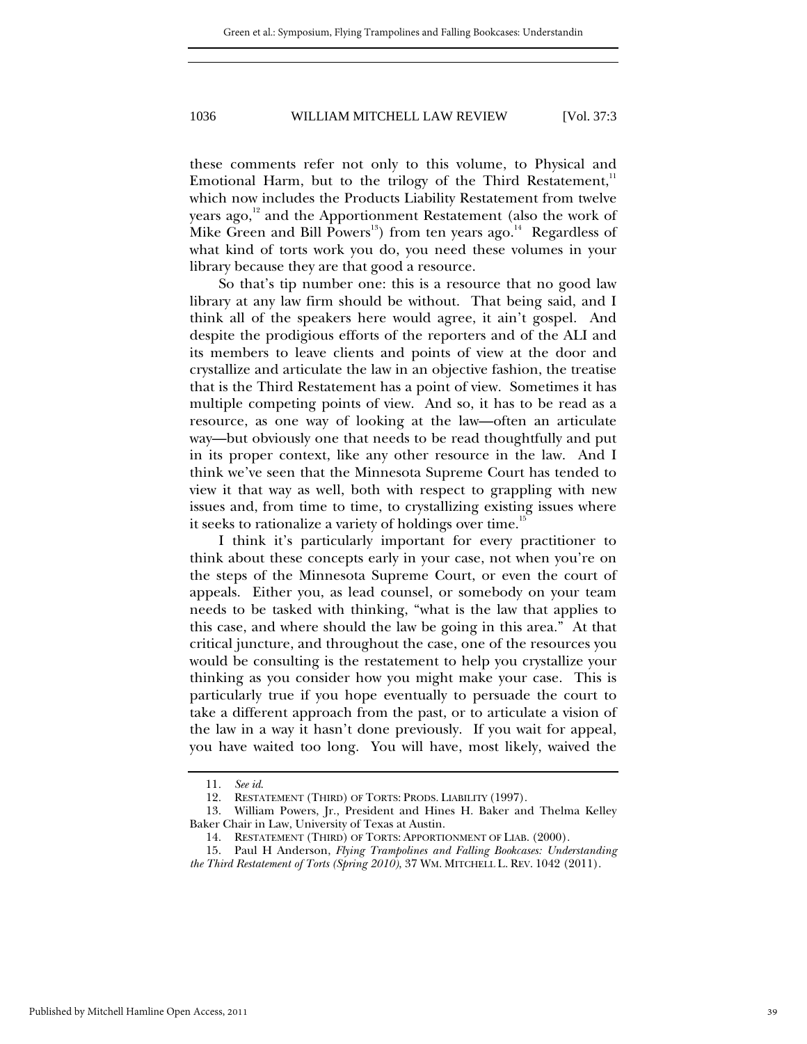these comments refer not only to this volume, to Physical and Emotional Harm, but to the trilogy of the Third Restatement,[11] which now includes the Products Liability Restatement from twelve years ago,[12] and the Apportionment Restatement (also the work of Mike Green and Bill Powers[13]) from ten years ago.[14] Regardless of what kind of torts work you do, you need these volumes in your library because they are that good a resource.

So that's tip number one: this is a resource that no good law library at any law firm should be without. That being said, and I think all of the speakers here would agree, it ain't gospel. And despite the prodigious efforts of the reporters and of the ALI and its members to leave clients and points of view at the door and crystallize and articulate the law in an objective fashion, the treatise that is the Third Restatement has a point of view. Sometimes it has multiple competing points of view. And so, it has to be read as a resource, as one way of looking at the law—often an articulate way—but obviously one that needs to be read thoughtfully and put in its proper context, like any other resource in the law. And I think we've seen that the Minnesota Supreme Court has tended to view it that way as well, both with respect to grappling with new issues and, from time to time, to crystallizing existing issues where it seeks to rationalize a variety of holdings over time.[15]

I think it's particularly important for every practitioner to think about these concepts early in your case, not when you're on the steps of the Minnesota Supreme Court, or even the court of appeals. Either you, as lead counsel, or somebody on your team needs to be tasked with thinking, "what is the law that applies to this case, and where should the law be going in this area." At that critical juncture, and throughout the case, one of the resources you would be consulting is the restatement to help you crystallize your thinking as you consider how you might make your case. This is particularly true if you hope eventually to persuade the court to take a different approach from the past, or to articulate a vision of the law in a way it hasn't done previously. If you wait for appeal, you have waited too long. You will have, most likely, waived the

---

11. *See id.*

12. RESTATEMENT (THIRD) OF TORTS: PRODS. LIABILITY (1997).

13. William Powers, Jr., President and Hines H. Baker and Thelma Kelley Baker Chair in Law, University of Texas at Austin.

14. RESTATEMENT (THIRD) OF TORTS: APPORTIONMENT OF LIAB. (2000).

15. Paul H Anderson, *Flying Trampolines and Falling Bookcases: Understanding the Third Restatement of Torts (Spring 2010)*, 37 WM. MITCHELL L. REV. 1042 (2011).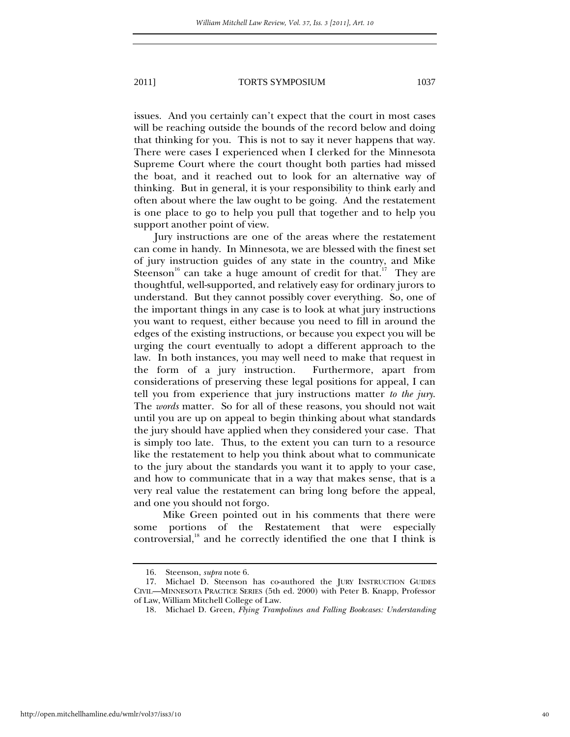issues. And you certainly can't expect that the court in most cases will be reaching outside the bounds of the record below and doing that thinking for you. This is not to say it never happens that way. There were cases I experienced when I clerked for the Minnesota Supreme Court where the court thought both parties had missed the boat, and it reached out to look for an alternative way of thinking. But in general, it is your responsibility to think early and often about where the law ought to be going. And the restatement is one place to go to help you pull that together and to help you support another point of view.

Jury instructions are one of the areas where the restatement can come in handy. In Minnesota, we are blessed with the finest set of jury instruction guides of any state in the country, and Mike Steenson[16] can take a huge amount of credit for that.[17] They are thoughtful, well-supported, and relatively easy for ordinary jurors to understand. But they cannot possibly cover everything. So, one of the important things in any case is to look at what jury instructions you want to request, either because you need to fill in around the edges of the existing instructions, or because you expect you will be urging the court eventually to adopt a different approach to the law. In both instances, you may well need to make that request in the form of a jury instruction. Furthermore, apart from considerations of preserving these legal positions for appeal, I can tell you from experience that jury instructions matter *to the jury*. The *words* matter. So for all of these reasons, you should not wait until you are up on appeal to begin thinking about what standards the jury should have applied when they considered your case. That is simply too late. Thus, to the extent you can turn to a resource like the restatement to help you think about what to communicate to the jury about the standards you want it to apply to your case, and how to communicate that in a way that makes sense, that is a very real value the restatement can bring long before the appeal, and one you should not forgo.

Mike Green pointed out in his comments that there were some portions of the Restatement that were especially controversial,[18] and he correctly identified the one that I think is

---

16. Steenson, *supra* note 6.

17. Michael D. Steenson has co-authored the JURY INSTRUCTION GUIDES CIVIL—MINNESOTA PRACTICE SERIES (5th ed. 2000) with Peter B. Knapp, Professor of Law, William Mitchell College of Law.

18. Michael D. Green, *Flying Trampolines and Falling Bookcases: Understanding*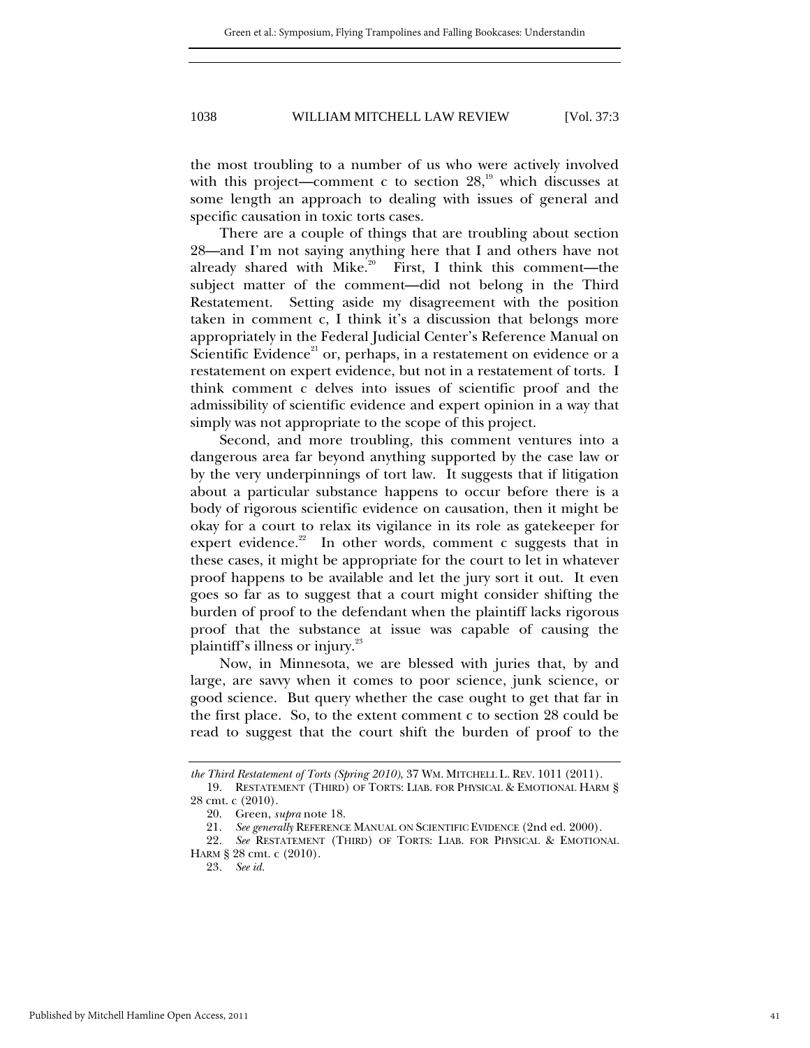the most troubling to a number of us who were actively involved with this project—comment c to section 28,[19] which discusses at some length an approach to dealing with issues of general and specific causation in toxic torts cases.

There are a couple of things that are troubling about section 28—and I'm not saying anything here that I and others have not already shared with Mike.[20] First, I think this comment—the subject matter of the comment—did not belong in the Third Restatement. Setting aside my disagreement with the position taken in comment c, I think it's a discussion that belongs more appropriately in the Federal Judicial Center's Reference Manual on Scientific Evidence[21] or, perhaps, in a restatement on evidence or a restatement on expert evidence, but not in a restatement of torts. I think comment c delves into issues of scientific proof and the admissibility of scientific evidence and expert opinion in a way that simply was not appropriate to the scope of this project.

Second, and more troubling, this comment ventures into a dangerous area far beyond anything supported by the case law or by the very underpinnings of tort law. It suggests that if litigation about a particular substance happens to occur before there is a body of rigorous scientific evidence on causation, then it might be okay for a court to relax its vigilance in its role as gatekeeper for expert evidence.[22] In other words, comment c suggests that in these cases, it might be appropriate for the court to let in whatever proof happens to be available and let the jury sort it out. It even goes so far as to suggest that a court might consider shifting the burden of proof to the defendant when the plaintiff lacks rigorous proof that the substance at issue was capable of causing the plaintiff's illness or injury.[23]

Now, in Minnesota, we are blessed with juries that, by and large, are savvy when it comes to poor science, junk science, or good science. But query whether the case ought to get that far in the first place. So, to the extent comment c to section 28 could be read to suggest that the court shift the burden of proof to the

---

*the Third Restatement of Torts (Spring 2010)*, 37 WM. MITCHELL L. REV. 1011 (2011).

19. RESTATEMENT (THIRD) OF TORTS: LIAB. FOR PHYSICAL & EMOTIONAL HARM § 28 cmt. c (2010).

20. Green, *supra* note 18.

21. *See generally* REFERENCE MANUAL ON SCIENTIFIC EVIDENCE (2nd ed. 2000).

22. *See* RESTATEMENT (THIRD) OF TORTS: LIAB. FOR PHYSICAL & EMOTIONAL HARM § 28 cmt. c (2010).

23. *See id.*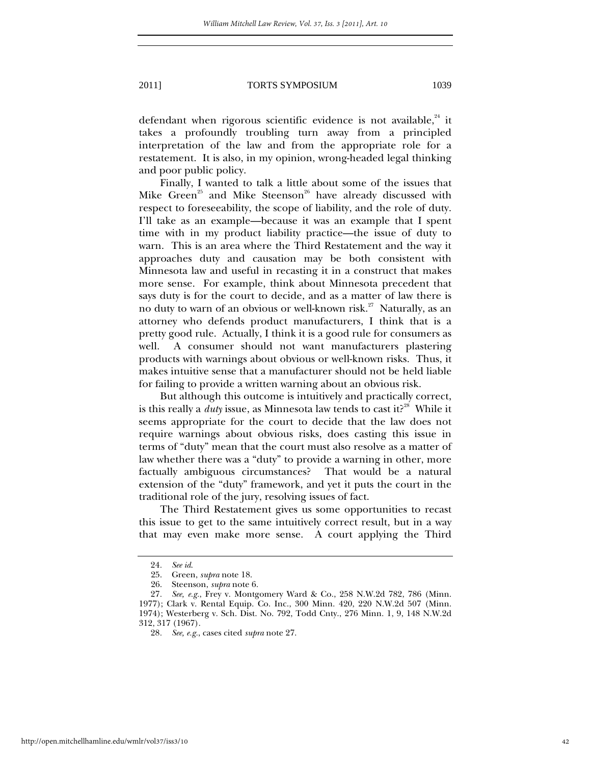defendant when rigorous scientific evidence is not available,[24] it takes a profoundly troubling turn away from a principled interpretation of the law and from the appropriate role for a restatement. It is also, in my opinion, wrong-headed legal thinking and poor public policy.

Finally, I wanted to talk a little about some of the issues that Mike Green[25] and Mike Steenson[26] have already discussed with respect to foreseeability, the scope of liability, and the role of duty. I'll take as an example—because it was an example that I spent time with in my product liability practice—the issue of duty to warn. This is an area where the Third Restatement and the way it approaches duty and causation may be both consistent with Minnesota law and useful in recasting it in a construct that makes more sense. For example, think about Minnesota precedent that says duty is for the court to decide, and as a matter of law there is no duty to warn of an obvious or well-known risk.[27] Naturally, as an attorney who defends product manufacturers, I think that is a pretty good rule. Actually, I think it is a good rule for consumers as well. A consumer should not want manufacturers plastering products with warnings about obvious or well-known risks. Thus, it makes intuitive sense that a manufacturer should not be held liable for failing to provide a written warning about an obvious risk.

But although this outcome is intuitively and practically correct, is this really a *duty* issue, as Minnesota law tends to cast it?[28] While it seems appropriate for the court to decide that the law does not require warnings about obvious risks, does casting this issue in terms of "duty" mean that the court must also resolve as a matter of law whether there was a "duty" to provide a warning in other, more factually ambiguous circumstances? That would be a natural extension of the "duty" framework, and yet it puts the court in the traditional role of the jury, resolving issues of fact.

The Third Restatement gives us some opportunities to recast this issue to get to the same intuitively correct result, but in a way that may even make more sense. A court applying the Third

---

24. *See id.*

25. Green, *supra* note 18.

26. Steenson, *supra* note 6.

27. *See, e.g.*, Frey v. Montgomery Ward & Co., 258 N.W.2d 782, 786 (Minn. 1977); Clark v. Rental Equip. Co. Inc., 300 Minn. 420, 220 N.W.2d 507 (Minn. 1974); Westerberg v. Sch. Dist. No. 792, Todd Cnty., 276 Minn. 1, 9, 148 N.W.2d 312, 317 (1967).

28. *See, e.g.*, cases cited *supra* note 27.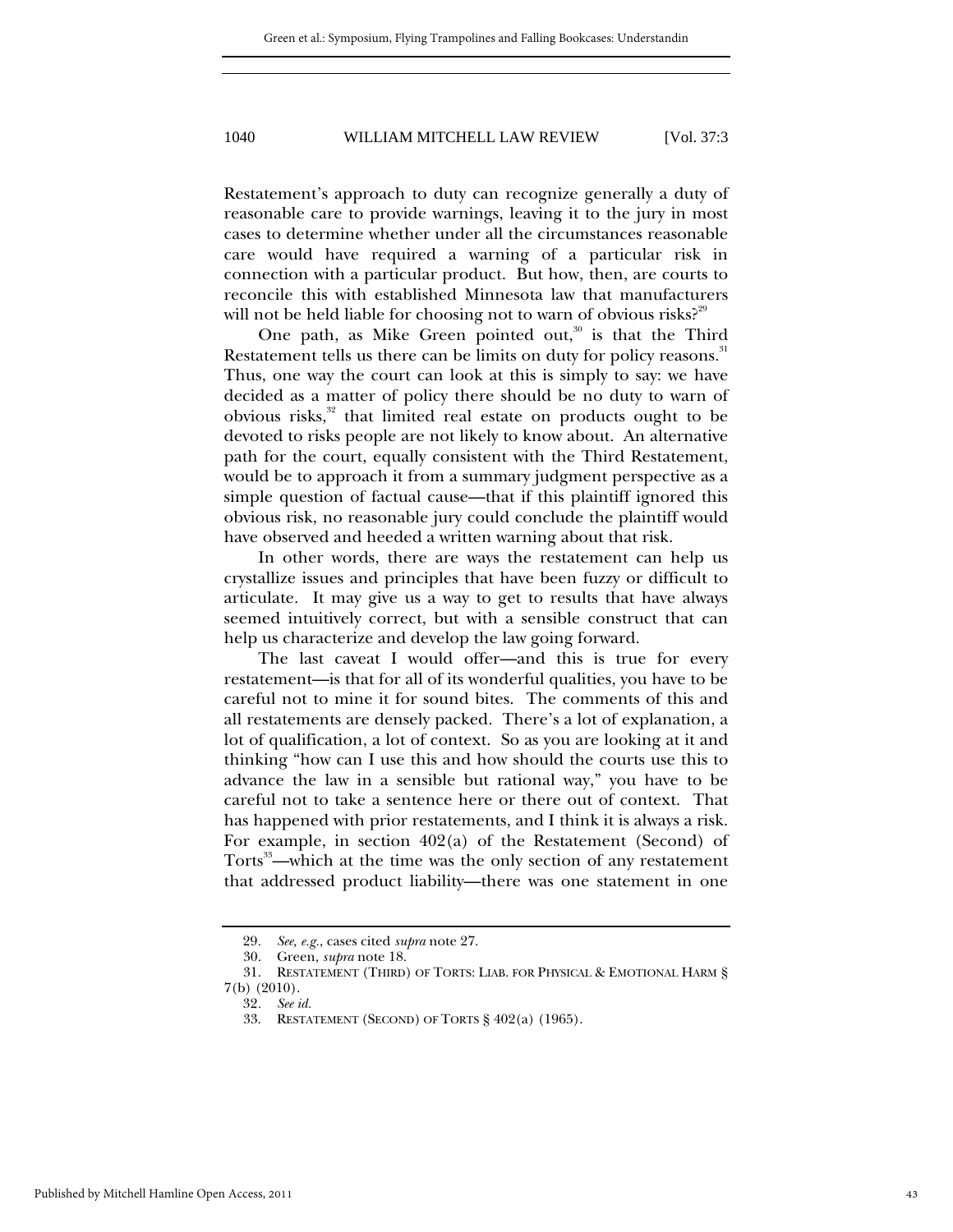Restatement's approach to duty can recognize generally a duty of reasonable care to provide warnings, leaving it to the jury in most cases to determine whether under all the circumstances reasonable care would have required a warning of a particular risk in connection with a particular product. But how, then, are courts to reconcile this with established Minnesota law that manufacturers will not be held liable for choosing not to warn of obvious risks?[29]

One path, as Mike Green pointed out,[30] is that the Third Restatement tells us there can be limits on duty for policy reasons.[31] Thus, one way the court can look at this is simply to say: we have decided as a matter of policy there should be no duty to warn of obvious risks,[32] that limited real estate on products ought to be devoted to risks people are not likely to know about. An alternative path for the court, equally consistent with the Third Restatement, would be to approach it from a summary judgment perspective as a simple question of factual cause—that if this plaintiff ignored this obvious risk, no reasonable jury could conclude the plaintiff would have observed and heeded a written warning about that risk.

In other words, there are ways the restatement can help us crystallize issues and principles that have been fuzzy or difficult to articulate. It may give us a way to get to results that have always seemed intuitively correct, but with a sensible construct that can help us characterize and develop the law going forward.

The last caveat I would offer—and this is true for every restatement—is that for all of its wonderful qualities, you have to be careful not to mine it for sound bites. The comments of this and all restatements are densely packed. There's a lot of explanation, a lot of qualification, a lot of context. So as you are looking at it and thinking "how can I use this and how should the courts use this to advance the law in a sensible but rational way," you have to be careful not to take a sentence here or there out of context. That has happened with prior restatements, and I think it is always a risk. For example, in section 402(a) of the Restatement (Second) of Torts[33]—which at the time was the only section of any restatement that addressed product liability—there was one statement in one

---

29. *See, e.g.*, cases cited *supra* note 27.

30. Green, *supra* note 18.

31. RESTATEMENT (THIRD) OF TORTS: LIAB. FOR PHYSICAL & EMOTIONAL HARM § 7(b) (2010).

32. *See id.*

33. RESTATEMENT (SECOND) OF TORTS § 402(a) (1965).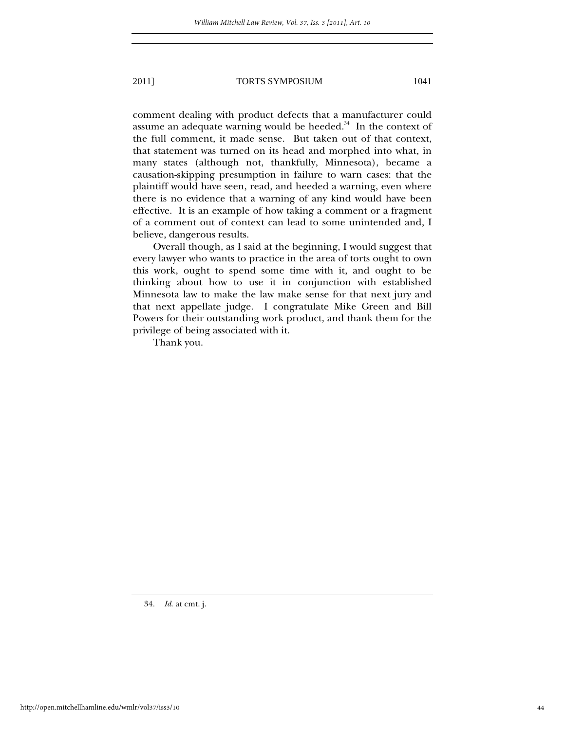comment dealing with product defects that a manufacturer could assume an adequate warning would be heeded.[34] In the context of the full comment, it made sense. But taken out of that context, that statement was turned on its head and morphed into what, in many states (although not, thankfully, Minnesota), became a causation-skipping presumption in failure to warn cases: that the plaintiff would have seen, read, and heeded a warning, even where there is no evidence that a warning of any kind would have been effective. It is an example of how taking a comment or a fragment of a comment out of context can lead to some unintended and, I believe, dangerous results.

Overall though, as I said at the beginning, I would suggest that every lawyer who wants to practice in the area of torts ought to own this work, ought to spend some time with it, and ought to be thinking about how to use it in conjunction with established Minnesota law to make the law make sense for that next jury and that next appellate judge. I congratulate Mike Green and Bill Powers for their outstanding work product, and thank them for the privilege of being associated with it.

Thank you.

---

34. *Id.* at cmt. j.